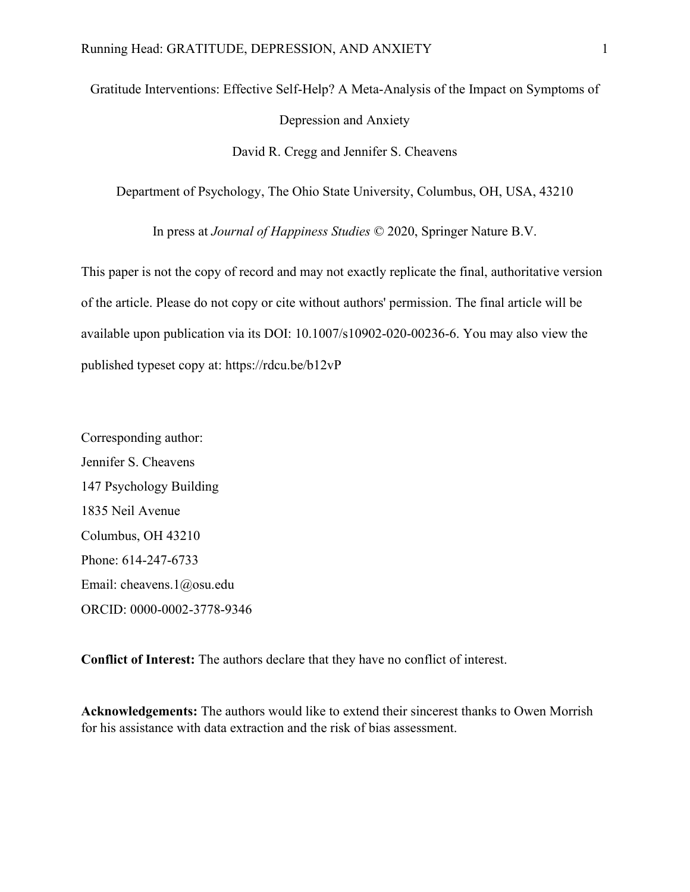# Gratitude Interventions: Effective Self-Help? A Meta-Analysis of the Impact on Symptoms of Depression and Anxiety

David R. Cregg and Jennifer S. Cheavens

Department of Psychology, The Ohio State University, Columbus, OH, USA, 43210

In press at *Journal of Happiness Studies* © 2020, Springer Nature B.V.

This paper is not the copy of record and may not exactly replicate the final, authoritative version of the article. Please do not copy or cite without authors' permission. The final article will be available upon publication via its DOI: 10.1007/s10902-020-00236-6. You may also view the published typeset copy at: https://rdcu.be/b12vP

Corresponding author:
Jennifer S. Cheavens
147 Psychology Building
1835 Neil Avenue
Columbus, OH 43210
Phone: 614-247-6733
Email: cheavens.1@osu.edu
ORCID: 0000-0002-3778-9346

**Conflict of Interest:** The authors declare that they have no conflict of interest.

**Acknowledgements:** The authors would like to extend their sincerest thanks to Owen Morrish for his assistance with data extraction and the risk of bias assessment.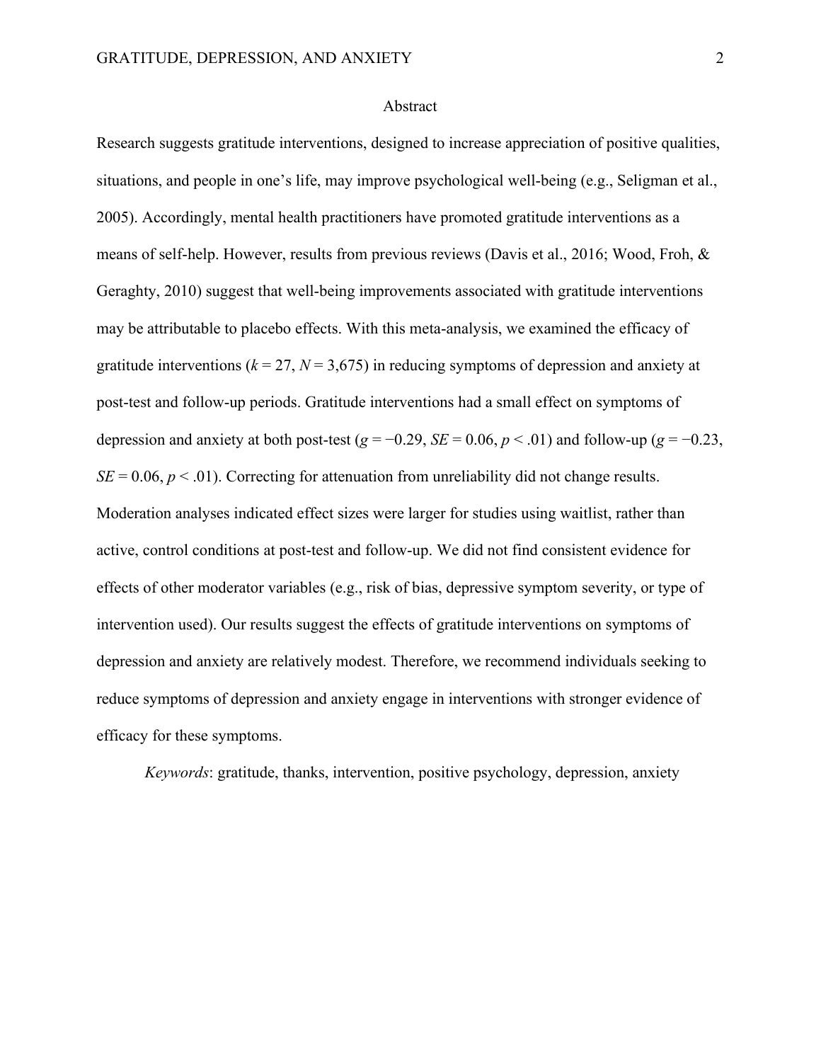## Abstract

Research suggests gratitude interventions, designed to increase appreciation of positive qualities, situations, and people in one's life, may improve psychological well-being (e.g., Seligman et al., 2005). Accordingly, mental health practitioners have promoted gratitude interventions as a means of self-help. However, results from previous reviews (Davis et al., 2016; Wood, Froh, & Geraghty, 2010) suggest that well-being improvements associated with gratitude interventions may be attributable to placebo effects. With this meta-analysis, we examined the efficacy of gratitude interventions ($k = 27$, $N = 3{,}675$) in reducing symptoms of depression and anxiety at post-test and follow-up periods. Gratitude interventions had a small effect on symptoms of depression and anxiety at both post-test ($g = -0.29$, $SE = 0.06$, $p < .01$) and follow-up ($g = -0.23$, $SE = 0.06$, $p < .01$). Correcting for attenuation from unreliability did not change results. Moderation analyses indicated effect sizes were larger for studies using waitlist, rather than active, control conditions at post-test and follow-up. We did not find consistent evidence for effects of other moderator variables (e.g., risk of bias, depressive symptom severity, or type of intervention used). Our results suggest the effects of gratitude interventions on symptoms of depression and anxiety are relatively modest. Therefore, we recommend individuals seeking to reduce symptoms of depression and anxiety engage in interventions with stronger evidence of efficacy for these symptoms.

*Keywords*: gratitude, thanks, intervention, positive psychology, depression, anxiety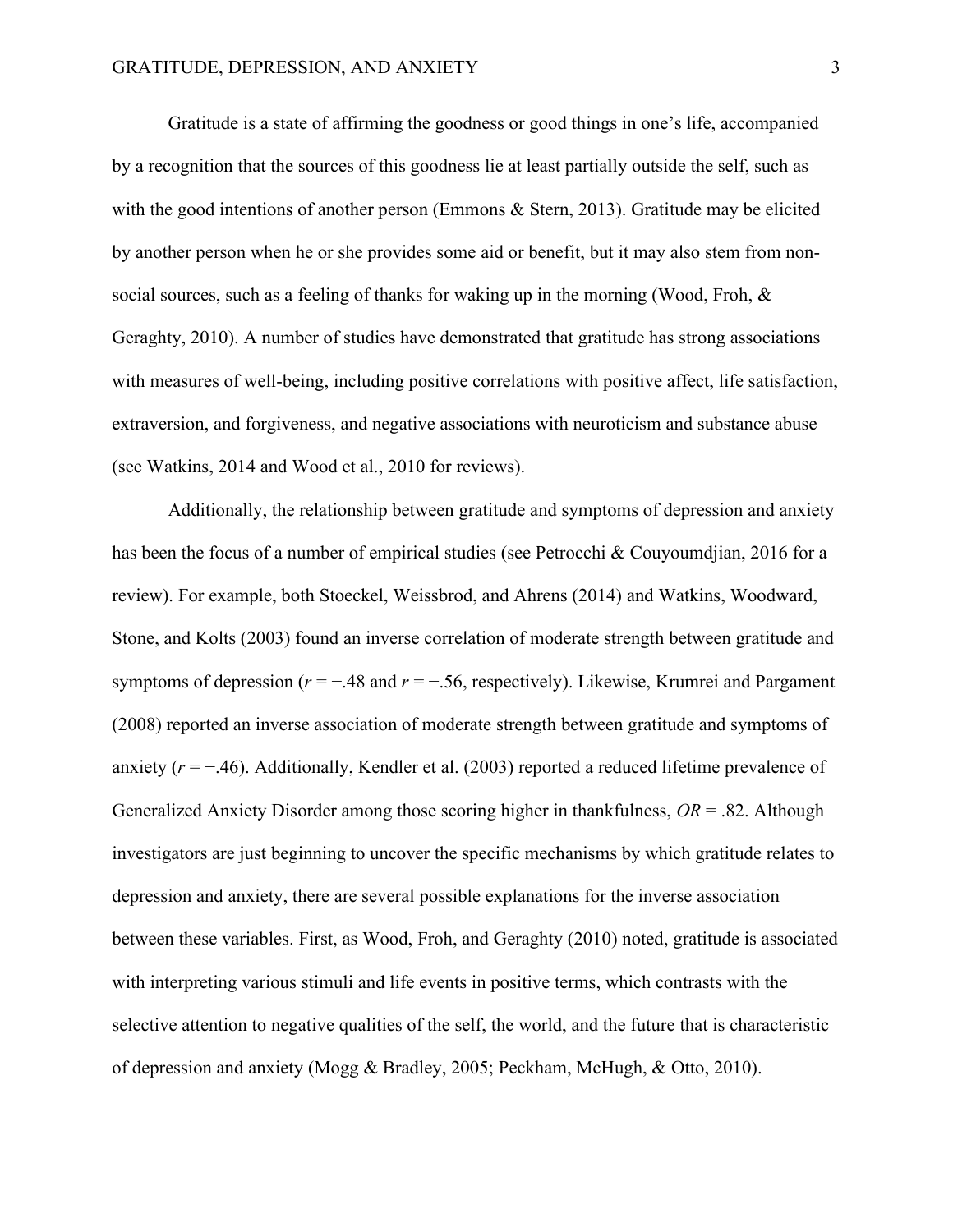Gratitude is a state of affirming the goodness or good things in one's life, accompanied by a recognition that the sources of this goodness lie at least partially outside the self, such as with the good intentions of another person (Emmons & Stern, 2013). Gratitude may be elicited by another person when he or she provides some aid or benefit, but it may also stem from non-social sources, such as a feeling of thanks for waking up in the morning (Wood, Froh, & Geraghty, 2010). A number of studies have demonstrated that gratitude has strong associations with measures of well-being, including positive correlations with positive affect, life satisfaction, extraversion, and forgiveness, and negative associations with neuroticism and substance abuse (see Watkins, 2014 and Wood et al., 2010 for reviews).

Additionally, the relationship between gratitude and symptoms of depression and anxiety has been the focus of a number of empirical studies (see Petrocchi & Couyoumdjian, 2016 for a review). For example, both Stoeckel, Weissbrod, and Ahrens (2014) and Watkins, Woodward, Stone, and Kolts (2003) found an inverse correlation of moderate strength between gratitude and symptoms of depression ($r = -.48$ and $r = -.56$, respectively). Likewise, Krumrei and Pargament (2008) reported an inverse association of moderate strength between gratitude and symptoms of anxiety ($r = -.46$). Additionally, Kendler et al. (2003) reported a reduced lifetime prevalence of Generalized Anxiety Disorder among those scoring higher in thankfulness, $OR = .82$. Although investigators are just beginning to uncover the specific mechanisms by which gratitude relates to depression and anxiety, there are several possible explanations for the inverse association between these variables. First, as Wood, Froh, and Geraghty (2010) noted, gratitude is associated with interpreting various stimuli and life events in positive terms, which contrasts with the selective attention to negative qualities of the self, the world, and the future that is characteristic of depression and anxiety (Mogg & Bradley, 2005; Peckham, McHugh, & Otto, 2010).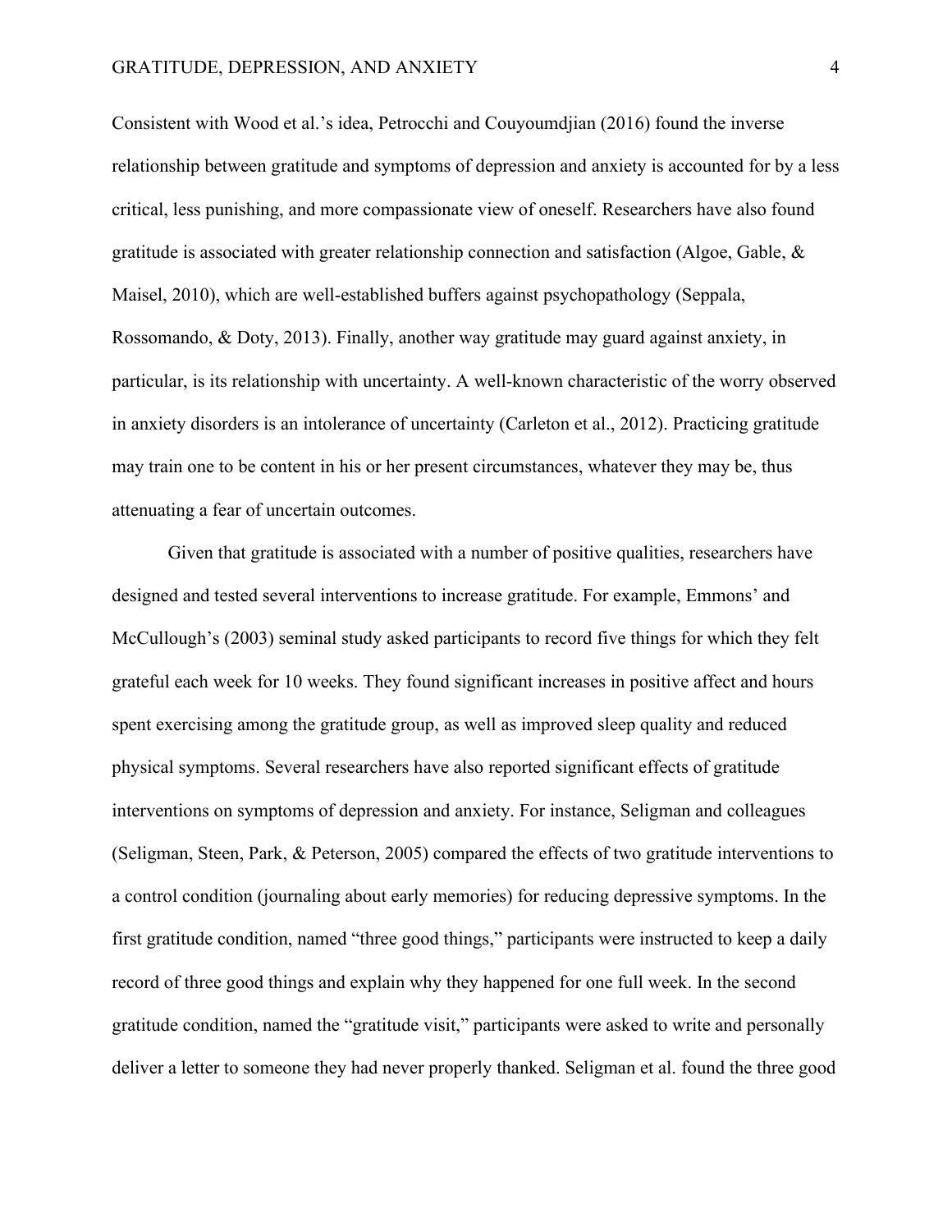Consistent with Wood et al.'s idea, Petrocchi and Couyoumdjian (2016) found the inverse relationship between gratitude and symptoms of depression and anxiety is accounted for by a less critical, less punishing, and more compassionate view of oneself. Researchers have also found gratitude is associated with greater relationship connection and satisfaction (Algoe, Gable, & Maisel, 2010), which are well-established buffers against psychopathology (Seppala, Rossomando, & Doty, 2013). Finally, another way gratitude may guard against anxiety, in particular, is its relationship with uncertainty. A well-known characteristic of the worry observed in anxiety disorders is an intolerance of uncertainty (Carleton et al., 2012). Practicing gratitude may train one to be content in his or her present circumstances, whatever they may be, thus attenuating a fear of uncertain outcomes.

Given that gratitude is associated with a number of positive qualities, researchers have designed and tested several interventions to increase gratitude. For example, Emmons' and McCullough's (2003) seminal study asked participants to record five things for which they felt grateful each week for 10 weeks. They found significant increases in positive affect and hours spent exercising among the gratitude group, as well as improved sleep quality and reduced physical symptoms. Several researchers have also reported significant effects of gratitude interventions on symptoms of depression and anxiety. For instance, Seligman and colleagues (Seligman, Steen, Park, & Peterson, 2005) compared the effects of two gratitude interventions to a control condition (journaling about early memories) for reducing depressive symptoms. In the first gratitude condition, named "three good things," participants were instructed to keep a daily record of three good things and explain why they happened for one full week. In the second gratitude condition, named the "gratitude visit," participants were asked to write and personally deliver a letter to someone they had never properly thanked. Seligman et al. found the three good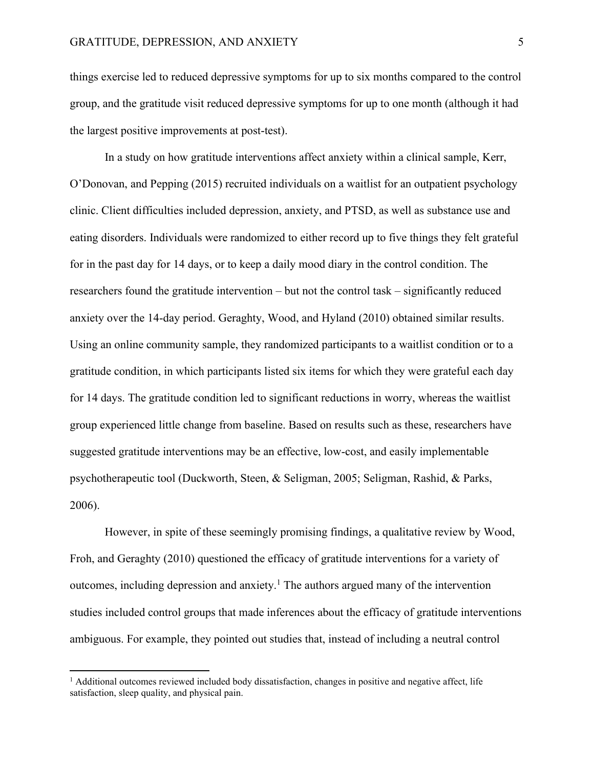things exercise led to reduced depressive symptoms for up to six months compared to the control group, and the gratitude visit reduced depressive symptoms for up to one month (although it had the largest positive improvements at post-test).

In a study on how gratitude interventions affect anxiety within a clinical sample, Kerr, O'Donovan, and Pepping (2015) recruited individuals on a waitlist for an outpatient psychology clinic. Client difficulties included depression, anxiety, and PTSD, as well as substance use and eating disorders. Individuals were randomized to either record up to five things they felt grateful for in the past day for 14 days, or to keep a daily mood diary in the control condition. The researchers found the gratitude intervention – but not the control task – significantly reduced anxiety over the 14-day period. Geraghty, Wood, and Hyland (2010) obtained similar results. Using an online community sample, they randomized participants to a waitlist condition or to a gratitude condition, in which participants listed six items for which they were grateful each day for 14 days. The gratitude condition led to significant reductions in worry, whereas the waitlist group experienced little change from baseline. Based on results such as these, researchers have suggested gratitude interventions may be an effective, low-cost, and easily implementable psychotherapeutic tool (Duckworth, Steen, & Seligman, 2005; Seligman, Rashid, & Parks, 2006).

However, in spite of these seemingly promising findings, a qualitative review by Wood, Froh, and Geraghty (2010) questioned the efficacy of gratitude interventions for a variety of outcomes, including depression and anxiety.[1] The authors argued many of the intervention studies included control groups that made inferences about the efficacy of gratitude interventions ambiguous. For example, they pointed out studies that, instead of including a neutral control

[1] Additional outcomes reviewed included body dissatisfaction, changes in positive and negative affect, life satisfaction, sleep quality, and physical pain.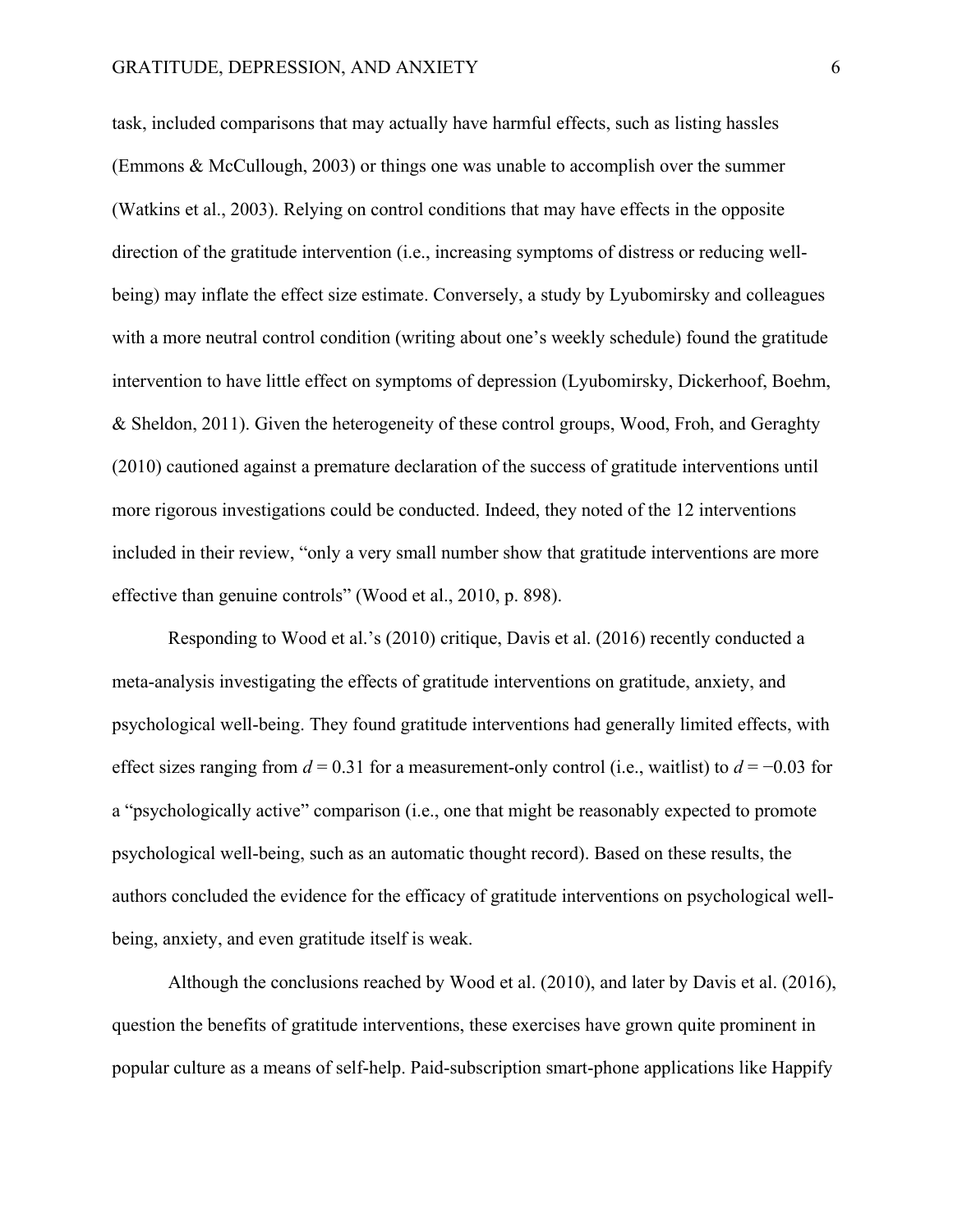task, included comparisons that may actually have harmful effects, such as listing hassles (Emmons & McCullough, 2003) or things one was unable to accomplish over the summer (Watkins et al., 2003). Relying on control conditions that may have effects in the opposite direction of the gratitude intervention (i.e., increasing symptoms of distress or reducing well-being) may inflate the effect size estimate. Conversely, a study by Lyubomirsky and colleagues with a more neutral control condition (writing about one's weekly schedule) found the gratitude intervention to have little effect on symptoms of depression (Lyubomirsky, Dickerhoof, Boehm, & Sheldon, 2011). Given the heterogeneity of these control groups, Wood, Froh, and Geraghty (2010) cautioned against a premature declaration of the success of gratitude interventions until more rigorous investigations could be conducted. Indeed, they noted of the 12 interventions included in their review, "only a very small number show that gratitude interventions are more effective than genuine controls" (Wood et al., 2010, p. 898).

Responding to Wood et al.'s (2010) critique, Davis et al. (2016) recently conducted a meta-analysis investigating the effects of gratitude interventions on gratitude, anxiety, and psychological well-being. They found gratitude interventions had generally limited effects, with effect sizes ranging from $d = 0.31$ for a measurement-only control (i.e., waitlist) to $d = -0.03$ for a "psychologically active" comparison (i.e., one that might be reasonably expected to promote psychological well-being, such as an automatic thought record). Based on these results, the authors concluded the evidence for the efficacy of gratitude interventions on psychological well-being, anxiety, and even gratitude itself is weak.

Although the conclusions reached by Wood et al. (2010), and later by Davis et al. (2016), question the benefits of gratitude interventions, these exercises have grown quite prominent in popular culture as a means of self-help. Paid-subscription smart-phone applications like Happify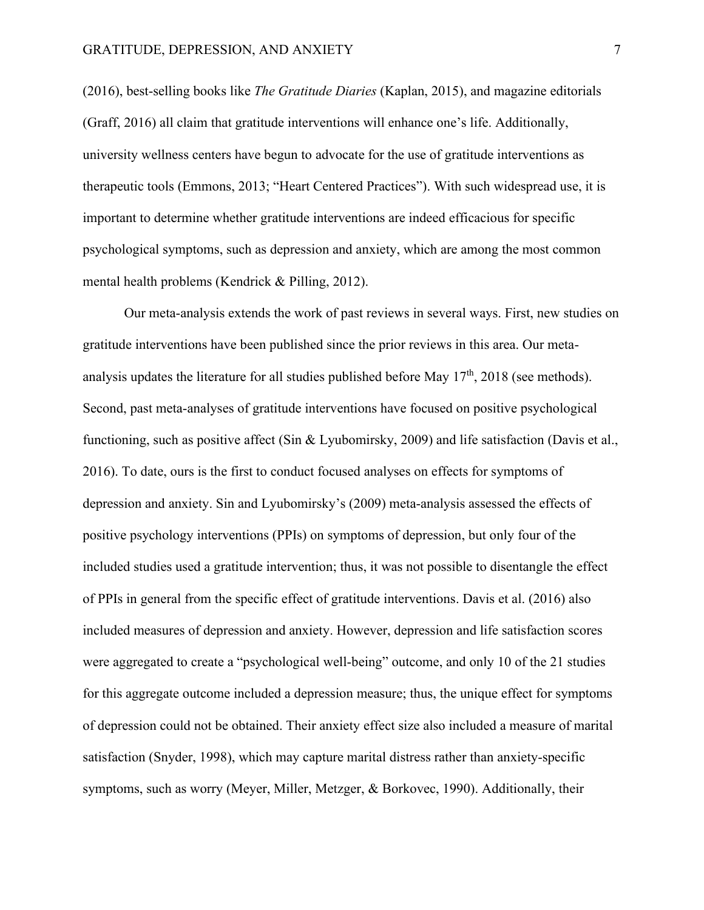(2016), best-selling books like *The Gratitude Diaries* (Kaplan, 2015), and magazine editorials (Graff, 2016) all claim that gratitude interventions will enhance one's life. Additionally, university wellness centers have begun to advocate for the use of gratitude interventions as therapeutic tools (Emmons, 2013; "Heart Centered Practices"). With such widespread use, it is important to determine whether gratitude interventions are indeed efficacious for specific psychological symptoms, such as depression and anxiety, which are among the most common mental health problems (Kendrick & Pilling, 2012).

Our meta-analysis extends the work of past reviews in several ways. First, new studies on gratitude interventions have been published since the prior reviews in this area. Our meta-analysis updates the literature for all studies published before May 17th, 2018 (see methods). Second, past meta-analyses of gratitude interventions have focused on positive psychological functioning, such as positive affect (Sin & Lyubomirsky, 2009) and life satisfaction (Davis et al., 2016). To date, ours is the first to conduct focused analyses on effects for symptoms of depression and anxiety. Sin and Lyubomirsky's (2009) meta-analysis assessed the effects of positive psychology interventions (PPIs) on symptoms of depression, but only four of the included studies used a gratitude intervention; thus, it was not possible to disentangle the effect of PPIs in general from the specific effect of gratitude interventions. Davis et al. (2016) also included measures of depression and anxiety. However, depression and life satisfaction scores were aggregated to create a "psychological well-being" outcome, and only 10 of the 21 studies for this aggregate outcome included a depression measure; thus, the unique effect for symptoms of depression could not be obtained. Their anxiety effect size also included a measure of marital satisfaction (Snyder, 1998), which may capture marital distress rather than anxiety-specific symptoms, such as worry (Meyer, Miller, Metzger, & Borkovec, 1990). Additionally, their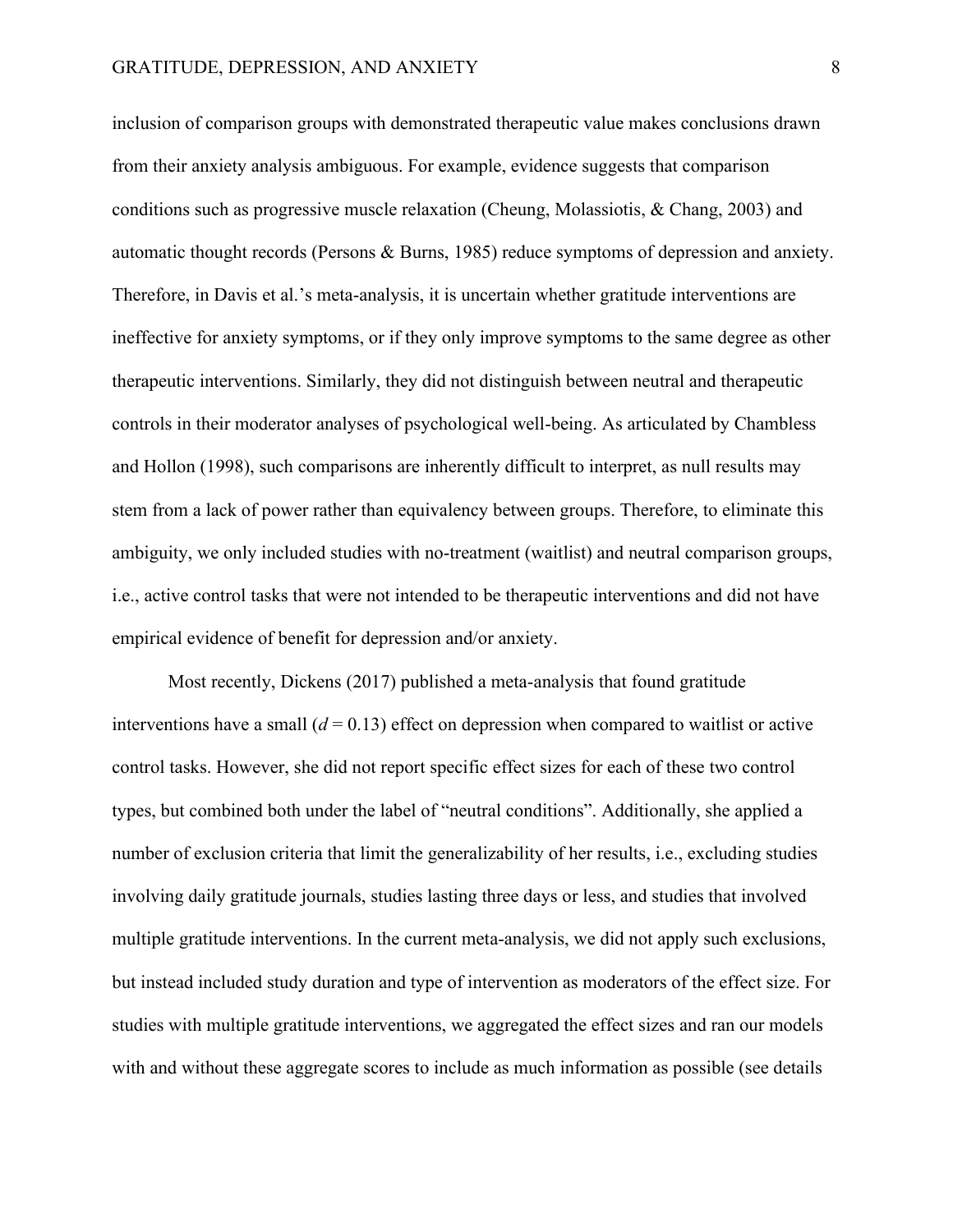inclusion of comparison groups with demonstrated therapeutic value makes conclusions drawn from their anxiety analysis ambiguous. For example, evidence suggests that comparison conditions such as progressive muscle relaxation (Cheung, Molassiotis, & Chang, 2003) and automatic thought records (Persons & Burns, 1985) reduce symptoms of depression and anxiety. Therefore, in Davis et al.'s meta-analysis, it is uncertain whether gratitude interventions are ineffective for anxiety symptoms, or if they only improve symptoms to the same degree as other therapeutic interventions. Similarly, they did not distinguish between neutral and therapeutic controls in their moderator analyses of psychological well-being. As articulated by Chambless and Hollon (1998), such comparisons are inherently difficult to interpret, as null results may stem from a lack of power rather than equivalency between groups. Therefore, to eliminate this ambiguity, we only included studies with no-treatment (waitlist) and neutral comparison groups, i.e., active control tasks that were not intended to be therapeutic interventions and did not have empirical evidence of benefit for depression and/or anxiety.

Most recently, Dickens (2017) published a meta-analysis that found gratitude interventions have a small ($d = 0.13$) effect on depression when compared to waitlist or active control tasks. However, she did not report specific effect sizes for each of these two control types, but combined both under the label of "neutral conditions". Additionally, she applied a number of exclusion criteria that limit the generalizability of her results, i.e., excluding studies involving daily gratitude journals, studies lasting three days or less, and studies that involved multiple gratitude interventions. In the current meta-analysis, we did not apply such exclusions, but instead included study duration and type of intervention as moderators of the effect size. For studies with multiple gratitude interventions, we aggregated the effect sizes and ran our models with and without these aggregate scores to include as much information as possible (see details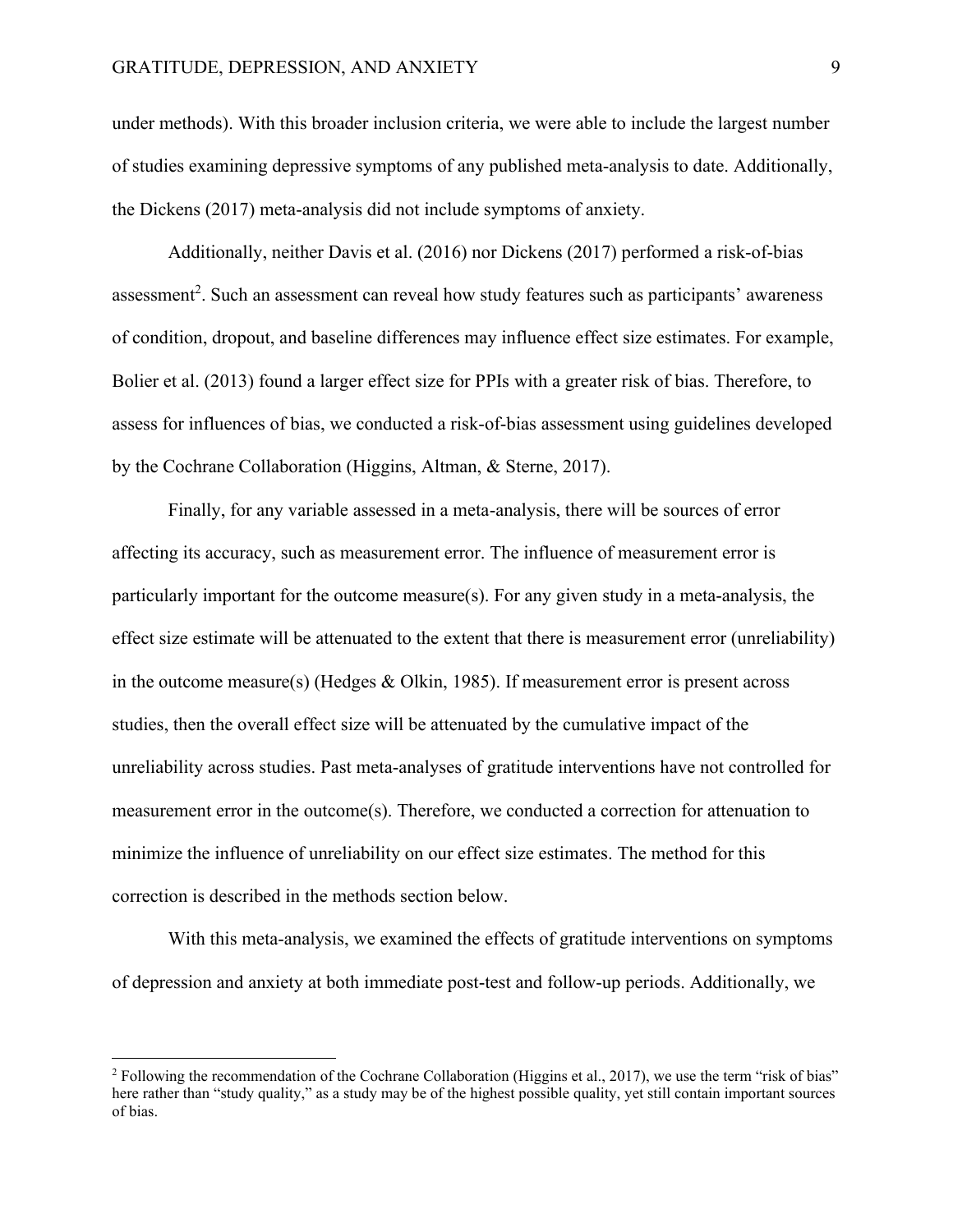under methods). With this broader inclusion criteria, we were able to include the largest number of studies examining depressive symptoms of any published meta-analysis to date. Additionally, the Dickens (2017) meta-analysis did not include symptoms of anxiety.

Additionally, neither Davis et al. (2016) nor Dickens (2017) performed a risk-of-bias assessment[2]. Such an assessment can reveal how study features such as participants' awareness of condition, dropout, and baseline differences may influence effect size estimates. For example, Bolier et al. (2013) found a larger effect size for PPIs with a greater risk of bias. Therefore, to assess for influences of bias, we conducted a risk-of-bias assessment using guidelines developed by the Cochrane Collaboration (Higgins, Altman, & Sterne, 2017).

Finally, for any variable assessed in a meta-analysis, there will be sources of error affecting its accuracy, such as measurement error. The influence of measurement error is particularly important for the outcome measure(s). For any given study in a meta-analysis, the effect size estimate will be attenuated to the extent that there is measurement error (unreliability) in the outcome measure(s) (Hedges & Olkin, 1985). If measurement error is present across studies, then the overall effect size will be attenuated by the cumulative impact of the unreliability across studies. Past meta-analyses of gratitude interventions have not controlled for measurement error in the outcome(s). Therefore, we conducted a correction for attenuation to minimize the influence of unreliability on our effect size estimates. The method for this correction is described in the methods section below.

With this meta-analysis, we examined the effects of gratitude interventions on symptoms of depression and anxiety at both immediate post-test and follow-up periods. Additionally, we

[2] Following the recommendation of the Cochrane Collaboration (Higgins et al., 2017), we use the term "risk of bias" here rather than "study quality," as a study may be of the highest possible quality, yet still contain important sources of bias.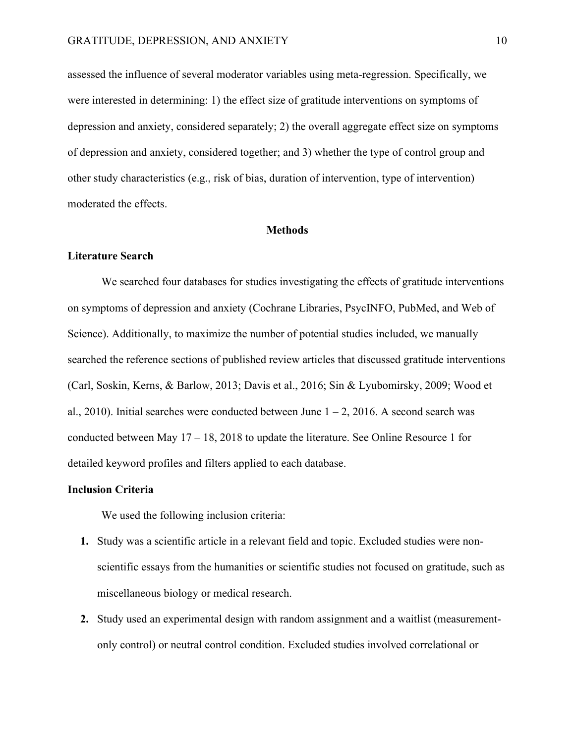assessed the influence of several moderator variables using meta-regression. Specifically, we were interested in determining: 1) the effect size of gratitude interventions on symptoms of depression and anxiety, considered separately; 2) the overall aggregate effect size on symptoms of depression and anxiety, considered together; and 3) whether the type of control group and other study characteristics (e.g., risk of bias, duration of intervention, type of intervention) moderated the effects.

## Methods

### Literature Search

We searched four databases for studies investigating the effects of gratitude interventions on symptoms of depression and anxiety (Cochrane Libraries, PsycINFO, PubMed, and Web of Science). Additionally, to maximize the number of potential studies included, we manually searched the reference sections of published review articles that discussed gratitude interventions (Carl, Soskin, Kerns, & Barlow, 2013; Davis et al., 2016; Sin & Lyubomirsky, 2009; Wood et al., 2010). Initial searches were conducted between June 1 – 2, 2016. A second search was conducted between May 17 – 18, 2018 to update the literature. See Online Resource 1 for detailed keyword profiles and filters applied to each database.

### Inclusion Criteria

We used the following inclusion criteria:

1. Study was a scientific article in a relevant field and topic. Excluded studies were non-scientific essays from the humanities or scientific studies not focused on gratitude, such as miscellaneous biology or medical research.
2. Study used an experimental design with random assignment and a waitlist (measurement-only control) or neutral control condition. Excluded studies involved correlational or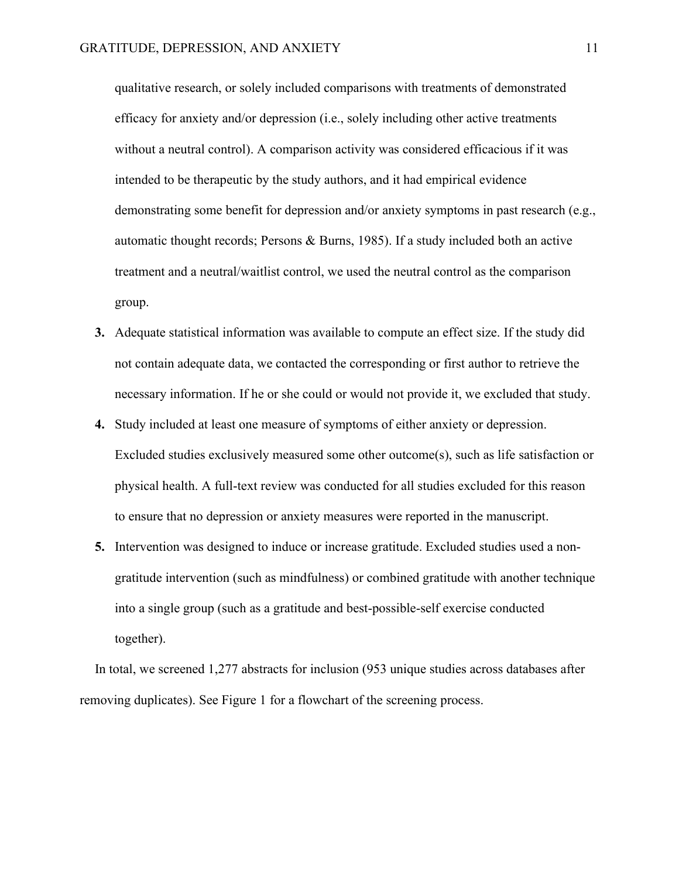qualitative research, or solely included comparisons with treatments of demonstrated efficacy for anxiety and/or depression (i.e., solely including other active treatments without a neutral control). A comparison activity was considered efficacious if it was intended to be therapeutic by the study authors, and it had empirical evidence demonstrating some benefit for depression and/or anxiety symptoms in past research (e.g., automatic thought records; Persons & Burns, 1985). If a study included both an active treatment and a neutral/waitlist control, we used the neutral control as the comparison group.

3. Adequate statistical information was available to compute an effect size. If the study did not contain adequate data, we contacted the corresponding or first author to retrieve the necessary information. If he or she could or would not provide it, we excluded that study.
4. Study included at least one measure of symptoms of either anxiety or depression. Excluded studies exclusively measured some other outcome(s), such as life satisfaction or physical health. A full-text review was conducted for all studies excluded for this reason to ensure that no depression or anxiety measures were reported in the manuscript.
5. Intervention was designed to induce or increase gratitude. Excluded studies used a non-gratitude intervention (such as mindfulness) or combined gratitude with another technique into a single group (such as a gratitude and best-possible-self exercise conducted together).

In total, we screened 1,277 abstracts for inclusion (953 unique studies across databases after removing duplicates). See Figure 1 for a flowchart of the screening process.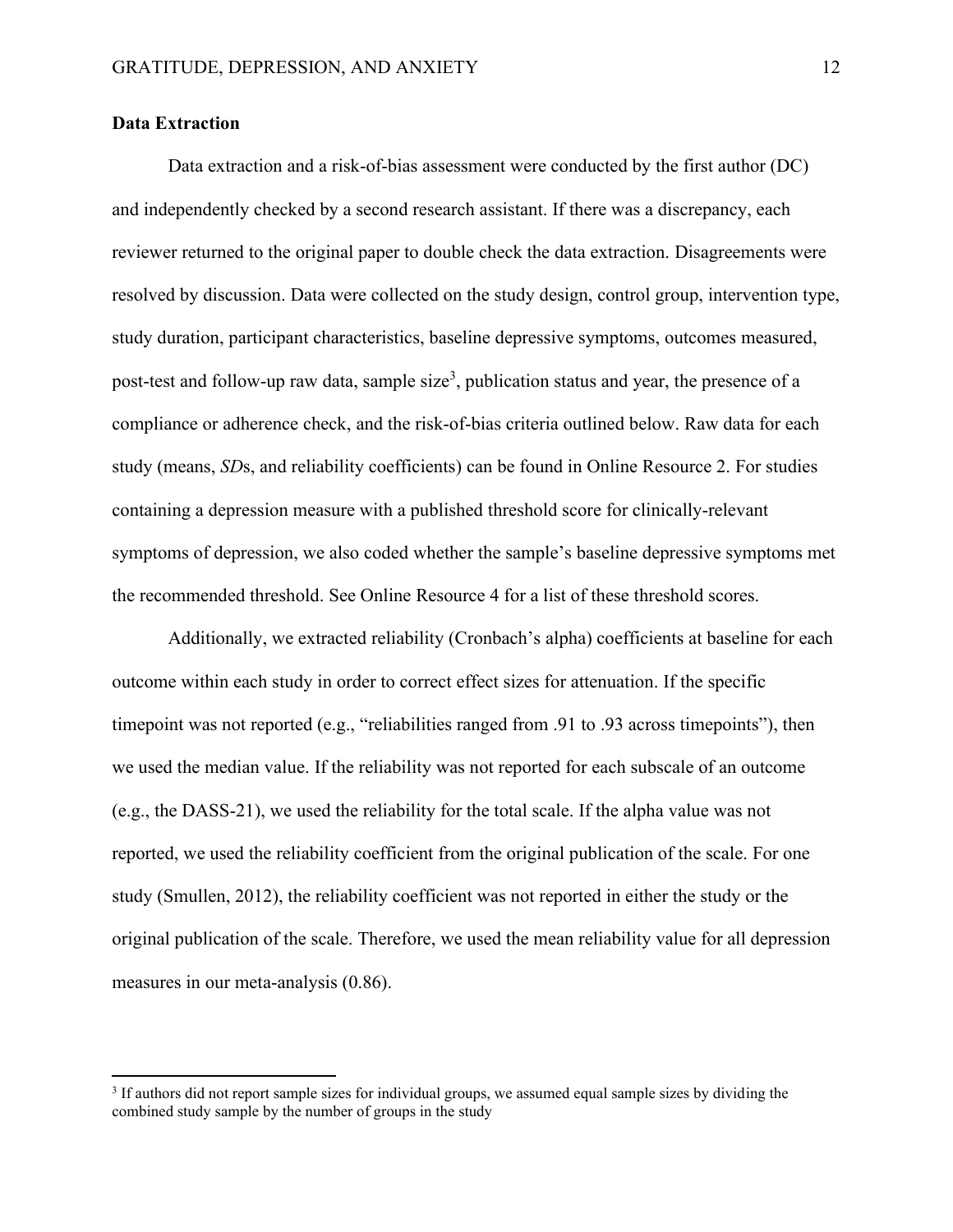## Data Extraction

Data extraction and a risk-of-bias assessment were conducted by the first author (DC) and independently checked by a second research assistant. If there was a discrepancy, each reviewer returned to the original paper to double check the data extraction. Disagreements were resolved by discussion. Data were collected on the study design, control group, intervention type, study duration, participant characteristics, baseline depressive symptoms, outcomes measured, post-test and follow-up raw data, sample size[3], publication status and year, the presence of a compliance or adherence check, and the risk-of-bias criteria outlined below. Raw data for each study (means, *SD*s, and reliability coefficients) can be found in Online Resource 2. For studies containing a depression measure with a published threshold score for clinically-relevant symptoms of depression, we also coded whether the sample's baseline depressive symptoms met the recommended threshold. See Online Resource 4 for a list of these threshold scores.

Additionally, we extracted reliability (Cronbach's alpha) coefficients at baseline for each outcome within each study in order to correct effect sizes for attenuation. If the specific timepoint was not reported (e.g., "reliabilities ranged from .91 to .93 across timepoints"), then we used the median value. If the reliability was not reported for each subscale of an outcome (e.g., the DASS-21), we used the reliability for the total scale. If the alpha value was not reported, we used the reliability coefficient from the original publication of the scale. For one study (Smullen, 2012), the reliability coefficient was not reported in either the study or the original publication of the scale. Therefore, we used the mean reliability value for all depression measures in our meta-analysis (0.86).

[3] If authors did not report sample sizes for individual groups, we assumed equal sample sizes by dividing the combined study sample by the number of groups in the study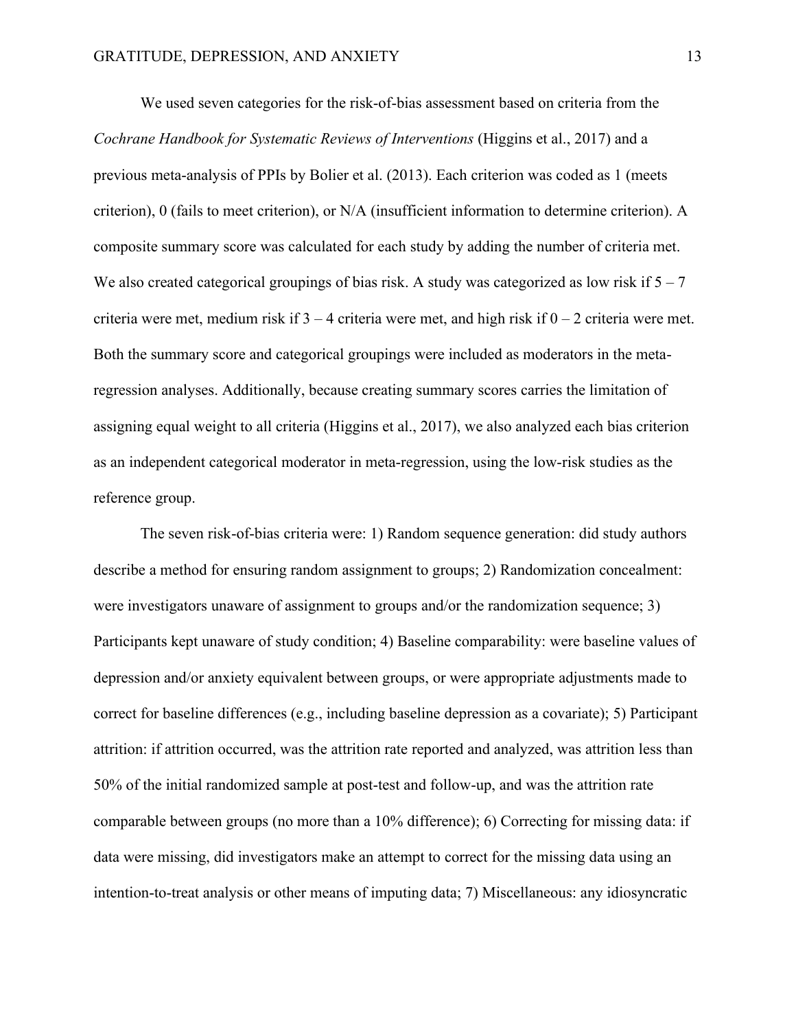We used seven categories for the risk-of-bias assessment based on criteria from the *Cochrane Handbook for Systematic Reviews of Interventions* (Higgins et al., 2017) and a previous meta-analysis of PPIs by Bolier et al. (2013). Each criterion was coded as 1 (meets criterion), 0 (fails to meet criterion), or N/A (insufficient information to determine criterion). A composite summary score was calculated for each study by adding the number of criteria met. We also created categorical groupings of bias risk. A study was categorized as low risk if 5 – 7 criteria were met, medium risk if 3 – 4 criteria were met, and high risk if 0 – 2 criteria were met. Both the summary score and categorical groupings were included as moderators in the meta-regression analyses. Additionally, because creating summary scores carries the limitation of assigning equal weight to all criteria (Higgins et al., 2017), we also analyzed each bias criterion as an independent categorical moderator in meta-regression, using the low-risk studies as the reference group.

The seven risk-of-bias criteria were: 1) Random sequence generation: did study authors describe a method for ensuring random assignment to groups; 2) Randomization concealment: were investigators unaware of assignment to groups and/or the randomization sequence; 3) Participants kept unaware of study condition; 4) Baseline comparability: were baseline values of depression and/or anxiety equivalent between groups, or were appropriate adjustments made to correct for baseline differences (e.g., including baseline depression as a covariate); 5) Participant attrition: if attrition occurred, was the attrition rate reported and analyzed, was attrition less than 50% of the initial randomized sample at post-test and follow-up, and was the attrition rate comparable between groups (no more than a 10% difference); 6) Correcting for missing data: if data were missing, did investigators make an attempt to correct for the missing data using an intention-to-treat analysis or other means of imputing data; 7) Miscellaneous: any idiosyncratic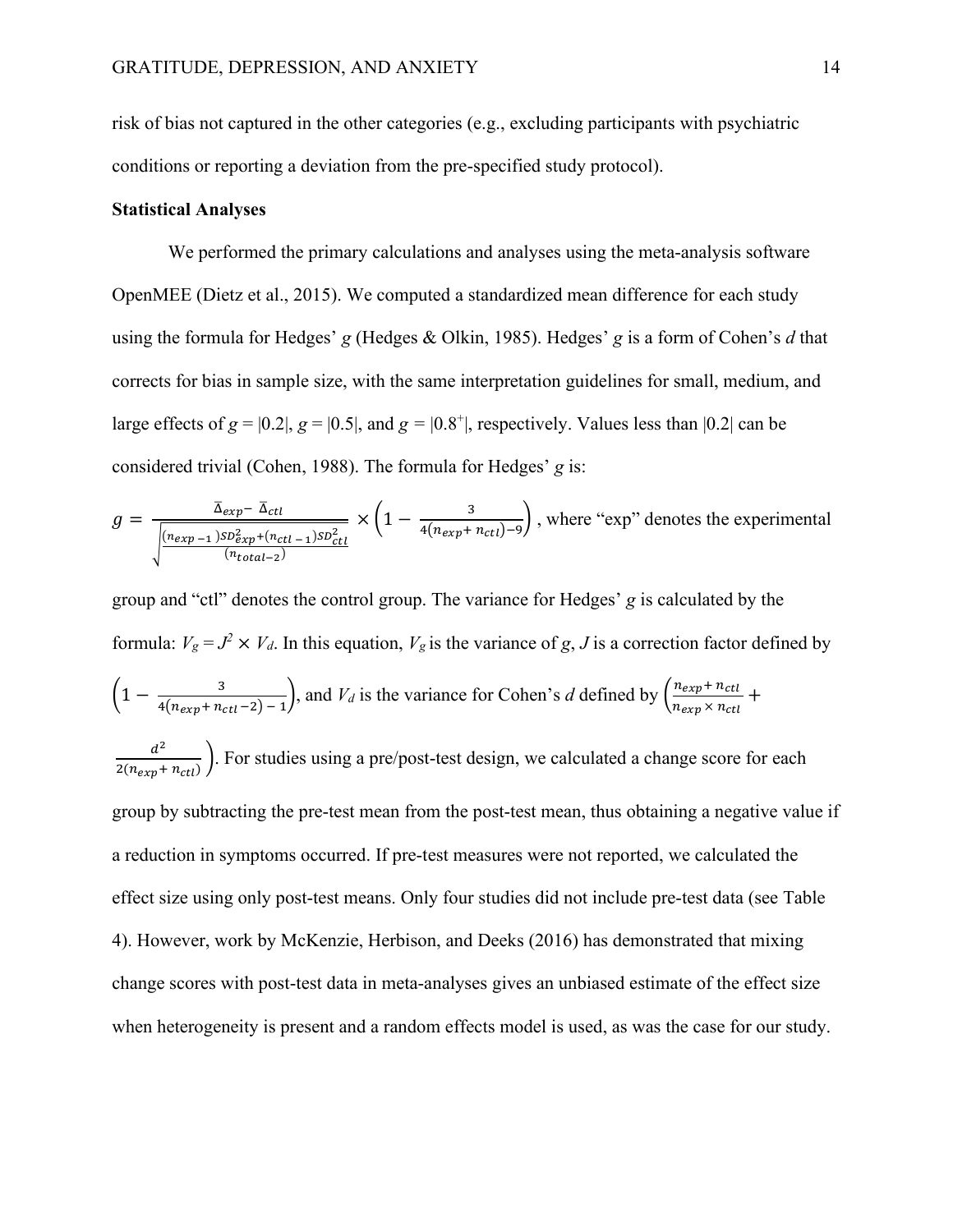risk of bias not captured in the other categories (e.g., excluding participants with psychiatric conditions or reporting a deviation from the pre-specified study protocol).

**Statistical Analyses**

We performed the primary calculations and analyses using the meta-analysis software OpenMEE (Dietz et al., 2015). We computed a standardized mean difference for each study using the formula for Hedges' *g* (Hedges & Olkin, 1985). Hedges' *g* is a form of Cohen's *d* that corrects for bias in sample size, with the same interpretation guidelines for small, medium, and large effects of $g = |0.2|$, $g = |0.5|$, and $g = |0.8^{+}|$, respectively. Values less than |0.2| can be considered trivial (Cohen, 1988). The formula for Hedges' *g* is:

$$g = \frac{\bar{\Delta}_{exp} - \bar{\Delta}_{ctl}}{\sqrt{\frac{(n_{exp} - 1)SD^2_{exp} + (n_{ctl} - 1)SD^2_{ctl}}{(n_{total} - 2)}}} \times \left(1 - \frac{3}{4(n_{exp} + n_{ctl}) - 9}\right)$$

, where "exp" denotes the experimental group and "ctl" denotes the control group. The variance for Hedges' *g* is calculated by the formula: $V_g = J^2 \times V_d$. In this equation, $V_g$ is the variance of *g*, *J* is a correction factor defined by $\left(1 - \frac{3}{4(n_{exp} + n_{ctl} - 2) - 1}\right)$, and $V_d$ is the variance for Cohen's *d* defined by $\left(\frac{n_{exp} + n_{ctl}}{n_{exp} \times n_{ctl}} + \frac{d^2}{2(n_{exp} + n_{ctl})}\right)$. For studies using a pre/post-test design, we calculated a change score for each group by subtracting the pre-test mean from the post-test mean, thus obtaining a negative value if a reduction in symptoms occurred. If pre-test measures were not reported, we calculated the effect size using only post-test means. Only four studies did not include pre-test data (see Table 4). However, work by McKenzie, Herbison, and Deeks (2016) has demonstrated that mixing change scores with post-test data in meta-analyses gives an unbiased estimate of the effect size when heterogeneity is present and a random effects model is used, as was the case for our study.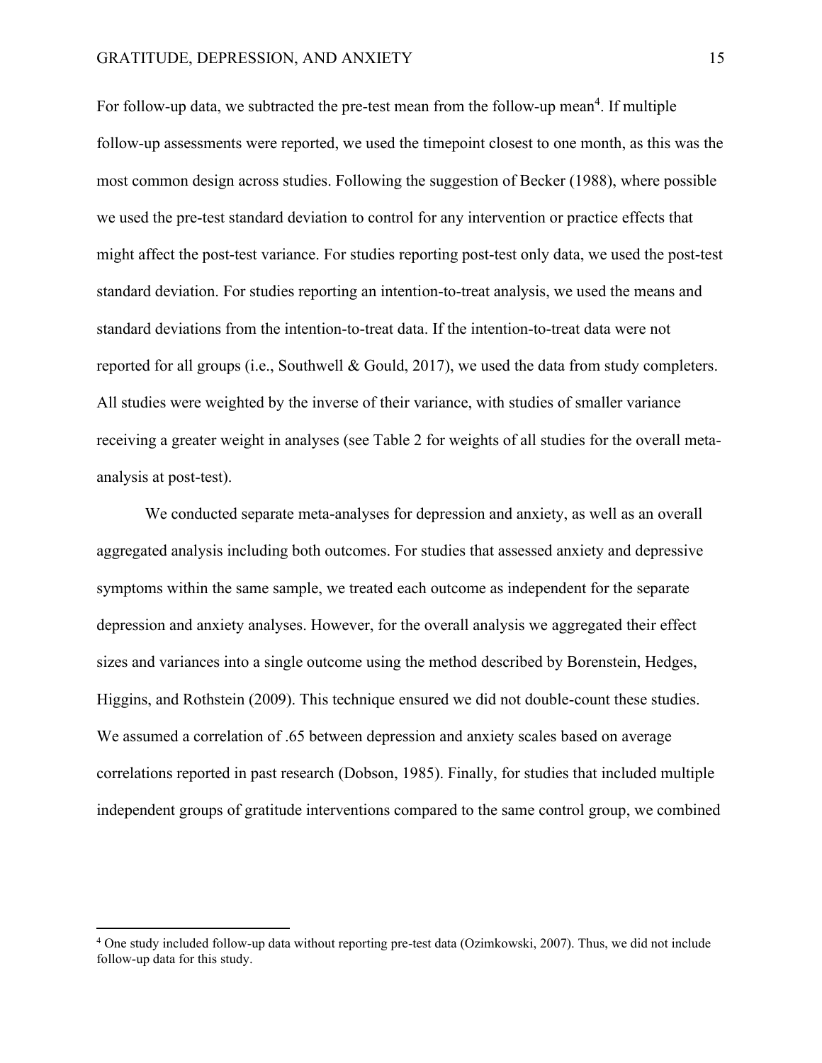For follow-up data, we subtracted the pre-test mean from the follow-up mean[4]. If multiple follow-up assessments were reported, we used the timepoint closest to one month, as this was the most common design across studies. Following the suggestion of Becker (1988), where possible we used the pre-test standard deviation to control for any intervention or practice effects that might affect the post-test variance. For studies reporting post-test only data, we used the post-test standard deviation. For studies reporting an intention-to-treat analysis, we used the means and standard deviations from the intention-to-treat data. If the intention-to-treat data were not reported for all groups (i.e., Southwell & Gould, 2017), we used the data from study completers. All studies were weighted by the inverse of their variance, with studies of smaller variance receiving a greater weight in analyses (see Table 2 for weights of all studies for the overall meta-analysis at post-test).

We conducted separate meta-analyses for depression and anxiety, as well as an overall aggregated analysis including both outcomes. For studies that assessed anxiety and depressive symptoms within the same sample, we treated each outcome as independent for the separate depression and anxiety analyses. However, for the overall analysis we aggregated their effect sizes and variances into a single outcome using the method described by Borenstein, Hedges, Higgins, and Rothstein (2009). This technique ensured we did not double-count these studies. We assumed a correlation of .65 between depression and anxiety scales based on average correlations reported in past research (Dobson, 1985). Finally, for studies that included multiple independent groups of gratitude interventions compared to the same control group, we combined

[4] One study included follow-up data without reporting pre-test data (Ozimkowski, 2007). Thus, we did not include follow-up data for this study.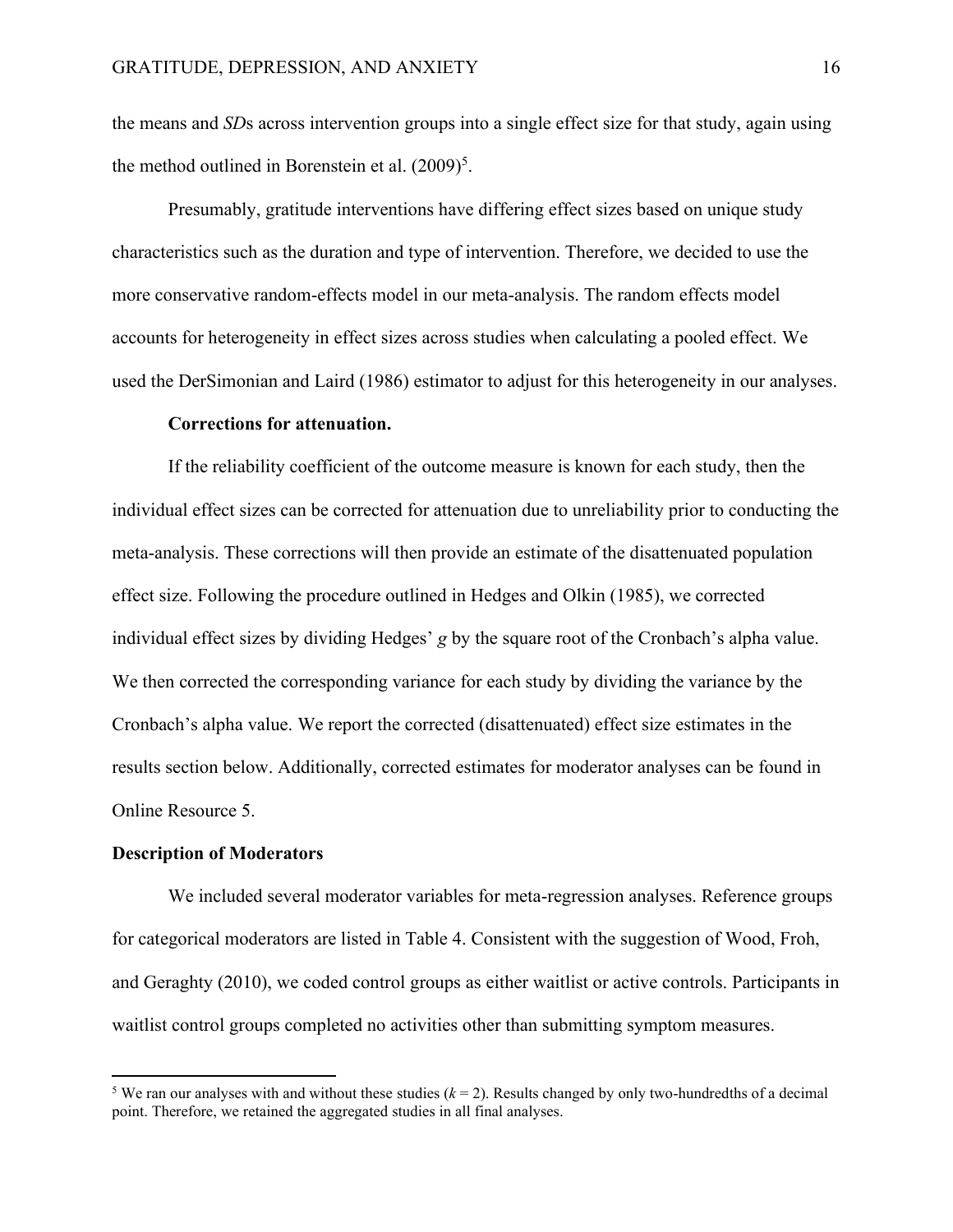the means and *SD*s across intervention groups into a single effect size for that study, again using the method outlined in Borenstein et al. (2009)[5].

Presumably, gratitude interventions have differing effect sizes based on unique study characteristics such as the duration and type of intervention. Therefore, we decided to use the more conservative random-effects model in our meta-analysis. The random effects model accounts for heterogeneity in effect sizes across studies when calculating a pooled effect. We used the DerSimonian and Laird (1986) estimator to adjust for this heterogeneity in our analyses.

### Corrections for attenuation.

If the reliability coefficient of the outcome measure is known for each study, then the individual effect sizes can be corrected for attenuation due to unreliability prior to conducting the meta-analysis. These corrections will then provide an estimate of the disattenuated population effect size. Following the procedure outlined in Hedges and Olkin (1985), we corrected individual effect sizes by dividing Hedges' *g* by the square root of the Cronbach's alpha value. We then corrected the corresponding variance for each study by dividing the variance by the Cronbach's alpha value. We report the corrected (disattenuated) effect size estimates in the results section below. Additionally, corrected estimates for moderator analyses can be found in Online Resource 5.

## Description of Moderators

We included several moderator variables for meta-regression analyses. Reference groups for categorical moderators are listed in Table 4. Consistent with the suggestion of Wood, Froh, and Geraghty (2010), we coded control groups as either waitlist or active controls. Participants in waitlist control groups completed no activities other than submitting symptom measures.

---

[5] We ran our analyses with and without these studies ($k = 2$). Results changed by only two-hundredths of a decimal point. Therefore, we retained the aggregated studies in all final analyses.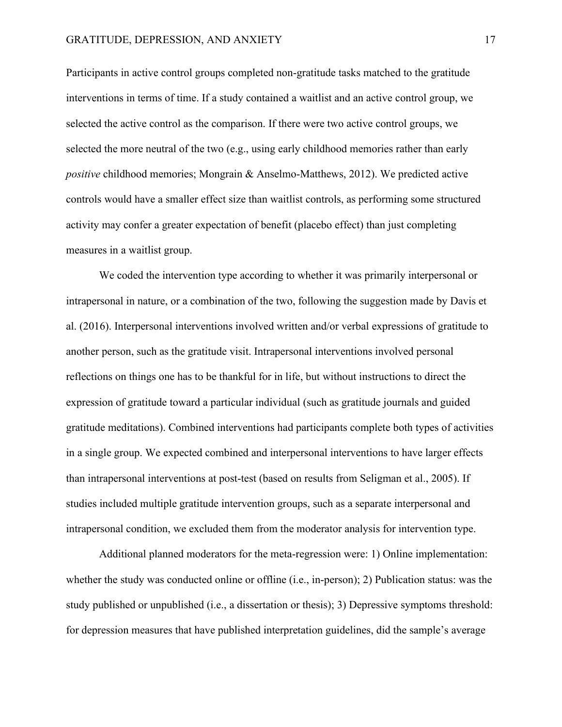Participants in active control groups completed non-gratitude tasks matched to the gratitude interventions in terms of time. If a study contained a waitlist and an active control group, we selected the active control as the comparison. If there were two active control groups, we selected the more neutral of the two (e.g., using early childhood memories rather than early *positive* childhood memories; Mongrain & Anselmo-Matthews, 2012). We predicted active controls would have a smaller effect size than waitlist controls, as performing some structured activity may confer a greater expectation of benefit (placebo effect) than just completing measures in a waitlist group.

We coded the intervention type according to whether it was primarily interpersonal or intrapersonal in nature, or a combination of the two, following the suggestion made by Davis et al. (2016). Interpersonal interventions involved written and/or verbal expressions of gratitude to another person, such as the gratitude visit. Intrapersonal interventions involved personal reflections on things one has to be thankful for in life, but without instructions to direct the expression of gratitude toward a particular individual (such as gratitude journals and guided gratitude meditations). Combined interventions had participants complete both types of activities in a single group. We expected combined and interpersonal interventions to have larger effects than intrapersonal interventions at post-test (based on results from Seligman et al., 2005). If studies included multiple gratitude intervention groups, such as a separate interpersonal and intrapersonal condition, we excluded them from the moderator analysis for intervention type.

Additional planned moderators for the meta-regression were: 1) Online implementation: whether the study was conducted online or offline (i.e., in-person); 2) Publication status: was the study published or unpublished (i.e., a dissertation or thesis); 3) Depressive symptoms threshold: for depression measures that have published interpretation guidelines, did the sample's average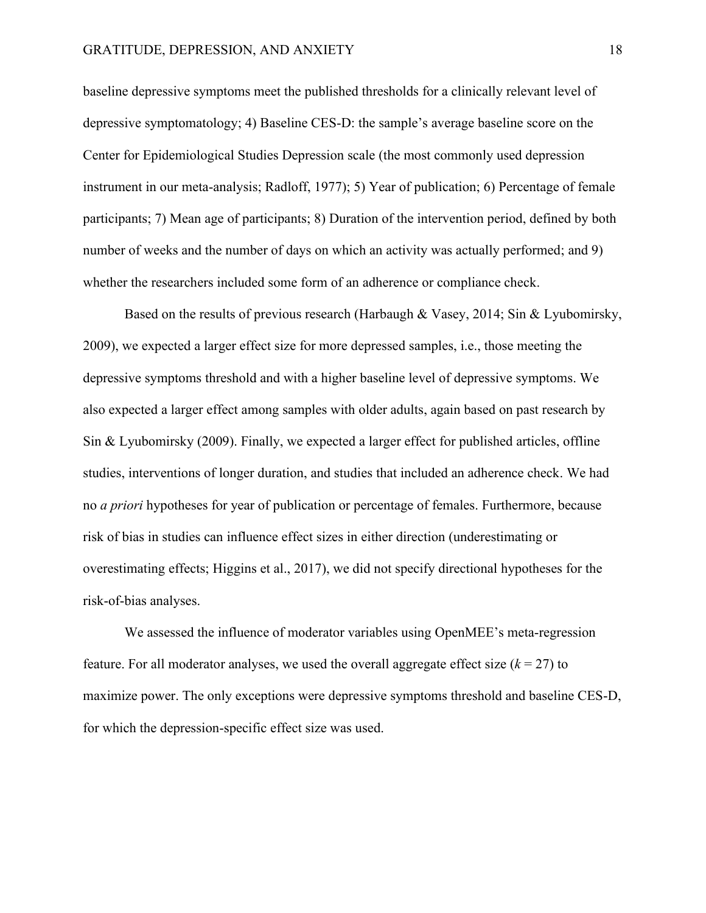baseline depressive symptoms meet the published thresholds for a clinically relevant level of depressive symptomatology; 4) Baseline CES-D: the sample's average baseline score on the Center for Epidemiological Studies Depression scale (the most commonly used depression instrument in our meta-analysis; Radloff, 1977); 5) Year of publication; 6) Percentage of female participants; 7) Mean age of participants; 8) Duration of the intervention period, defined by both number of weeks and the number of days on which an activity was actually performed; and 9) whether the researchers included some form of an adherence or compliance check.

Based on the results of previous research (Harbaugh & Vasey, 2014; Sin & Lyubomirsky, 2009), we expected a larger effect size for more depressed samples, i.e., those meeting the depressive symptoms threshold and with a higher baseline level of depressive symptoms. We also expected a larger effect among samples with older adults, again based on past research by Sin & Lyubomirsky (2009). Finally, we expected a larger effect for published articles, offline studies, interventions of longer duration, and studies that included an adherence check. We had no *a priori* hypotheses for year of publication or percentage of females. Furthermore, because risk of bias in studies can influence effect sizes in either direction (underestimating or overestimating effects; Higgins et al., 2017), we did not specify directional hypotheses for the risk-of-bias analyses.

We assessed the influence of moderator variables using OpenMEE's meta-regression feature. For all moderator analyses, we used the overall aggregate effect size ($k = 27$) to maximize power. The only exceptions were depressive symptoms threshold and baseline CES-D, for which the depression-specific effect size was used.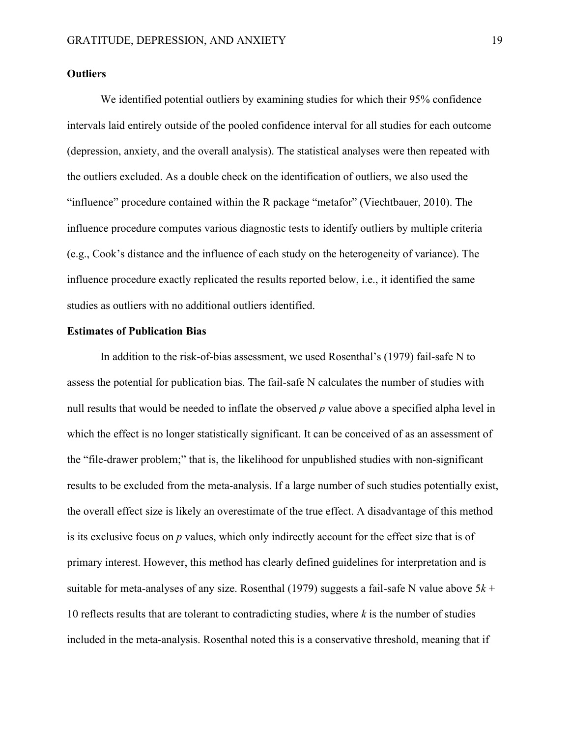### Outliers

We identified potential outliers by examining studies for which their 95% confidence intervals laid entirely outside of the pooled confidence interval for all studies for each outcome (depression, anxiety, and the overall analysis). The statistical analyses were then repeated with the outliers excluded. As a double check on the identification of outliers, we also used the "influence" procedure contained within the R package "metafor" (Viechtbauer, 2010). The influence procedure computes various diagnostic tests to identify outliers by multiple criteria (e.g., Cook's distance and the influence of each study on the heterogeneity of variance). The influence procedure exactly replicated the results reported below, i.e., it identified the same studies as outliers with no additional outliers identified.

### Estimates of Publication Bias

In addition to the risk-of-bias assessment, we used Rosenthal's (1979) fail-safe N to assess the potential for publication bias. The fail-safe N calculates the number of studies with null results that would be needed to inflate the observed *p* value above a specified alpha level in which the effect is no longer statistically significant. It can be conceived of as an assessment of the "file-drawer problem;" that is, the likelihood for unpublished studies with non-significant results to be excluded from the meta-analysis. If a large number of such studies potentially exist, the overall effect size is likely an overestimate of the true effect. A disadvantage of this method is its exclusive focus on *p* values, which only indirectly account for the effect size that is of primary interest. However, this method has clearly defined guidelines for interpretation and is suitable for meta-analyses of any size. Rosenthal (1979) suggests a fail-safe N value above $5k + 10$ reflects results that are tolerant to contradicting studies, where $k$ is the number of studies included in the meta-analysis. Rosenthal noted this is a conservative threshold, meaning that if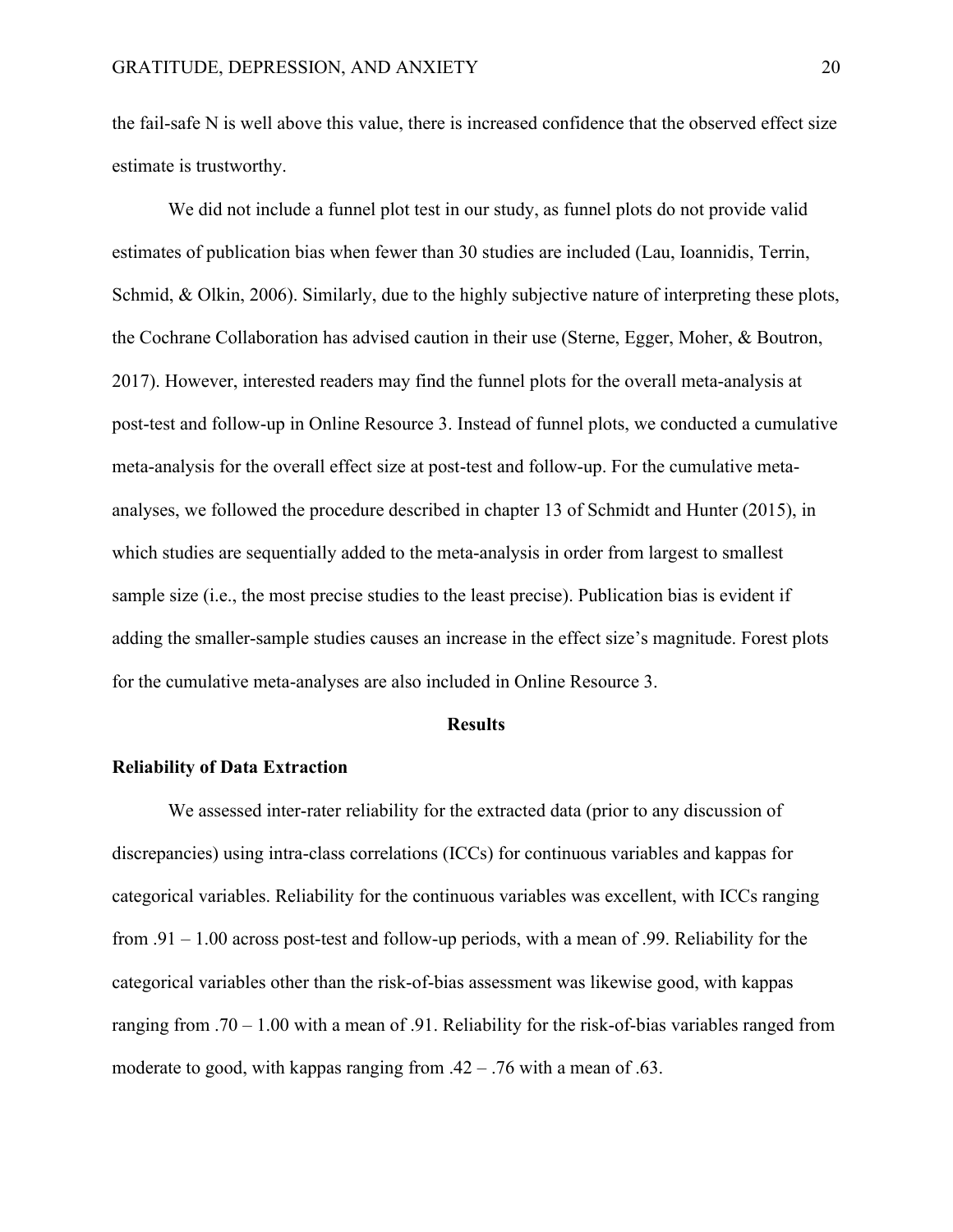the fail-safe N is well above this value, there is increased confidence that the observed effect size estimate is trustworthy.

We did not include a funnel plot test in our study, as funnel plots do not provide valid estimates of publication bias when fewer than 30 studies are included (Lau, Ioannidis, Terrin, Schmid, & Olkin, 2006). Similarly, due to the highly subjective nature of interpreting these plots, the Cochrane Collaboration has advised caution in their use (Sterne, Egger, Moher, & Boutron, 2017). However, interested readers may find the funnel plots for the overall meta-analysis at post-test and follow-up in Online Resource 3. Instead of funnel plots, we conducted a cumulative meta-analysis for the overall effect size at post-test and follow-up. For the cumulative meta-analyses, we followed the procedure described in chapter 13 of Schmidt and Hunter (2015), in which studies are sequentially added to the meta-analysis in order from largest to smallest sample size (i.e., the most precise studies to the least precise). Publication bias is evident if adding the smaller-sample studies causes an increase in the effect size's magnitude. Forest plots for the cumulative meta-analyses are also included in Online Resource 3.

## Results

### Reliability of Data Extraction

We assessed inter-rater reliability for the extracted data (prior to any discussion of discrepancies) using intra-class correlations (ICCs) for continuous variables and kappas for categorical variables. Reliability for the continuous variables was excellent, with ICCs ranging from .91 – 1.00 across post-test and follow-up periods, with a mean of .99. Reliability for the categorical variables other than the risk-of-bias assessment was likewise good, with kappas ranging from .70 – 1.00 with a mean of .91. Reliability for the risk-of-bias variables ranged from moderate to good, with kappas ranging from .42 – .76 with a mean of .63.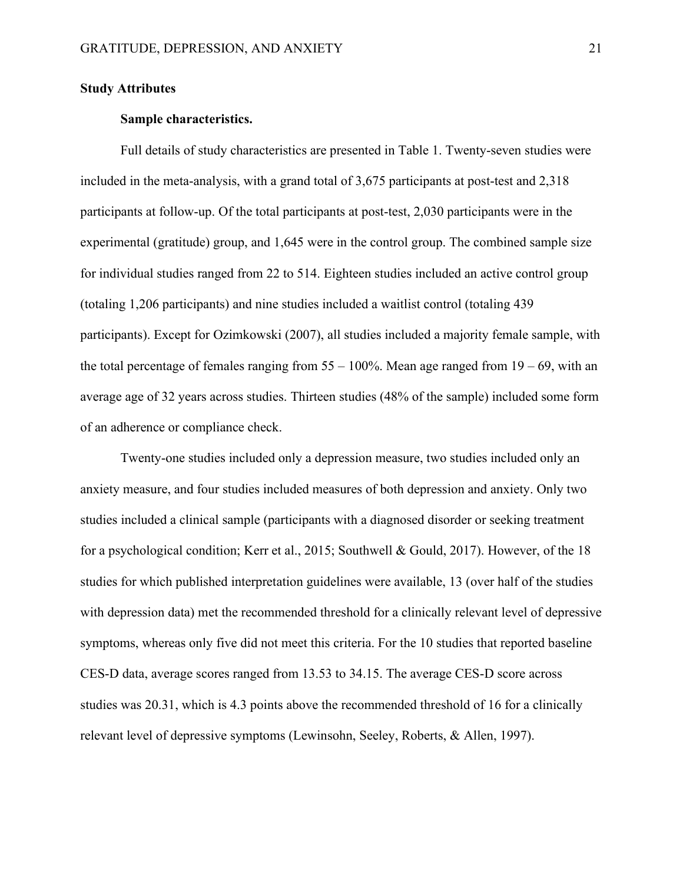## Study Attributes

### Sample characteristics.

Full details of study characteristics are presented in Table 1. Twenty-seven studies were included in the meta-analysis, with a grand total of 3,675 participants at post-test and 2,318 participants at follow-up. Of the total participants at post-test, 2,030 participants were in the experimental (gratitude) group, and 1,645 were in the control group. The combined sample size for individual studies ranged from 22 to 514. Eighteen studies included an active control group (totaling 1,206 participants) and nine studies included a waitlist control (totaling 439 participants). Except for Ozimkowski (2007), all studies included a majority female sample, with the total percentage of females ranging from 55 – 100%. Mean age ranged from 19 – 69, with an average age of 32 years across studies. Thirteen studies (48% of the sample) included some form of an adherence or compliance check.

Twenty-one studies included only a depression measure, two studies included only an anxiety measure, and four studies included measures of both depression and anxiety. Only two studies included a clinical sample (participants with a diagnosed disorder or seeking treatment for a psychological condition; Kerr et al., 2015; Southwell & Gould, 2017). However, of the 18 studies for which published interpretation guidelines were available, 13 (over half of the studies with depression data) met the recommended threshold for a clinically relevant level of depressive symptoms, whereas only five did not meet this criteria. For the 10 studies that reported baseline CES-D data, average scores ranged from 13.53 to 34.15. The average CES-D score across studies was 20.31, which is 4.3 points above the recommended threshold of 16 for a clinically relevant level of depressive symptoms (Lewinsohn, Seeley, Roberts, & Allen, 1997).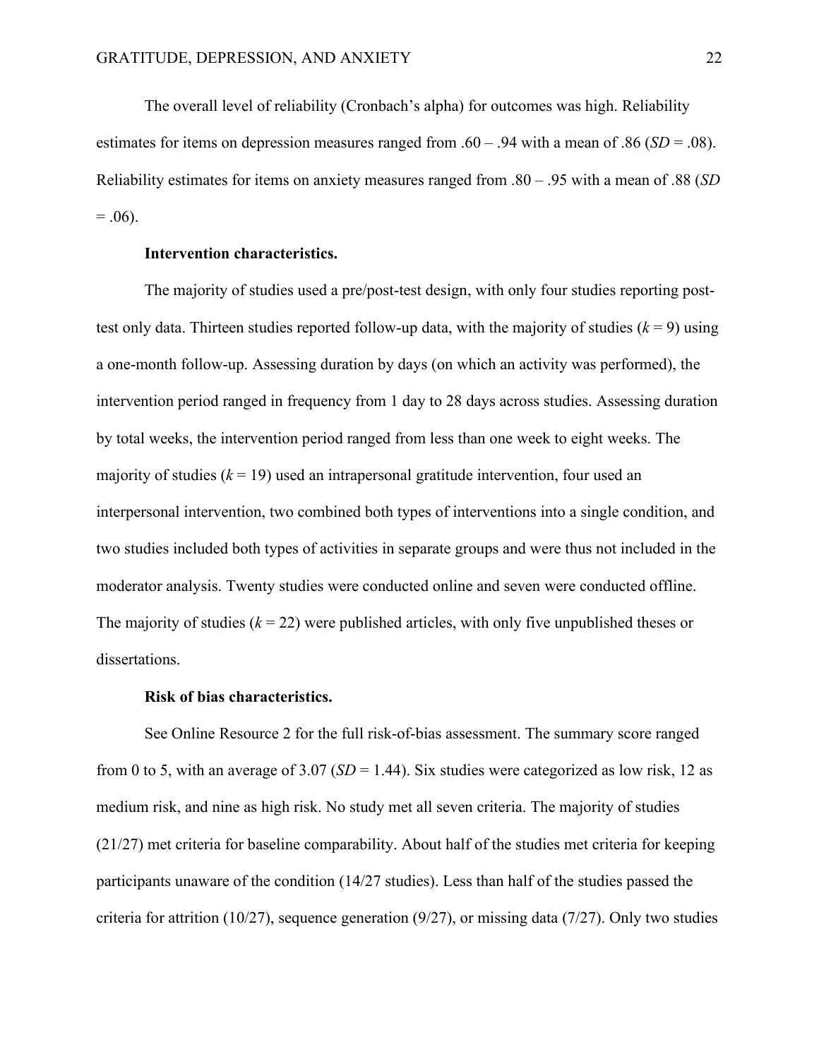The overall level of reliability (Cronbach's alpha) for outcomes was high. Reliability estimates for items on depression measures ranged from .60 – .94 with a mean of .86 (*SD* = .08). Reliability estimates for items on anxiety measures ranged from .80 – .95 with a mean of .88 (*SD* = .06).

**Intervention characteristics.**

The majority of studies used a pre/post-test design, with only four studies reporting post-test only data. Thirteen studies reported follow-up data, with the majority of studies ($k = 9$) using a one-month follow-up. Assessing duration by days (on which an activity was performed), the intervention period ranged in frequency from 1 day to 28 days across studies. Assessing duration by total weeks, the intervention period ranged from less than one week to eight weeks. The majority of studies ($k = 19$) used an intrapersonal gratitude intervention, four used an interpersonal intervention, two combined both types of interventions into a single condition, and two studies included both types of activities in separate groups and were thus not included in the moderator analysis. Twenty studies were conducted online and seven were conducted offline. The majority of studies ($k = 22$) were published articles, with only five unpublished theses or dissertations.

**Risk of bias characteristics.**

See Online Resource 2 for the full risk-of-bias assessment. The summary score ranged from 0 to 5, with an average of 3.07 (*SD* = 1.44). Six studies were categorized as low risk, 12 as medium risk, and nine as high risk. No study met all seven criteria. The majority of studies (21/27) met criteria for baseline comparability. About half of the studies met criteria for keeping participants unaware of the condition (14/27 studies). Less than half of the studies passed the criteria for attrition (10/27), sequence generation (9/27), or missing data (7/27). Only two studies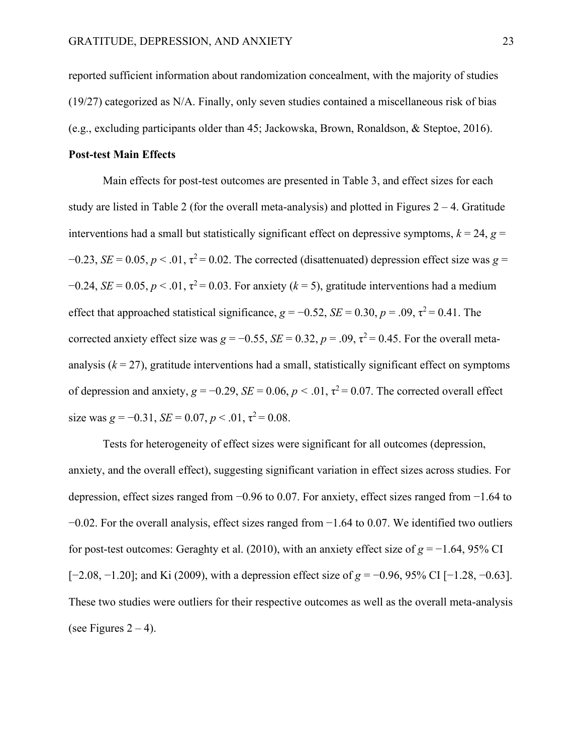reported sufficient information about randomization concealment, with the majority of studies (19/27) categorized as N/A. Finally, only seven studies contained a miscellaneous risk of bias (e.g., excluding participants older than 45; Jackowska, Brown, Ronaldson, & Steptoe, 2016).

**Post-test Main Effects**

Main effects for post-test outcomes are presented in Table 3, and effect sizes for each study are listed in Table 2 (for the overall meta-analysis) and plotted in Figures 2 – 4. Gratitude interventions had a small but statistically significant effect on depressive symptoms, $k = 24$, $g = -0.23$, $SE = 0.05$, $p < .01$, $\tau^2 = 0.02$. The corrected (disattenuated) depression effect size was $g = -0.24$, $SE = 0.05$, $p < .01$, $\tau^2 = 0.03$. For anxiety ($k = 5$), gratitude interventions had a medium effect that approached statistical significance, $g = -0.52$, $SE = 0.30$, $p = .09$, $\tau^2 = 0.41$. The corrected anxiety effect size was $g = -0.55$, $SE = 0.32$, $p = .09$, $\tau^2 = 0.45$. For the overall meta-analysis ($k = 27$), gratitude interventions had a small, statistically significant effect on symptoms of depression and anxiety, $g = -0.29$, $SE = 0.06$, $p < .01$, $\tau^2 = 0.07$. The corrected overall effect size was $g = -0.31$, $SE = 0.07$, $p < .01$, $\tau^2 = 0.08$.

Tests for heterogeneity of effect sizes were significant for all outcomes (depression, anxiety, and the overall effect), suggesting significant variation in effect sizes across studies. For depression, effect sizes ranged from −0.96 to 0.07. For anxiety, effect sizes ranged from −1.64 to −0.02. For the overall analysis, effect sizes ranged from −1.64 to 0.07. We identified two outliers for post-test outcomes: Geraghty et al. (2010), with an anxiety effect size of $g = -1.64$, 95% CI [−2.08, −1.20]; and Ki (2009), with a depression effect size of $g = -0.96$, 95% CI [−1.28, −0.63]. These two studies were outliers for their respective outcomes as well as the overall meta-analysis (see Figures 2 – 4).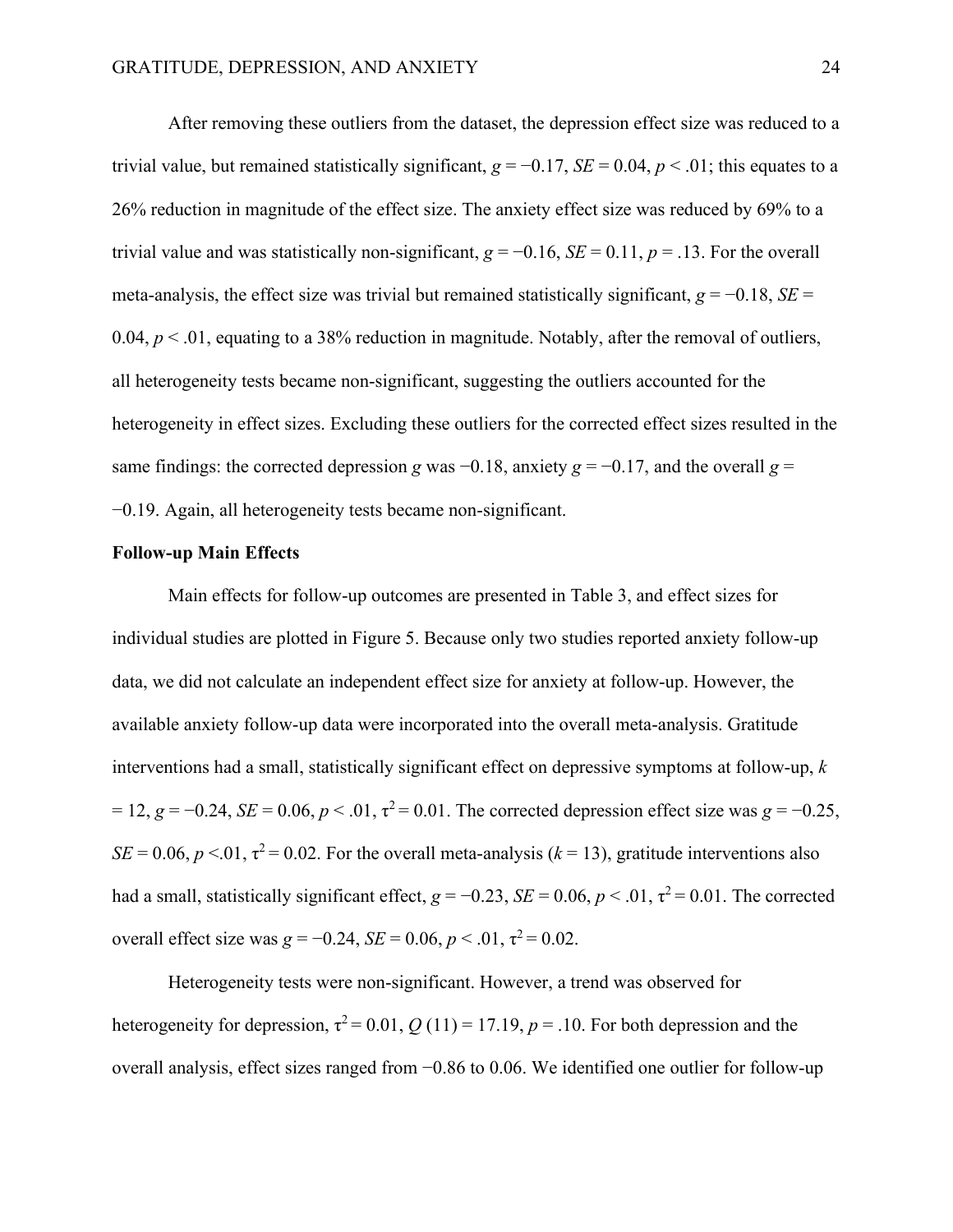After removing these outliers from the dataset, the depression effect size was reduced to a trivial value, but remained statistically significant, $g = -0.17$, $SE = 0.04$, $p < .01$; this equates to a 26% reduction in magnitude of the effect size. The anxiety effect size was reduced by 69% to a trivial value and was statistically non-significant, $g = -0.16$, $SE = 0.11$, $p = .13$. For the overall meta-analysis, the effect size was trivial but remained statistically significant, $g = -0.18$, $SE = 0.04$, $p < .01$, equating to a 38% reduction in magnitude. Notably, after the removal of outliers, all heterogeneity tests became non-significant, suggesting the outliers accounted for the heterogeneity in effect sizes. Excluding these outliers for the corrected effect sizes resulted in the same findings: the corrected depression $g$ was −0.18, anxiety $g = -0.17$, and the overall $g = -0.19$. Again, all heterogeneity tests became non-significant.

**Follow-up Main Effects**

Main effects for follow-up outcomes are presented in Table 3, and effect sizes for individual studies are plotted in Figure 5. Because only two studies reported anxiety follow-up data, we did not calculate an independent effect size for anxiety at follow-up. However, the available anxiety follow-up data were incorporated into the overall meta-analysis. Gratitude interventions had a small, statistically significant effect on depressive symptoms at follow-up, $k = 12$, $g = -0.24$, $SE = 0.06$, $p < .01$, $\tau^2 = 0.01$. The corrected depression effect size was $g = -0.25$, $SE = 0.06$, $p < .01$, $\tau^2 = 0.02$. For the overall meta-analysis ($k = 13$), gratitude interventions also had a small, statistically significant effect, $g = -0.23$, $SE = 0.06$, $p < .01$, $\tau^2 = 0.01$. The corrected overall effect size was $g = -0.24$, $SE = 0.06$, $p < .01$, $\tau^2 = 0.02$.

Heterogeneity tests were non-significant. However, a trend was observed for heterogeneity for depression, $\tau^2 = 0.01$, $Q(11) = 17.19$, $p = .10$. For both depression and the overall analysis, effect sizes ranged from −0.86 to 0.06. We identified one outlier for follow-up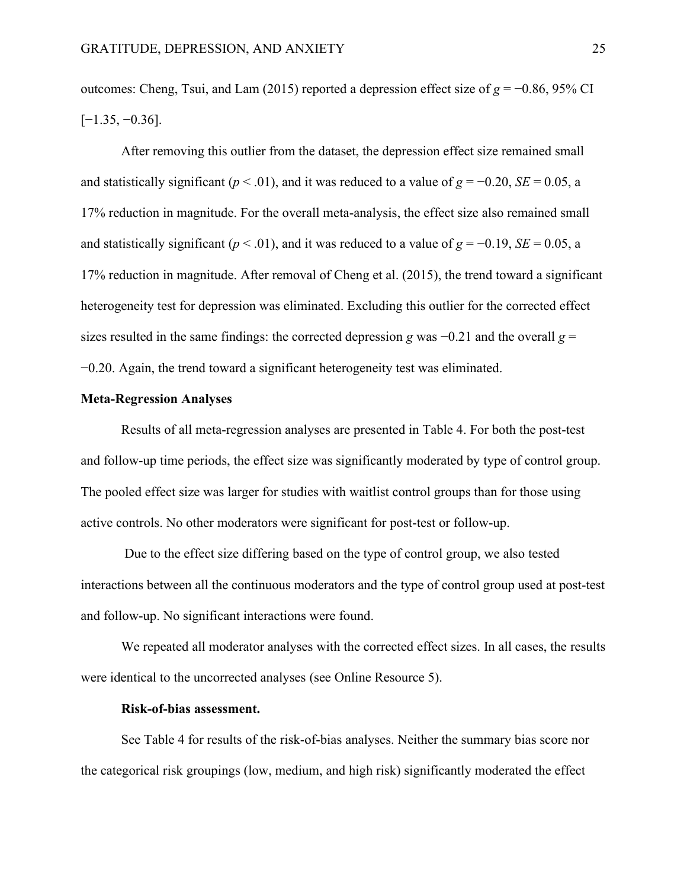outcomes: Cheng, Tsui, and Lam (2015) reported a depression effect size of $g = -0.86$, 95% CI [−1.35, −0.36].

After removing this outlier from the dataset, the depression effect size remained small and statistically significant ($p < .01$), and it was reduced to a value of $g = -0.20$, $SE = 0.05$, a 17% reduction in magnitude. For the overall meta-analysis, the effect size also remained small and statistically significant ($p < .01$), and it was reduced to a value of $g = -0.19$, $SE = 0.05$, a 17% reduction in magnitude. After removal of Cheng et al. (2015), the trend toward a significant heterogeneity test for depression was eliminated. Excluding this outlier for the corrected effect sizes resulted in the same findings: the corrected depression $g$ was −0.21 and the overall $g$ = −0.20. Again, the trend toward a significant heterogeneity test was eliminated.

## Meta-Regression Analyses

Results of all meta-regression analyses are presented in Table 4. For both the post-test and follow-up time periods, the effect size was significantly moderated by type of control group. The pooled effect size was larger for studies with waitlist control groups than for those using active controls. No other moderators were significant for post-test or follow-up.

Due to the effect size differing based on the type of control group, we also tested interactions between all the continuous moderators and the type of control group used at post-test and follow-up. No significant interactions were found.

We repeated all moderator analyses with the corrected effect sizes. In all cases, the results were identical to the uncorrected analyses (see Online Resource 5).

### Risk-of-bias assessment.

See Table 4 for results of the risk-of-bias analyses. Neither the summary bias score nor the categorical risk groupings (low, medium, and high risk) significantly moderated the effect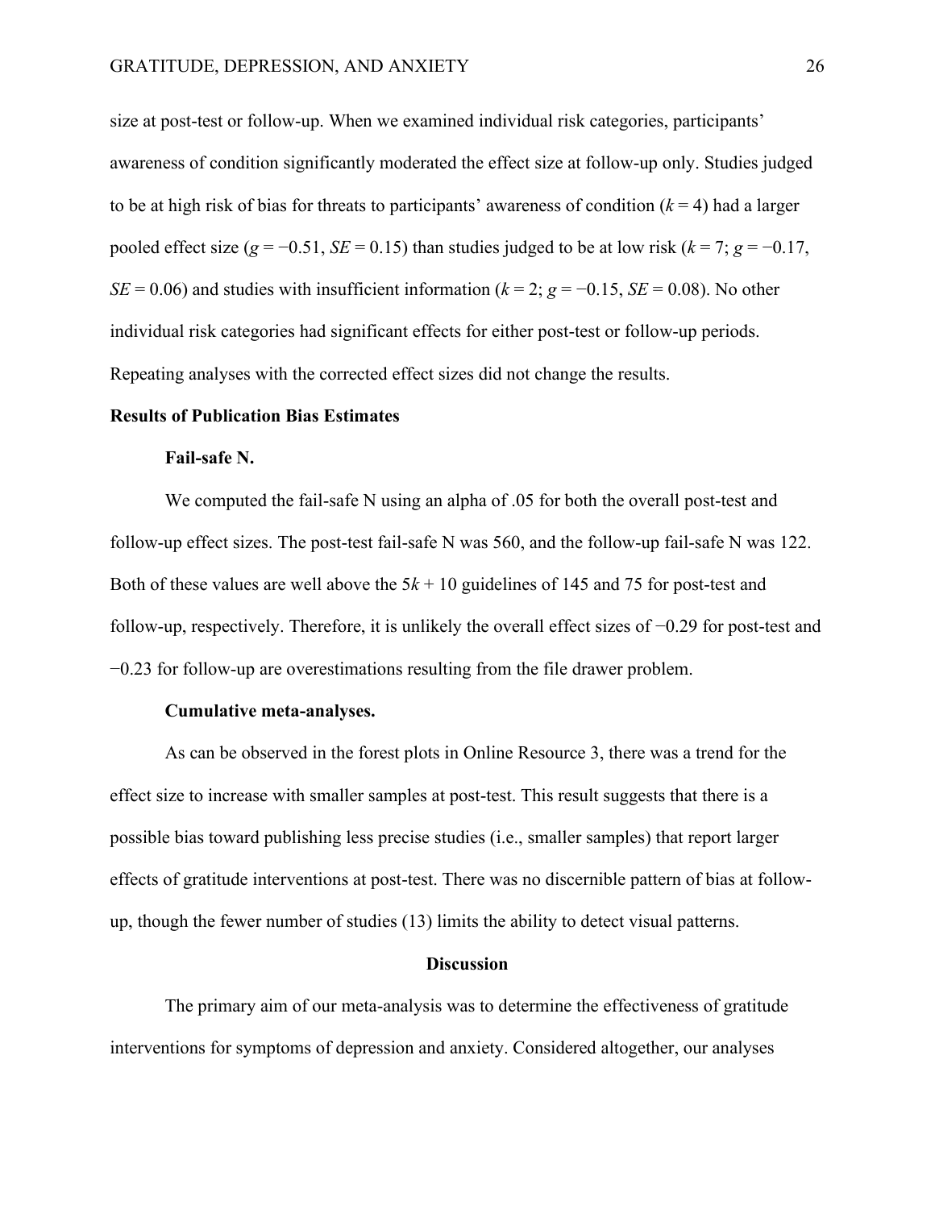size at post-test or follow-up. When we examined individual risk categories, participants' awareness of condition significantly moderated the effect size at follow-up only. Studies judged to be at high risk of bias for threats to participants' awareness of condition ($k = 4$) had a larger pooled effect size ($g = -0.51$, $SE = 0.15$) than studies judged to be at low risk ($k = 7$; $g = -0.17$, $SE = 0.06$) and studies with insufficient information ($k = 2$; $g = -0.15$, $SE = 0.08$). No other individual risk categories had significant effects for either post-test or follow-up periods. Repeating analyses with the corrected effect sizes did not change the results.

## Results of Publication Bias Estimates

### Fail-safe N.

We computed the fail-safe N using an alpha of .05 for both the overall post-test and follow-up effect sizes. The post-test fail-safe N was 560, and the follow-up fail-safe N was 122. Both of these values are well above the $5k + 10$ guidelines of 145 and 75 for post-test and follow-up, respectively. Therefore, it is unlikely the overall effect sizes of −0.29 for post-test and −0.23 for follow-up are overestimations resulting from the file drawer problem.

### Cumulative meta-analyses.

As can be observed in the forest plots in Online Resource 3, there was a trend for the effect size to increase with smaller samples at post-test. This result suggests that there is a possible bias toward publishing less precise studies (i.e., smaller samples) that report larger effects of gratitude interventions at post-test. There was no discernible pattern of bias at follow-up, though the fewer number of studies (13) limits the ability to detect visual patterns.

# Discussion

The primary aim of our meta-analysis was to determine the effectiveness of gratitude interventions for symptoms of depression and anxiety. Considered altogether, our analyses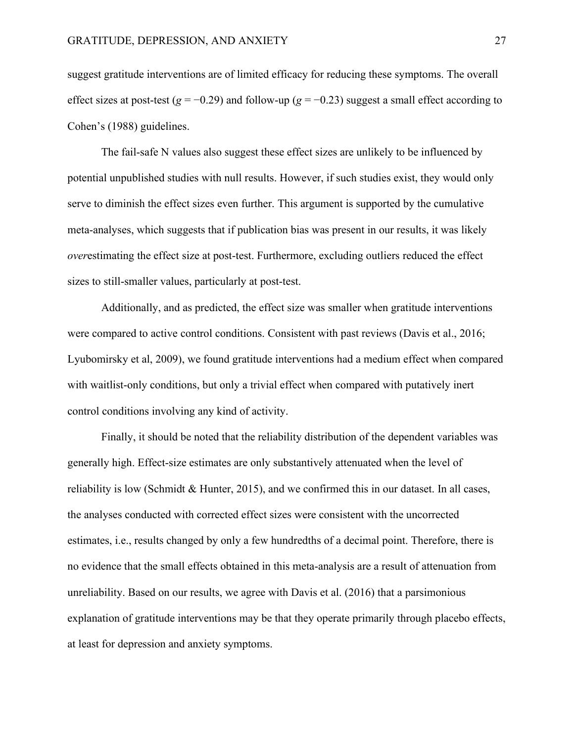suggest gratitude interventions are of limited efficacy for reducing these symptoms. The overall effect sizes at post-test ($g = -0.29$) and follow-up ($g = -0.23$) suggest a small effect according to Cohen's (1988) guidelines.

The fail-safe N values also suggest these effect sizes are unlikely to be influenced by potential unpublished studies with null results. However, if such studies exist, they would only serve to diminish the effect sizes even further. This argument is supported by the cumulative meta-analyses, which suggests that if publication bias was present in our results, it was likely *over*estimating the effect size at post-test. Furthermore, excluding outliers reduced the effect sizes to still-smaller values, particularly at post-test.

Additionally, and as predicted, the effect size was smaller when gratitude interventions were compared to active control conditions. Consistent with past reviews (Davis et al., 2016; Lyubomirsky et al, 2009), we found gratitude interventions had a medium effect when compared with waitlist-only conditions, but only a trivial effect when compared with putatively inert control conditions involving any kind of activity.

Finally, it should be noted that the reliability distribution of the dependent variables was generally high. Effect-size estimates are only substantively attenuated when the level of reliability is low (Schmidt & Hunter, 2015), and we confirmed this in our dataset. In all cases, the analyses conducted with corrected effect sizes were consistent with the uncorrected estimates, i.e., results changed by only a few hundredths of a decimal point. Therefore, there is no evidence that the small effects obtained in this meta-analysis are a result of attenuation from unreliability. Based on our results, we agree with Davis et al. (2016) that a parsimonious explanation of gratitude interventions may be that they operate primarily through placebo effects, at least for depression and anxiety symptoms.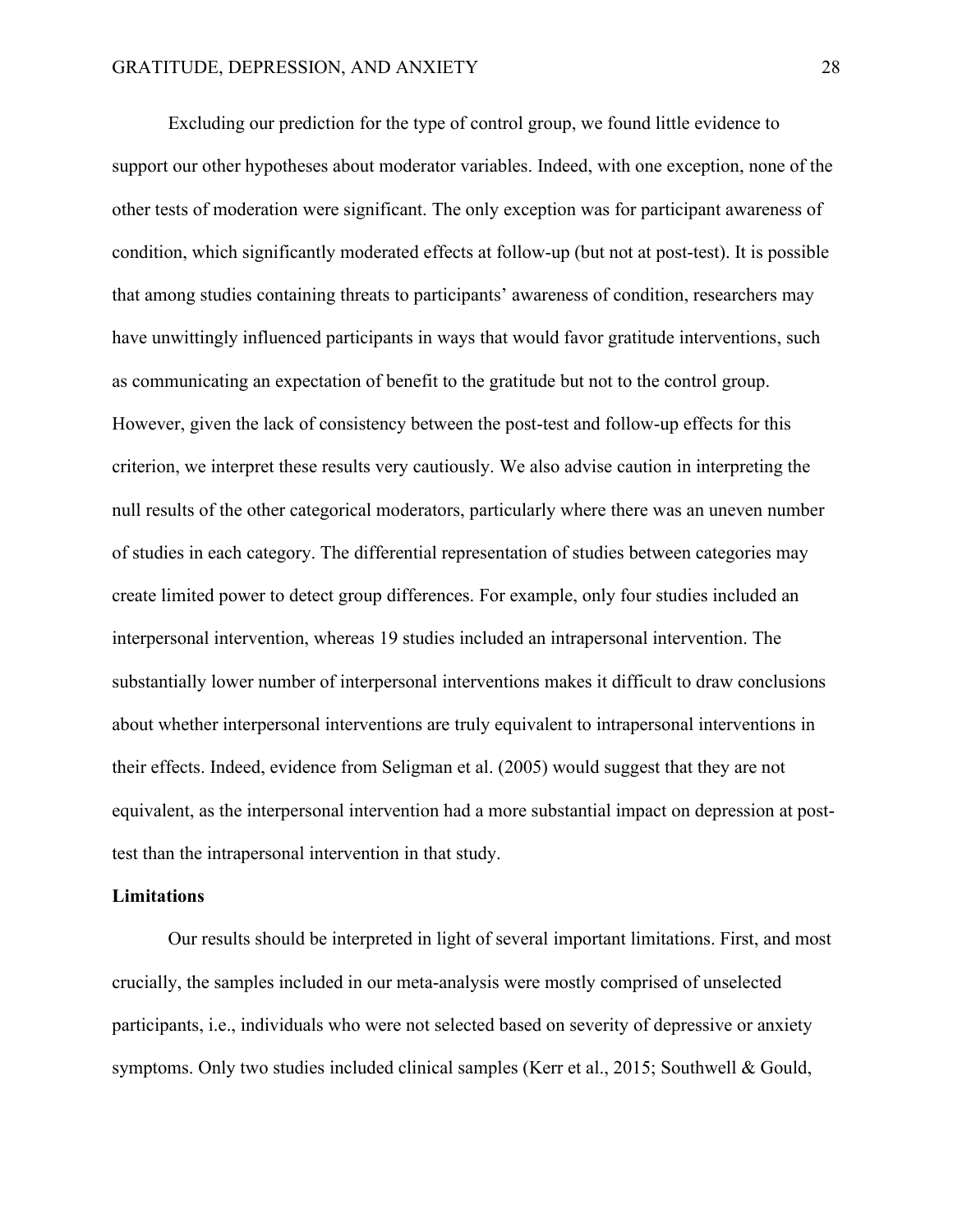Excluding our prediction for the type of control group, we found little evidence to support our other hypotheses about moderator variables. Indeed, with one exception, none of the other tests of moderation were significant. The only exception was for participant awareness of condition, which significantly moderated effects at follow-up (but not at post-test). It is possible that among studies containing threats to participants' awareness of condition, researchers may have unwittingly influenced participants in ways that would favor gratitude interventions, such as communicating an expectation of benefit to the gratitude but not to the control group. However, given the lack of consistency between the post-test and follow-up effects for this criterion, we interpret these results very cautiously. We also advise caution in interpreting the null results of the other categorical moderators, particularly where there was an uneven number of studies in each category. The differential representation of studies between categories may create limited power to detect group differences. For example, only four studies included an interpersonal intervention, whereas 19 studies included an intrapersonal intervention. The substantially lower number of interpersonal interventions makes it difficult to draw conclusions about whether interpersonal interventions are truly equivalent to intrapersonal interventions in their effects. Indeed, evidence from Seligman et al. (2005) would suggest that they are not equivalent, as the interpersonal intervention had a more substantial impact on depression at post-test than the intrapersonal intervention in that study.

## Limitations

Our results should be interpreted in light of several important limitations. First, and most crucially, the samples included in our meta-analysis were mostly comprised of unselected participants, i.e., individuals who were not selected based on severity of depressive or anxiety symptoms. Only two studies included clinical samples (Kerr et al., 2015; Southwell & Gould,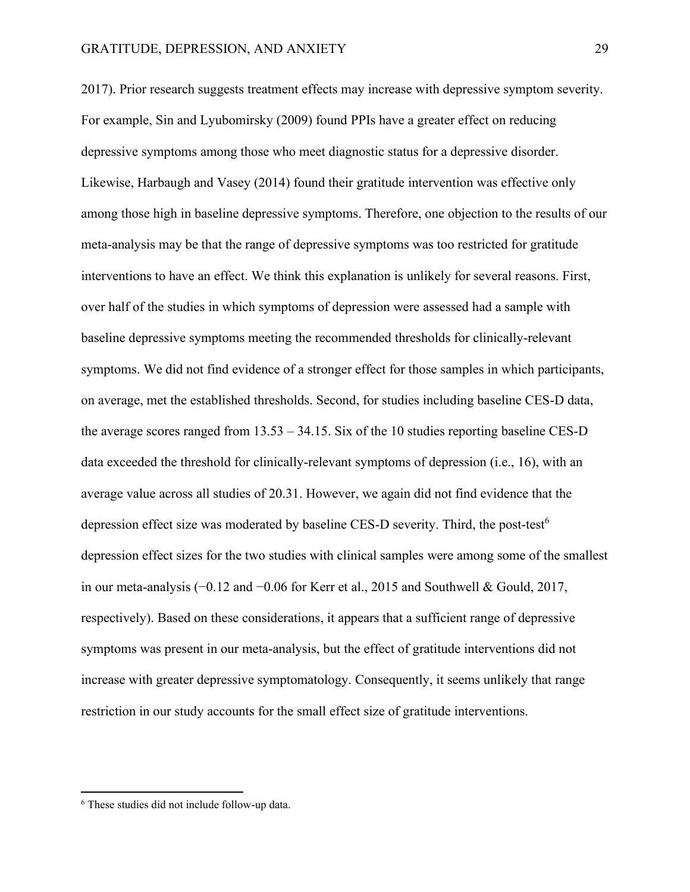2017). Prior research suggests treatment effects may increase with depressive symptom severity. For example, Sin and Lyubomirsky (2009) found PPIs have a greater effect on reducing depressive symptoms among those who meet diagnostic status for a depressive disorder. Likewise, Harbaugh and Vasey (2014) found their gratitude intervention was effective only among those high in baseline depressive symptoms. Therefore, one objection to the results of our meta-analysis may be that the range of depressive symptoms was too restricted for gratitude interventions to have an effect. We think this explanation is unlikely for several reasons. First, over half of the studies in which symptoms of depression were assessed had a sample with baseline depressive symptoms meeting the recommended thresholds for clinically-relevant symptoms. We did not find evidence of a stronger effect for those samples in which participants, on average, met the established thresholds. Second, for studies including baseline CES-D data, the average scores ranged from 13.53 – 34.15. Six of the 10 studies reporting baseline CES-D data exceeded the threshold for clinically-relevant symptoms of depression (i.e., 16), with an average value across all studies of 20.31. However, we again did not find evidence that the depression effect size was moderated by baseline CES-D severity. Third, the post-test[6] depression effect sizes for the two studies with clinical samples were among some of the smallest in our meta-analysis (−0.12 and −0.06 for Kerr et al., 2015 and Southwell & Gould, 2017, respectively). Based on these considerations, it appears that a sufficient range of depressive symptoms was present in our meta-analysis, but the effect of gratitude interventions did not increase with greater depressive symptomatology. Consequently, it seems unlikely that range restriction in our study accounts for the small effect size of gratitude interventions.

[6] These studies did not include follow-up data.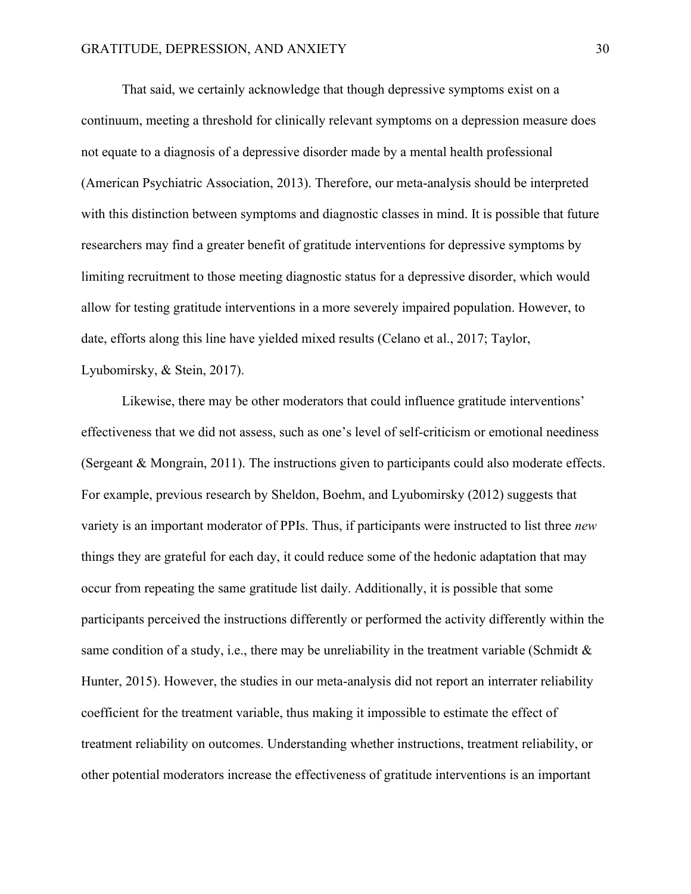That said, we certainly acknowledge that though depressive symptoms exist on a continuum, meeting a threshold for clinically relevant symptoms on a depression measure does not equate to a diagnosis of a depressive disorder made by a mental health professional (American Psychiatric Association, 2013). Therefore, our meta-analysis should be interpreted with this distinction between symptoms and diagnostic classes in mind. It is possible that future researchers may find a greater benefit of gratitude interventions for depressive symptoms by limiting recruitment to those meeting diagnostic status for a depressive disorder, which would allow for testing gratitude interventions in a more severely impaired population. However, to date, efforts along this line have yielded mixed results (Celano et al., 2017; Taylor, Lyubomirsky, & Stein, 2017).

Likewise, there may be other moderators that could influence gratitude interventions' effectiveness that we did not assess, such as one's level of self-criticism or emotional neediness (Sergeant & Mongrain, 2011). The instructions given to participants could also moderate effects. For example, previous research by Sheldon, Boehm, and Lyubomirsky (2012) suggests that variety is an important moderator of PPIs. Thus, if participants were instructed to list three *new* things they are grateful for each day, it could reduce some of the hedonic adaptation that may occur from repeating the same gratitude list daily. Additionally, it is possible that some participants perceived the instructions differently or performed the activity differently within the same condition of a study, i.e., there may be unreliability in the treatment variable (Schmidt & Hunter, 2015). However, the studies in our meta-analysis did not report an interrater reliability coefficient for the treatment variable, thus making it impossible to estimate the effect of treatment reliability on outcomes. Understanding whether instructions, treatment reliability, or other potential moderators increase the effectiveness of gratitude interventions is an important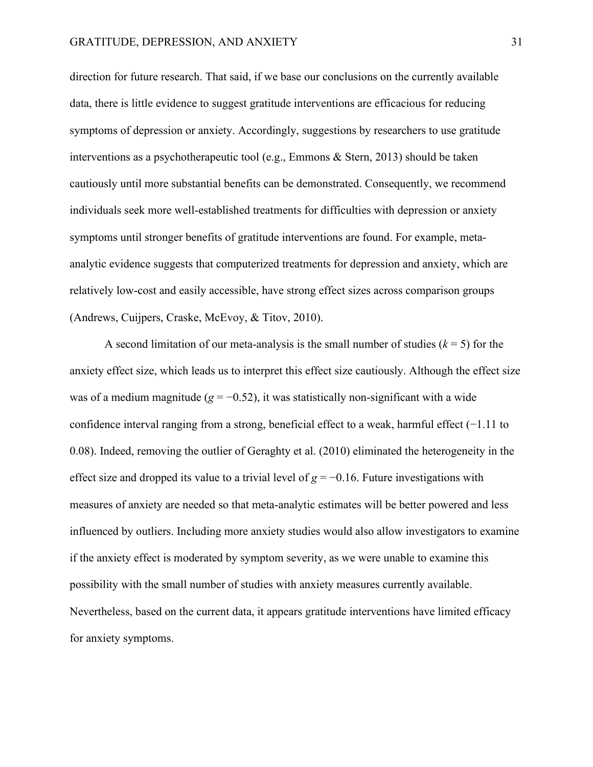direction for future research. That said, if we base our conclusions on the currently available data, there is little evidence to suggest gratitude interventions are efficacious for reducing symptoms of depression or anxiety. Accordingly, suggestions by researchers to use gratitude interventions as a psychotherapeutic tool (e.g., Emmons & Stern, 2013) should be taken cautiously until more substantial benefits can be demonstrated. Consequently, we recommend individuals seek more well-established treatments for difficulties with depression or anxiety symptoms until stronger benefits of gratitude interventions are found. For example, meta-analytic evidence suggests that computerized treatments for depression and anxiety, which are relatively low-cost and easily accessible, have strong effect sizes across comparison groups (Andrews, Cuijpers, Craske, McEvoy, & Titov, 2010).

A second limitation of our meta-analysis is the small number of studies ($k = 5$) for the anxiety effect size, which leads us to interpret this effect size cautiously. Although the effect size was of a medium magnitude ($g = -0.52$), it was statistically non-significant with a wide confidence interval ranging from a strong, beneficial effect to a weak, harmful effect ($-1.11$ to $0.08$). Indeed, removing the outlier of Geraghty et al. (2010) eliminated the heterogeneity in the effect size and dropped its value to a trivial level of $g = -0.16$. Future investigations with measures of anxiety are needed so that meta-analytic estimates will be better powered and less influenced by outliers. Including more anxiety studies would also allow investigators to examine if the anxiety effect is moderated by symptom severity, as we were unable to examine this possibility with the small number of studies with anxiety measures currently available. Nevertheless, based on the current data, it appears gratitude interventions have limited efficacy for anxiety symptoms.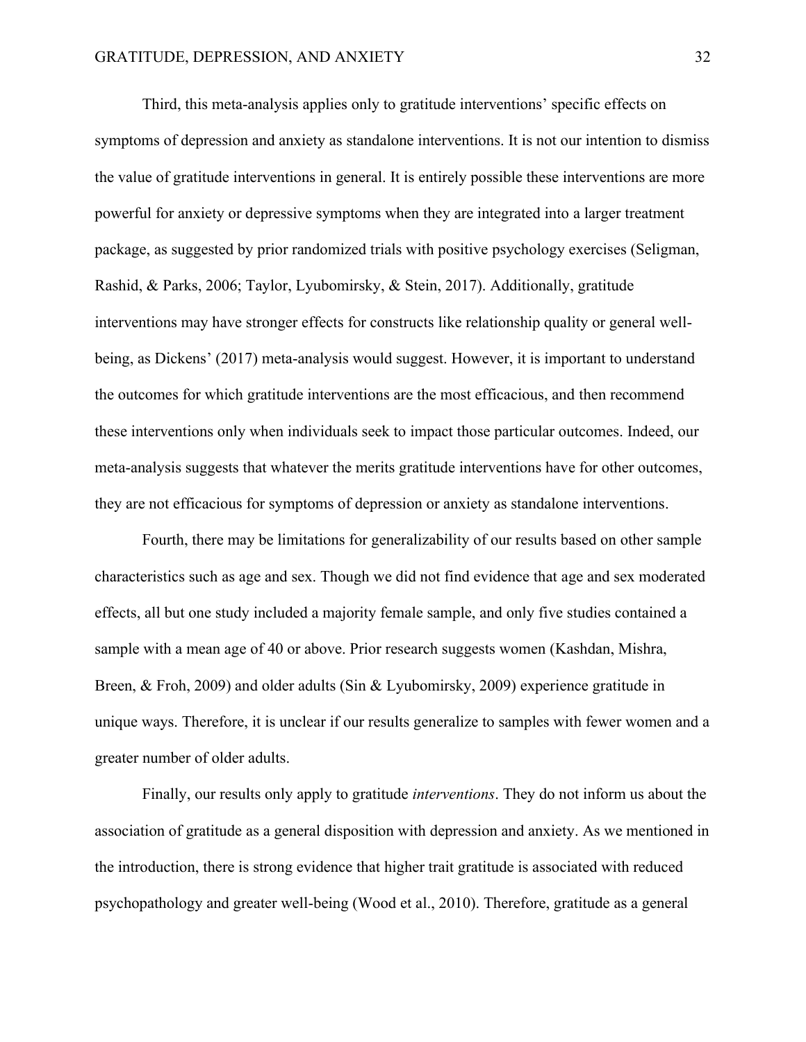Third, this meta-analysis applies only to gratitude interventions' specific effects on symptoms of depression and anxiety as standalone interventions. It is not our intention to dismiss the value of gratitude interventions in general. It is entirely possible these interventions are more powerful for anxiety or depressive symptoms when they are integrated into a larger treatment package, as suggested by prior randomized trials with positive psychology exercises (Seligman, Rashid, & Parks, 2006; Taylor, Lyubomirsky, & Stein, 2017). Additionally, gratitude interventions may have stronger effects for constructs like relationship quality or general well-being, as Dickens' (2017) meta-analysis would suggest. However, it is important to understand the outcomes for which gratitude interventions are the most efficacious, and then recommend these interventions only when individuals seek to impact those particular outcomes. Indeed, our meta-analysis suggests that whatever the merits gratitude interventions have for other outcomes, they are not efficacious for symptoms of depression or anxiety as standalone interventions.

Fourth, there may be limitations for generalizability of our results based on other sample characteristics such as age and sex. Though we did not find evidence that age and sex moderated effects, all but one study included a majority female sample, and only five studies contained a sample with a mean age of 40 or above. Prior research suggests women (Kashdan, Mishra, Breen, & Froh, 2009) and older adults (Sin & Lyubomirsky, 2009) experience gratitude in unique ways. Therefore, it is unclear if our results generalize to samples with fewer women and a greater number of older adults.

Finally, our results only apply to gratitude *interventions*. They do not inform us about the association of gratitude as a general disposition with depression and anxiety. As we mentioned in the introduction, there is strong evidence that higher trait gratitude is associated with reduced psychopathology and greater well-being (Wood et al., 2010). Therefore, gratitude as a general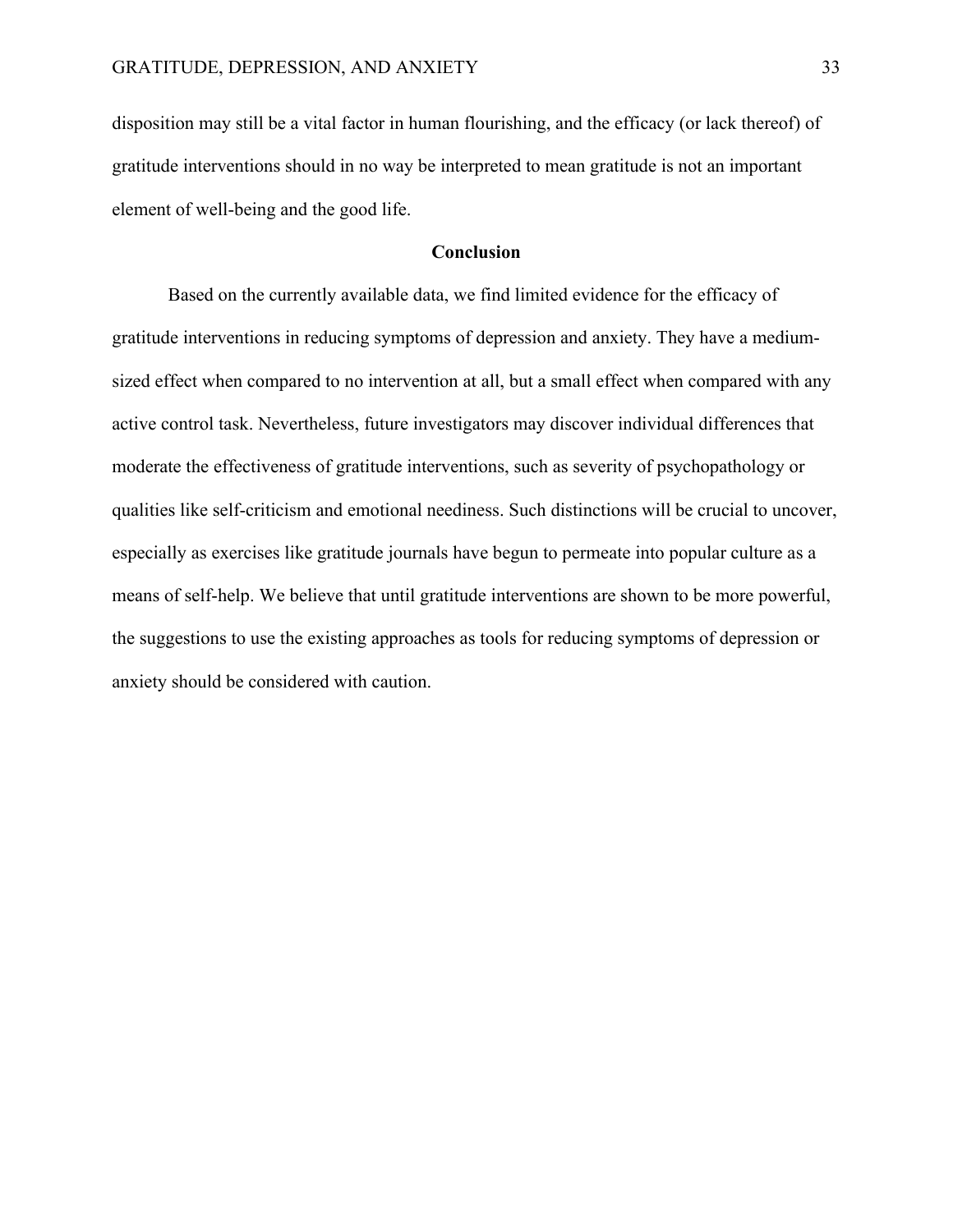disposition may still be a vital factor in human flourishing, and the efficacy (or lack thereof) of gratitude interventions should in no way be interpreted to mean gratitude is not an important element of well-being and the good life.

## Conclusion

Based on the currently available data, we find limited evidence for the efficacy of gratitude interventions in reducing symptoms of depression and anxiety. They have a medium-sized effect when compared to no intervention at all, but a small effect when compared with any active control task. Nevertheless, future investigators may discover individual differences that moderate the effectiveness of gratitude interventions, such as severity of psychopathology or qualities like self-criticism and emotional neediness. Such distinctions will be crucial to uncover, especially as exercises like gratitude journals have begun to permeate into popular culture as a means of self-help. We believe that until gratitude interventions are shown to be more powerful, the suggestions to use the existing approaches as tools for reducing symptoms of depression or anxiety should be considered with caution.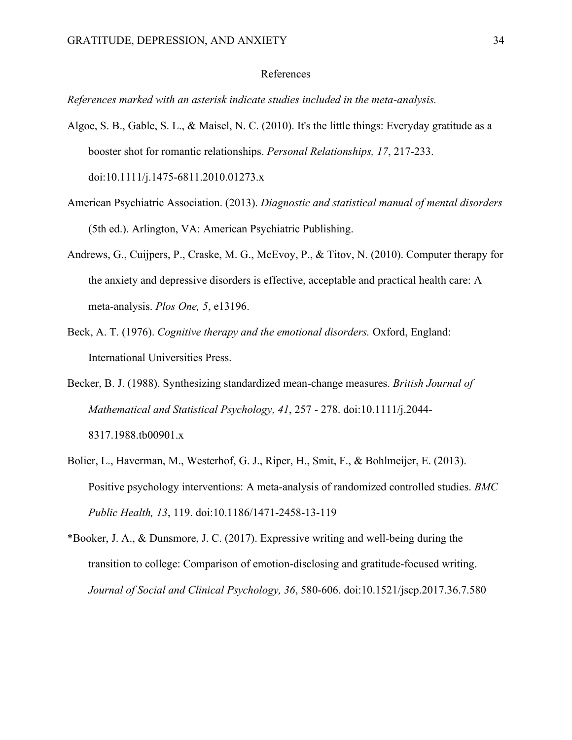# References

*References marked with an asterisk indicate studies included in the meta-analysis.*

Algoe, S. B., Gable, S. L., & Maisel, N. C. (2010). It's the little things: Everyday gratitude as a booster shot for romantic relationships. *Personal Relationships, 17*, 217-233. doi:10.1111/j.1475-6811.2010.01273.x

American Psychiatric Association. (2013). *Diagnostic and statistical manual of mental disorders* (5th ed.). Arlington, VA: American Psychiatric Publishing.

Andrews, G., Cuijpers, P., Craske, M. G., McEvoy, P., & Titov, N. (2010). Computer therapy for the anxiety and depressive disorders is effective, acceptable and practical health care: A meta-analysis. *Plos One, 5*, e13196.

Beck, A. T. (1976). *Cognitive therapy and the emotional disorders.* Oxford, England: International Universities Press.

Becker, B. J. (1988). Synthesizing standardized mean-change measures. *British Journal of Mathematical and Statistical Psychology, 41*, 257 - 278. doi:10.1111/j.2044-8317.1988.tb00901.x

Bolier, L., Haverman, M., Westerhof, G. J., Riper, H., Smit, F., & Bohlmeijer, E. (2013). Positive psychology interventions: A meta-analysis of randomized controlled studies. *BMC Public Health, 13*, 119. doi:10.1186/1471-2458-13-119

*Booker, J. A., & Dunsmore, J. C. (2017). Expressive writing and well-being during the transition to college: Comparison of emotion-disclosing and gratitude-focused writing. *Journal of Social and Clinical Psychology, 36*, 580-606. doi:10.1521/jscp.2017.36.7.580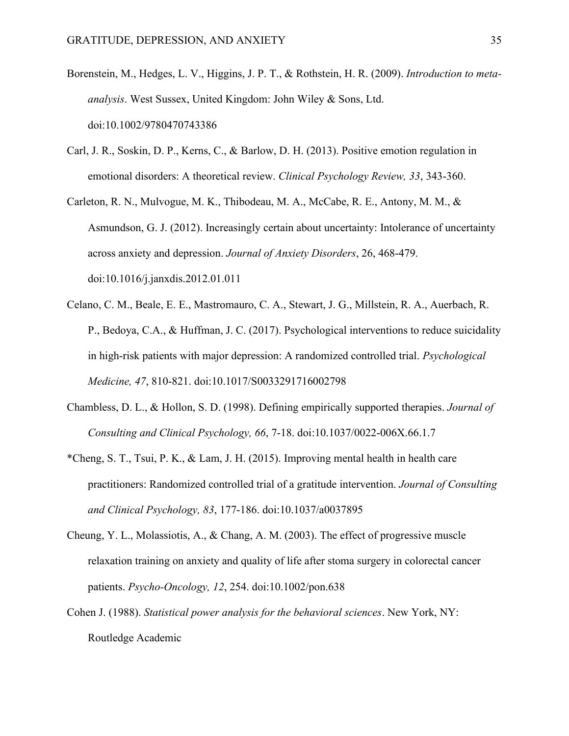Borenstein, M., Hedges, L. V., Higgins, J. P. T., & Rothstein, H. R. (2009). *Introduction to meta-analysis*. West Sussex, United Kingdom: John Wiley & Sons, Ltd. doi:10.1002/9780470743386

Carl, J. R., Soskin, D. P., Kerns, C., & Barlow, D. H. (2013). Positive emotion regulation in emotional disorders: A theoretical review. *Clinical Psychology Review, 33*, 343-360.

Carleton, R. N., Mulvogue, M. K., Thibodeau, M. A., McCabe, R. E., Antony, M. M., & Asmundson, G. J. (2012). Increasingly certain about uncertainty: Intolerance of uncertainty across anxiety and depression. *Journal of Anxiety Disorders*, 26, 468-479. doi:10.1016/j.janxdis.2012.01.011

Celano, C. M., Beale, E. E., Mastromauro, C. A., Stewart, J. G., Millstein, R. A., Auerbach, R. P., Bedoya, C.A., & Huffman, J. C. (2017). Psychological interventions to reduce suicidality in high-risk patients with major depression: A randomized controlled trial. *Psychological Medicine, 47*, 810-821. doi:10.1017/S0033291716002798

Chambless, D. L., & Hollon, S. D. (1998). Defining empirically supported therapies. *Journal of Consulting and Clinical Psychology, 66*, 7-18. doi:10.1037/0022-006X.66.1.7

*Cheng, S. T., Tsui, P. K., & Lam, J. H. (2015). Improving mental health in health care practitioners: Randomized controlled trial of a gratitude intervention. *Journal of Consulting and Clinical Psychology, 83*, 177-186. doi:10.1037/a0037895

Cheung, Y. L., Molassiotis, A., & Chang, A. M. (2003). The effect of progressive muscle relaxation training on anxiety and quality of life after stoma surgery in colorectal cancer patients. *Psycho-Oncology, 12*, 254. doi:10.1002/pon.638

Cohen J. (1988). *Statistical power analysis for the behavioral sciences*. New York, NY: Routledge Academic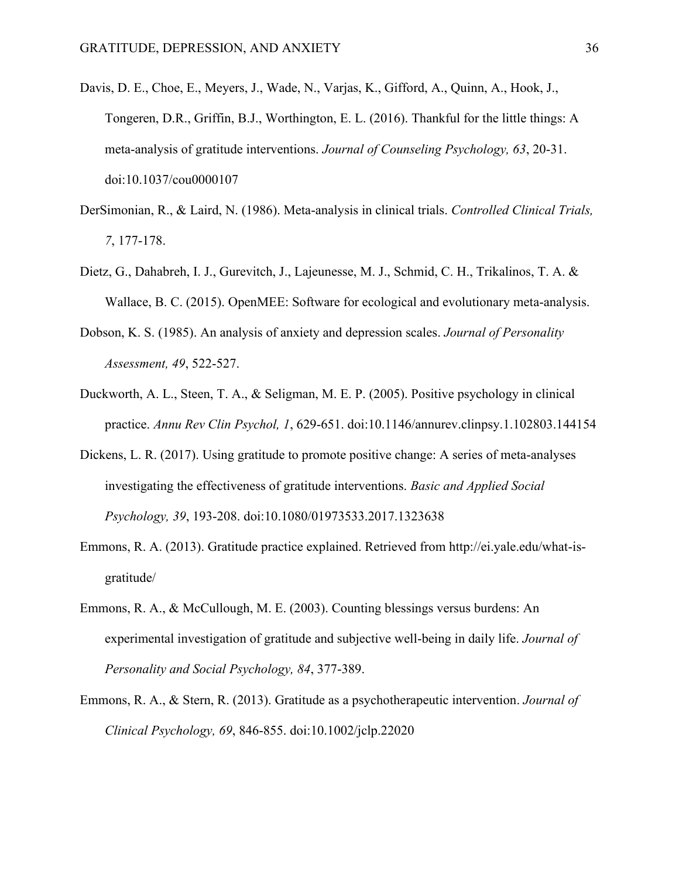Davis, D. E., Choe, E., Meyers, J., Wade, N., Varjas, K., Gifford, A., Quinn, A., Hook, J., Tongeren, D.R., Griffin, B.J., Worthington, E. L. (2016). Thankful for the little things: A meta-analysis of gratitude interventions. *Journal of Counseling Psychology, 63*, 20-31. doi:10.1037/cou0000107

DerSimonian, R., & Laird, N. (1986). Meta-analysis in clinical trials. *Controlled Clinical Trials, 7*, 177-178.

Dietz, G., Dahabreh, I. J., Gurevitch, J., Lajeunesse, M. J., Schmid, C. H., Trikalinos, T. A. & Wallace, B. C. (2015). OpenMEE: Software for ecological and evolutionary meta-analysis.

Dobson, K. S. (1985). An analysis of anxiety and depression scales. *Journal of Personality Assessment, 49*, 522-527.

Duckworth, A. L., Steen, T. A., & Seligman, M. E. P. (2005). Positive psychology in clinical practice. *Annu Rev Clin Psychol, 1*, 629-651. doi:10.1146/annurev.clinpsy.1.102803.144154

Dickens, L. R. (2017). Using gratitude to promote positive change: A series of meta-analyses investigating the effectiveness of gratitude interventions. *Basic and Applied Social Psychology, 39*, 193-208. doi:10.1080/01973533.2017.1323638

Emmons, R. A. (2013). Gratitude practice explained. Retrieved from http://ei.yale.edu/what-is-gratitude/

Emmons, R. A., & McCullough, M. E. (2003). Counting blessings versus burdens: An experimental investigation of gratitude and subjective well-being in daily life. *Journal of Personality and Social Psychology, 84*, 377-389.

Emmons, R. A., & Stern, R. (2013). Gratitude as a psychotherapeutic intervention. *Journal of Clinical Psychology, 69*, 846-855. doi:10.1002/jclp.22020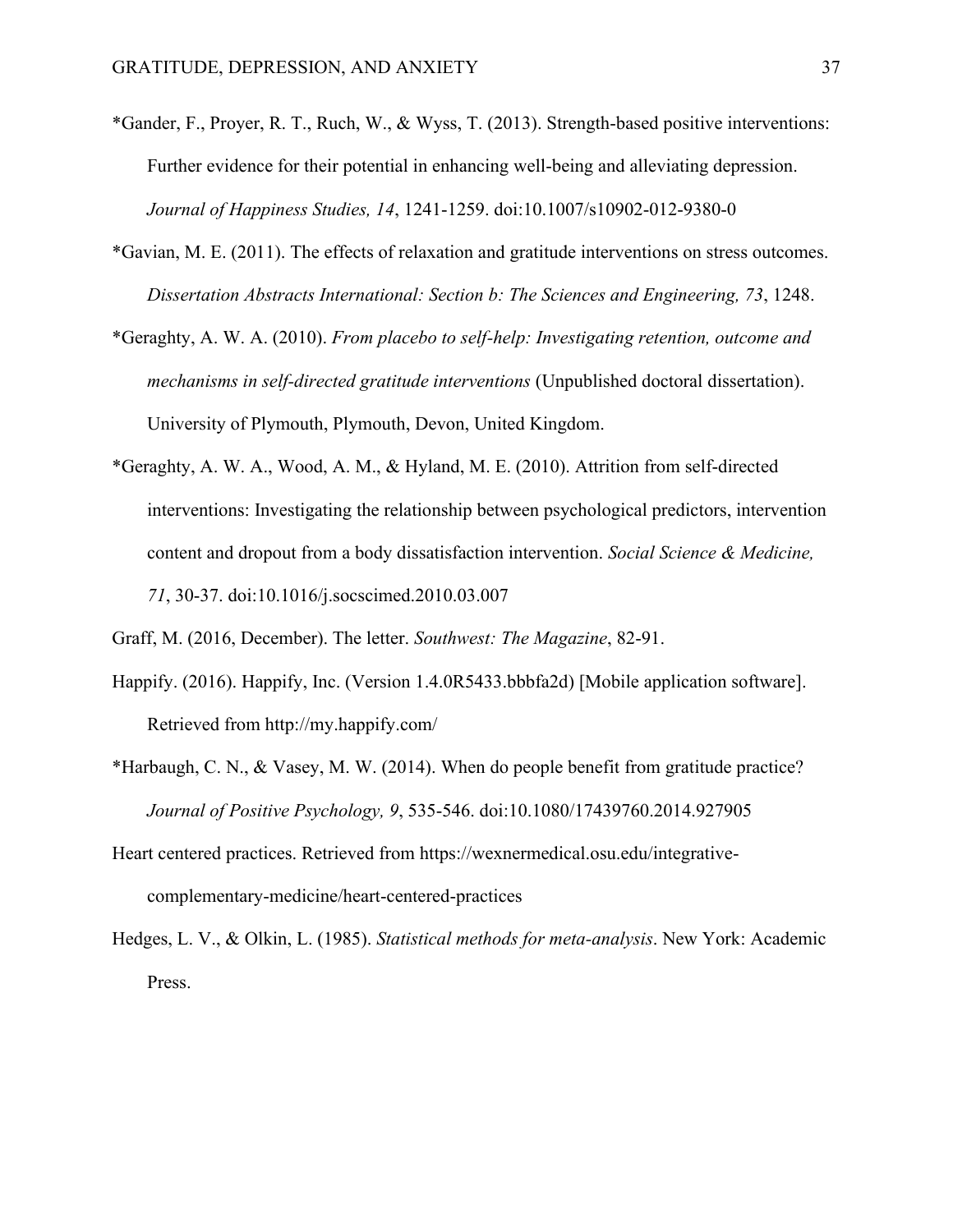*Gander, F., Proyer, R. T., Ruch, W., & Wyss, T. (2013). Strength-based positive interventions: Further evidence for their potential in enhancing well-being and alleviating depression. *Journal of Happiness Studies, 14*, 1241-1259. doi:10.1007/s10902-012-9380-0

*Gavian, M. E. (2011). The effects of relaxation and gratitude interventions on stress outcomes. *Dissertation Abstracts International: Section b: The Sciences and Engineering, 73*, 1248.

*Geraghty, A. W. A. (2010). *From placebo to self-help: Investigating retention, outcome and mechanisms in self-directed gratitude interventions* (Unpublished doctoral dissertation). University of Plymouth, Plymouth, Devon, United Kingdom.

*Geraghty, A. W. A., Wood, A. M., & Hyland, M. E. (2010). Attrition from self-directed interventions: Investigating the relationship between psychological predictors, intervention content and dropout from a body dissatisfaction intervention. *Social Science & Medicine, 71*, 30-37. doi:10.1016/j.socscimed.2010.03.007

Graff, M. (2016, December). The letter. *Southwest: The Magazine*, 82-91.

Happify. (2016). Happify, Inc. (Version 1.4.0R5433.bbbfa2d) [Mobile application software]. Retrieved from http://my.happify.com/

*Harbaugh, C. N., & Vasey, M. W. (2014). When do people benefit from gratitude practice? *Journal of Positive Psychology, 9*, 535-546. doi:10.1080/17439760.2014.927905

Heart centered practices. Retrieved from https://wexnermedical.osu.edu/integrative-complementary-medicine/heart-centered-practices

Hedges, L. V., & Olkin, L. (1985). *Statistical methods for meta-analysis*. New York: Academic Press.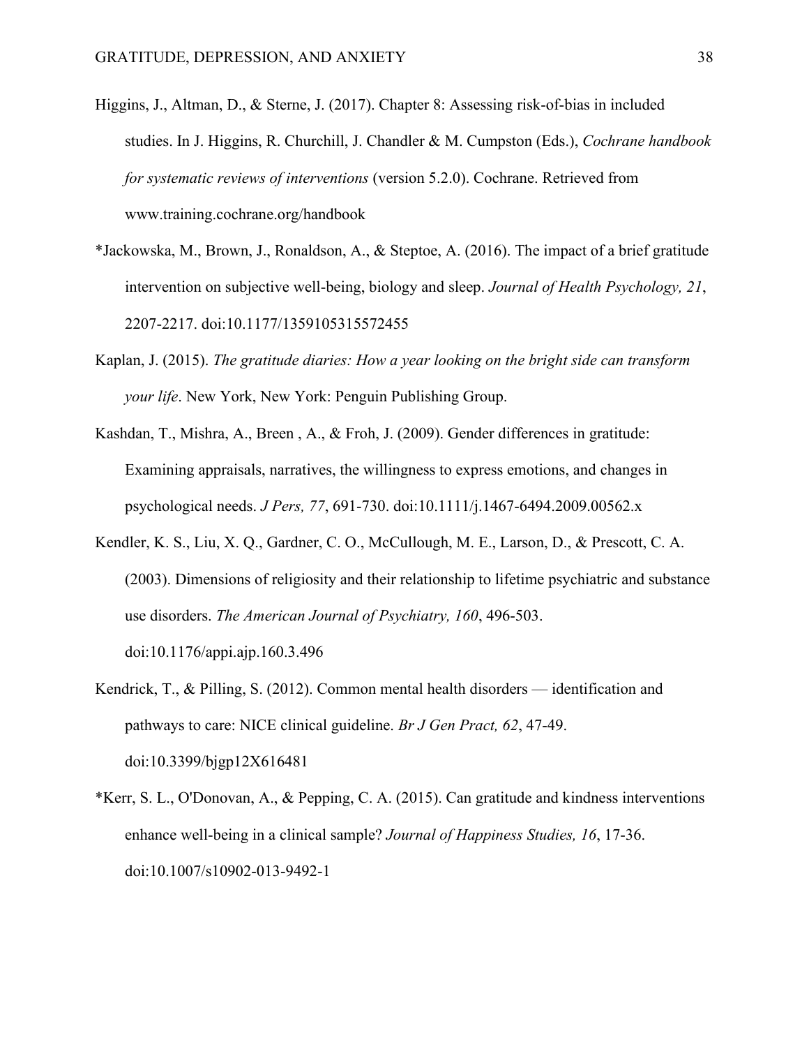Higgins, J., Altman, D., & Sterne, J. (2017). Chapter 8: Assessing risk-of-bias in included studies. In J. Higgins, R. Churchill, J. Chandler & M. Cumpston (Eds.), *Cochrane handbook for systematic reviews of interventions* (version 5.2.0). Cochrane. Retrieved from www.training.cochrane.org/handbook

*Jackowska, M., Brown, J., Ronaldson, A., & Steptoe, A. (2016). The impact of a brief gratitude intervention on subjective well-being, biology and sleep. *Journal of Health Psychology, 21*, 2207-2217. doi:10.1177/1359105315572455

Kaplan, J. (2015). *The gratitude diaries: How a year looking on the bright side can transform your life*. New York, New York: Penguin Publishing Group.

Kashdan, T., Mishra, A., Breen , A., & Froh, J. (2009). Gender differences in gratitude: Examining appraisals, narratives, the willingness to express emotions, and changes in psychological needs. *J Pers, 77*, 691-730. doi:10.1111/j.1467-6494.2009.00562.x

Kendler, K. S., Liu, X. Q., Gardner, C. O., McCullough, M. E., Larson, D., & Prescott, C. A. (2003). Dimensions of religiosity and their relationship to lifetime psychiatric and substance use disorders. *The American Journal of Psychiatry, 160*, 496-503. doi:10.1176/appi.ajp.160.3.496

Kendrick, T., & Pilling, S. (2012). Common mental health disorders — identification and pathways to care: NICE clinical guideline. *Br J Gen Pract, 62*, 47-49. doi:10.3399/bjgp12X616481

*Kerr, S. L., O'Donovan, A., & Pepping, C. A. (2015). Can gratitude and kindness interventions enhance well-being in a clinical sample? *Journal of Happiness Studies, 16*, 17-36. doi:10.1007/s10902-013-9492-1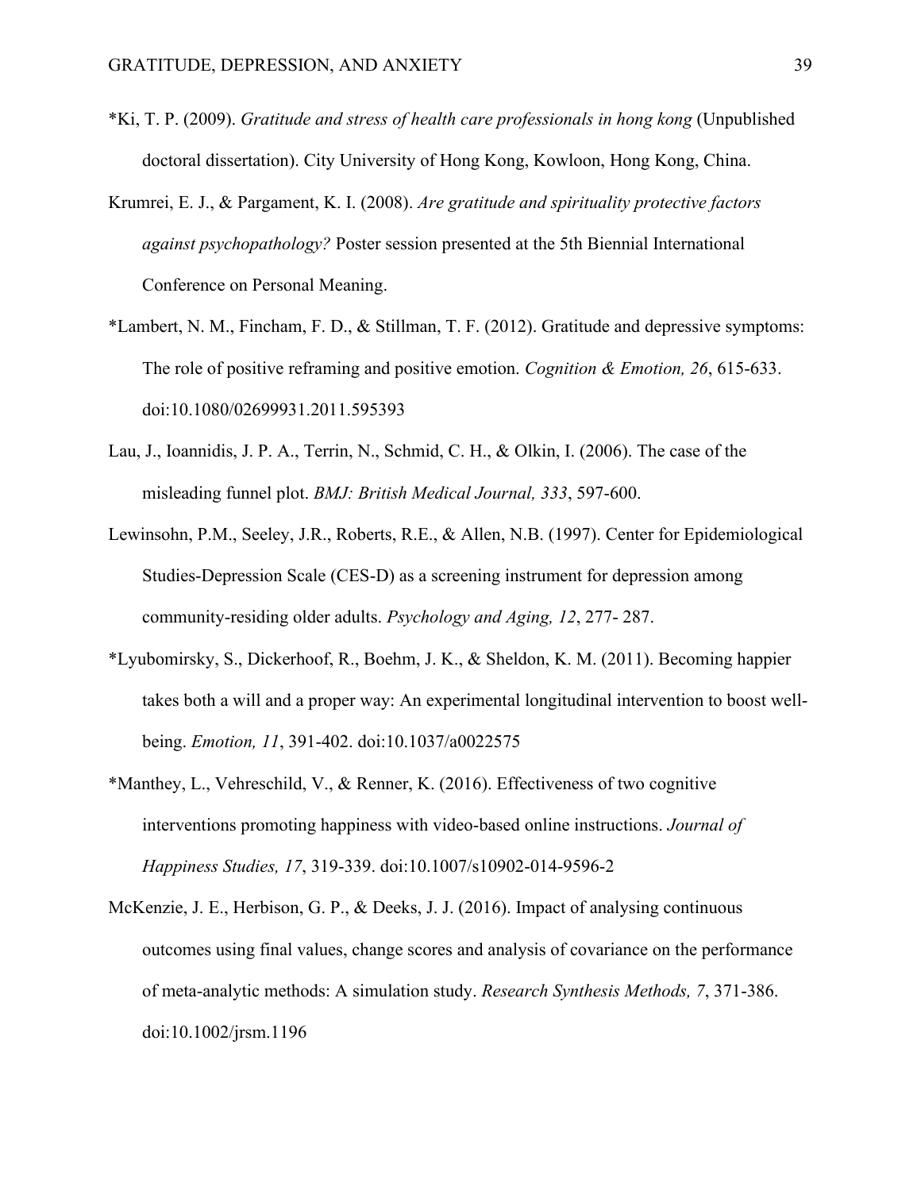*Ki, T. P. (2009). *Gratitude and stress of health care professionals in hong kong* (Unpublished doctoral dissertation). City University of Hong Kong, Kowloon, Hong Kong, China.

Krumrei, E. J., & Pargament, K. I. (2008). *Are gratitude and spirituality protective factors against psychopathology?* Poster session presented at the 5th Biennial International Conference on Personal Meaning.

*Lambert, N. M., Fincham, F. D., & Stillman, T. F. (2012). Gratitude and depressive symptoms: The role of positive reframing and positive emotion. *Cognition & Emotion, 26*, 615-633. doi:10.1080/02699931.2011.595393

Lau, J., Ioannidis, J. P. A., Terrin, N., Schmid, C. H., & Olkin, I. (2006). The case of the misleading funnel plot. *BMJ: British Medical Journal, 333*, 597-600.

Lewinsohn, P.M., Seeley, J.R., Roberts, R.E., & Allen, N.B. (1997). Center for Epidemiological Studies-Depression Scale (CES-D) as a screening instrument for depression among community-residing older adults. *Psychology and Aging, 12*, 277- 287.

*Lyubomirsky, S., Dickerhoof, R., Boehm, J. K., & Sheldon, K. M. (2011). Becoming happier takes both a will and a proper way: An experimental longitudinal intervention to boost well-being. *Emotion, 11*, 391-402. doi:10.1037/a0022575

*Manthey, L., Vehreschild, V., & Renner, K. (2016). Effectiveness of two cognitive interventions promoting happiness with video-based online instructions. *Journal of Happiness Studies, 17*, 319-339. doi:10.1007/s10902-014-9596-2

McKenzie, J. E., Herbison, G. P., & Deeks, J. J. (2016). Impact of analysing continuous outcomes using final values, change scores and analysis of covariance on the performance of meta-analytic methods: A simulation study. *Research Synthesis Methods, 7*, 371-386. doi:10.1002/jrsm.1196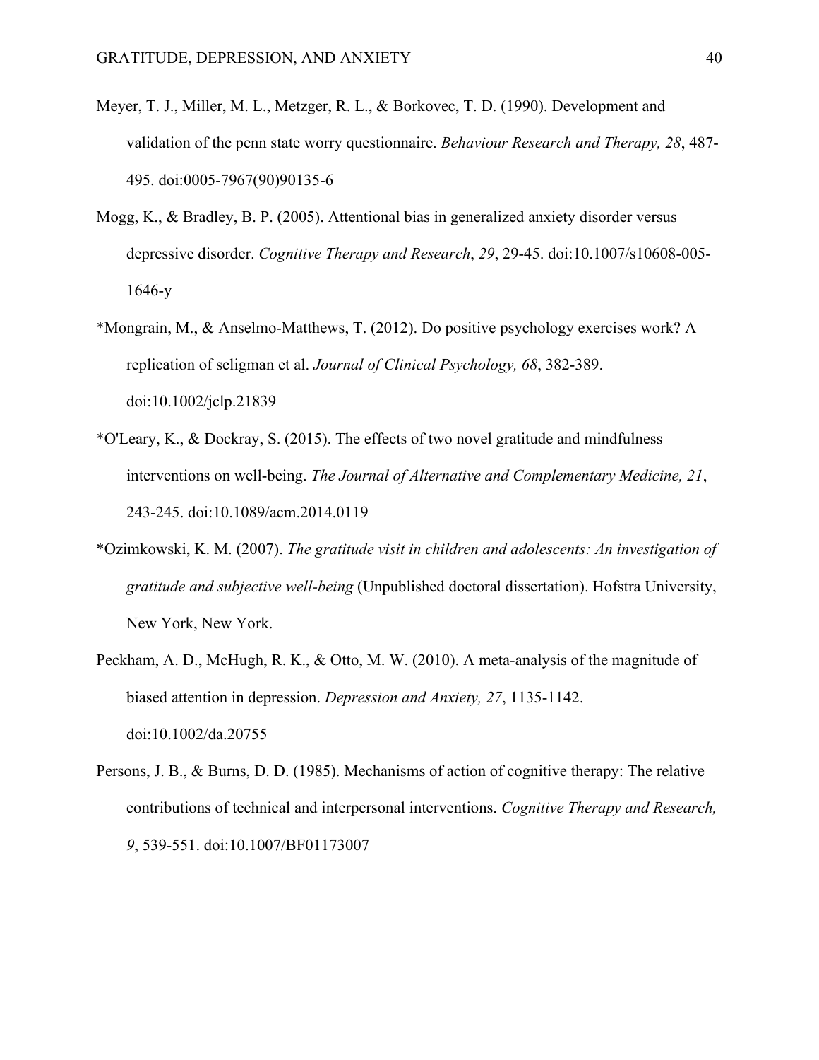Meyer, T. J., Miller, M. L., Metzger, R. L., & Borkovec, T. D. (1990). Development and validation of the penn state worry questionnaire. *Behaviour Research and Therapy, 28*, 487-495. doi:0005-7967(90)90135-6

Mogg, K., & Bradley, B. P. (2005). Attentional bias in generalized anxiety disorder versus depressive disorder. *Cognitive Therapy and Research*, *29*, 29-45. doi:10.1007/s10608-005-1646-y

*Mongrain, M., & Anselmo-Matthews, T. (2012). Do positive psychology exercises work? A replication of seligman et al. *Journal of Clinical Psychology, 68*, 382-389. doi:10.1002/jclp.21839

*O'Leary, K., & Dockray, S. (2015). The effects of two novel gratitude and mindfulness interventions on well-being. *The Journal of Alternative and Complementary Medicine, 21*, 243-245. doi:10.1089/acm.2014.0119

*Ozimkowski, K. M. (2007). *The gratitude visit in children and adolescents: An investigation of gratitude and subjective well-being* (Unpublished doctoral dissertation). Hofstra University, New York, New York.

Peckham, A. D., McHugh, R. K., & Otto, M. W. (2010). A meta-analysis of the magnitude of biased attention in depression. *Depression and Anxiety, 27*, 1135-1142. doi:10.1002/da.20755

Persons, J. B., & Burns, D. D. (1985). Mechanisms of action of cognitive therapy: The relative contributions of technical and interpersonal interventions. *Cognitive Therapy and Research, 9*, 539-551. doi:10.1007/BF01173007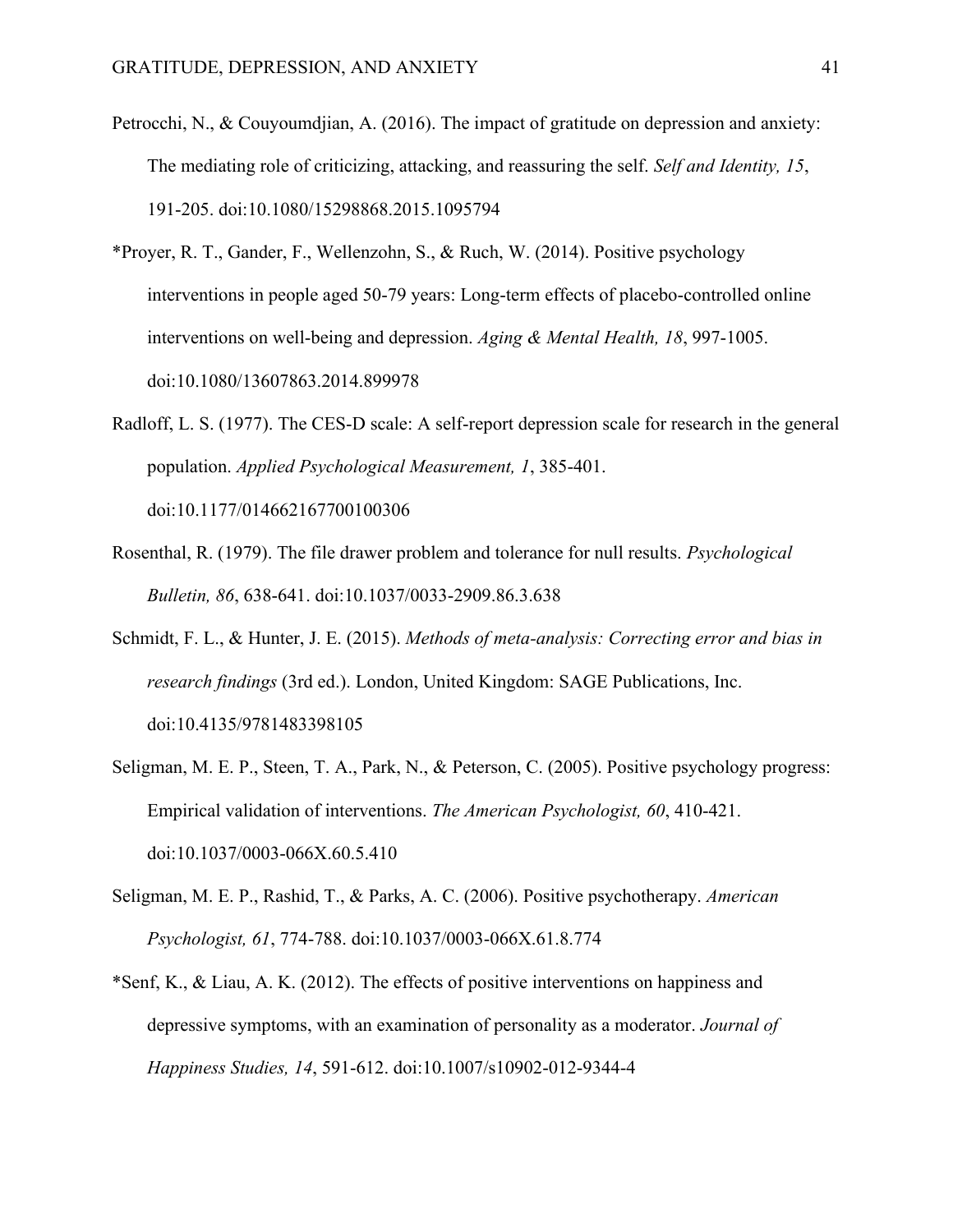Petrocchi, N., & Couyoumdjian, A. (2016). The impact of gratitude on depression and anxiety: The mediating role of criticizing, attacking, and reassuring the self. *Self and Identity, 15*, 191-205. doi:10.1080/15298868.2015.1095794

*Proyer, R. T., Gander, F., Wellenzohn, S., & Ruch, W. (2014). Positive psychology interventions in people aged 50-79 years: Long-term effects of placebo-controlled online interventions on well-being and depression. *Aging & Mental Health, 18*, 997-1005. doi:10.1080/13607863.2014.899978

Radloff, L. S. (1977). The CES-D scale: A self-report depression scale for research in the general population. *Applied Psychological Measurement, 1*, 385-401. doi:10.1177/014662167700100306

Rosenthal, R. (1979). The file drawer problem and tolerance for null results. *Psychological Bulletin, 86*, 638-641. doi:10.1037/0033-2909.86.3.638

Schmidt, F. L., & Hunter, J. E. (2015). *Methods of meta-analysis: Correcting error and bias in research findings* (3rd ed.). London, United Kingdom: SAGE Publications, Inc. doi:10.4135/9781483398105

Seligman, M. E. P., Steen, T. A., Park, N., & Peterson, C. (2005). Positive psychology progress: Empirical validation of interventions. *The American Psychologist, 60*, 410-421. doi:10.1037/0003-066X.60.5.410

Seligman, M. E. P., Rashid, T., & Parks, A. C. (2006). Positive psychotherapy. *American Psychologist, 61*, 774-788. doi:10.1037/0003-066X.61.8.774

*Senf, K., & Liau, A. K. (2012). The effects of positive interventions on happiness and depressive symptoms, with an examination of personality as a moderator. *Journal of Happiness Studies, 14*, 591-612. doi:10.1007/s10902-012-9344-4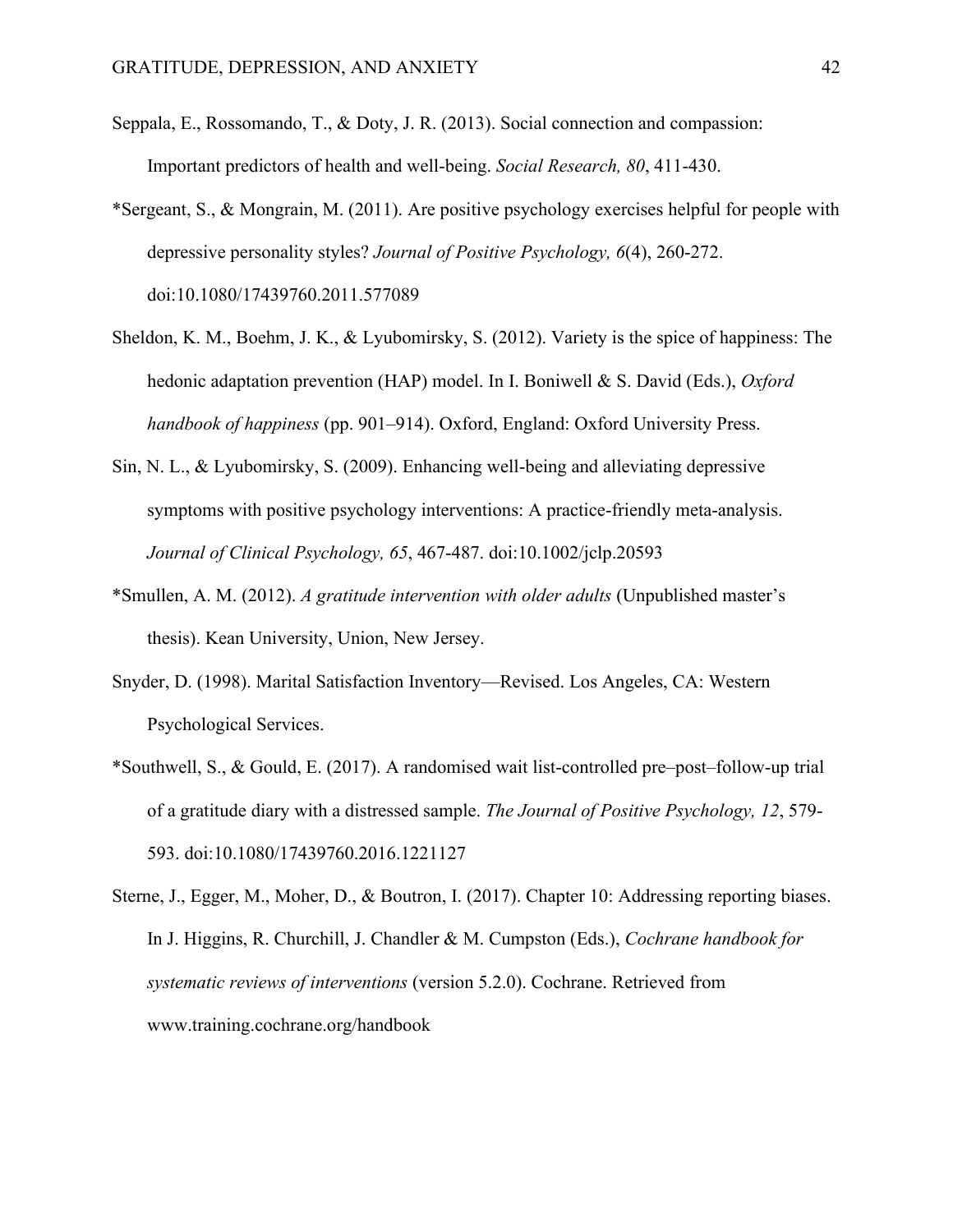Seppala, E., Rossomando, T., & Doty, J. R. (2013). Social connection and compassion: Important predictors of health and well-being. *Social Research, 80*, 411-430.

*Sergeant, S., & Mongrain, M. (2011). Are positive psychology exercises helpful for people with depressive personality styles? *Journal of Positive Psychology, 6*(4), 260-272. doi:10.1080/17439760.2011.577089

Sheldon, K. M., Boehm, J. K., & Lyubomirsky, S. (2012). Variety is the spice of happiness: The hedonic adaptation prevention (HAP) model. In I. Boniwell & S. David (Eds.), *Oxford handbook of happiness* (pp. 901–914). Oxford, England: Oxford University Press.

Sin, N. L., & Lyubomirsky, S. (2009). Enhancing well-being and alleviating depressive symptoms with positive psychology interventions: A practice-friendly meta-analysis. *Journal of Clinical Psychology, 65*, 467-487. doi:10.1002/jclp.20593

*Smullen, A. M. (2012). *A gratitude intervention with older adults* (Unpublished master's thesis). Kean University, Union, New Jersey.

Snyder, D. (1998). Marital Satisfaction Inventory—Revised. Los Angeles, CA: Western Psychological Services.

*Southwell, S., & Gould, E. (2017). A randomised wait list-controlled pre–post–follow-up trial of a gratitude diary with a distressed sample. *The Journal of Positive Psychology, 12*, 579-593. doi:10.1080/17439760.2016.1221127

Sterne, J., Egger, M., Moher, D., & Boutron, I. (2017). Chapter 10: Addressing reporting biases. In J. Higgins, R. Churchill, J. Chandler & M. Cumpston (Eds.), *Cochrane handbook for systematic reviews of interventions* (version 5.2.0). Cochrane. Retrieved from www.training.cochrane.org/handbook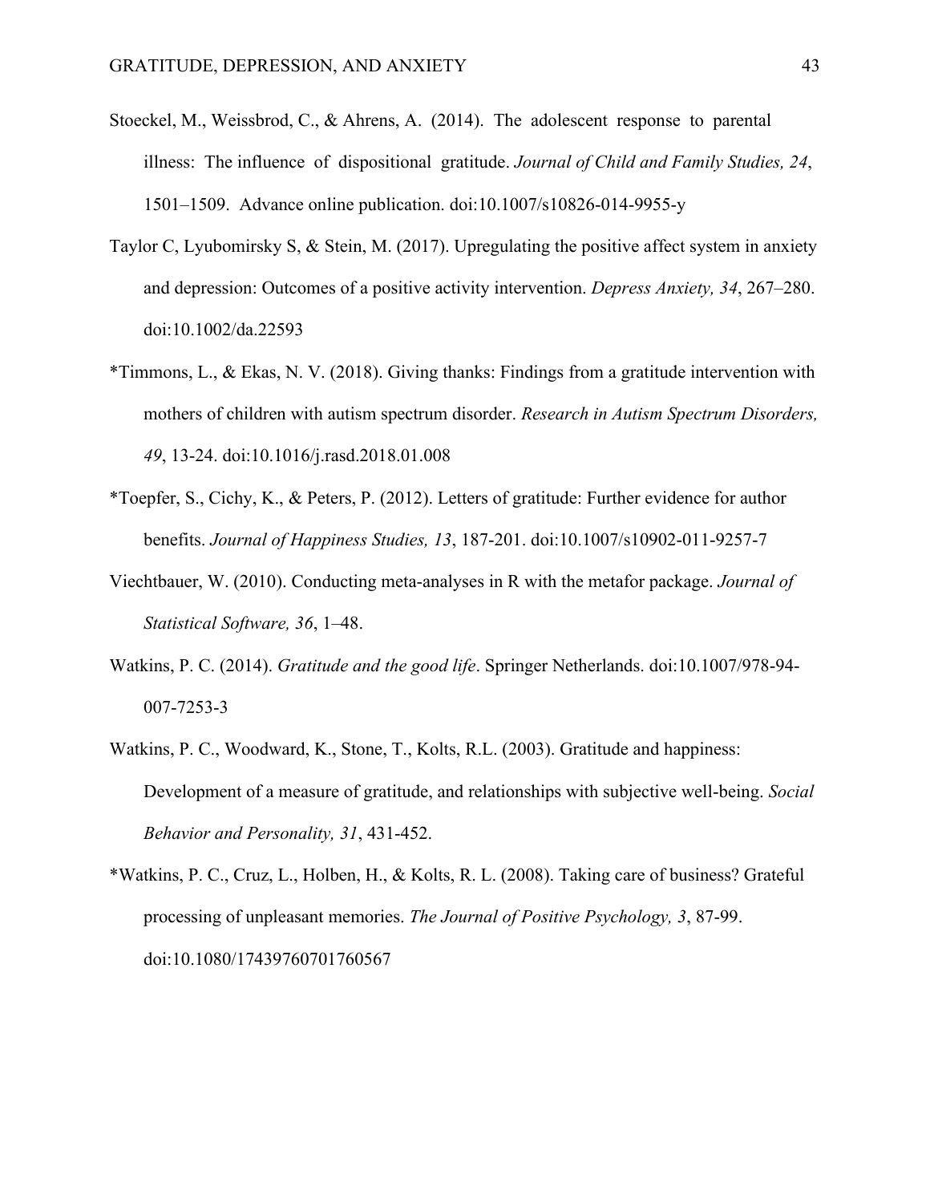Stoeckel, M., Weissbrod, C., & Ahrens, A. (2014). The adolescent response to parental illness: The influence of dispositional gratitude. *Journal of Child and Family Studies, 24*, 1501–1509. Advance online publication. doi:10.1007/s10826-014-9955-y

Taylor C, Lyubomirsky S, & Stein, M. (2017). Upregulating the positive affect system in anxiety and depression: Outcomes of a positive activity intervention. *Depress Anxiety, 34*, 267–280. doi:10.1002/da.22593

*Timmons, L., & Ekas, N. V. (2018). Giving thanks: Findings from a gratitude intervention with mothers of children with autism spectrum disorder. *Research in Autism Spectrum Disorders, 49*, 13-24. doi:10.1016/j.rasd.2018.01.008

*Toepfer, S., Cichy, K., & Peters, P. (2012). Letters of gratitude: Further evidence for author benefits. *Journal of Happiness Studies, 13*, 187-201. doi:10.1007/s10902-011-9257-7

Viechtbauer, W. (2010). Conducting meta-analyses in R with the metafor package. *Journal of Statistical Software, 36*, 1–48.

Watkins, P. C. (2014). *Gratitude and the good life*. Springer Netherlands. doi:10.1007/978-94-007-7253-3

Watkins, P. C., Woodward, K., Stone, T., Kolts, R.L. (2003). Gratitude and happiness: Development of a measure of gratitude, and relationships with subjective well-being. *Social Behavior and Personality, 31*, 431-452.

*Watkins, P. C., Cruz, L., Holben, H., & Kolts, R. L. (2008). Taking care of business? Grateful processing of unpleasant memories. *The Journal of Positive Psychology, 3*, 87-99. doi:10.1080/17439760701760567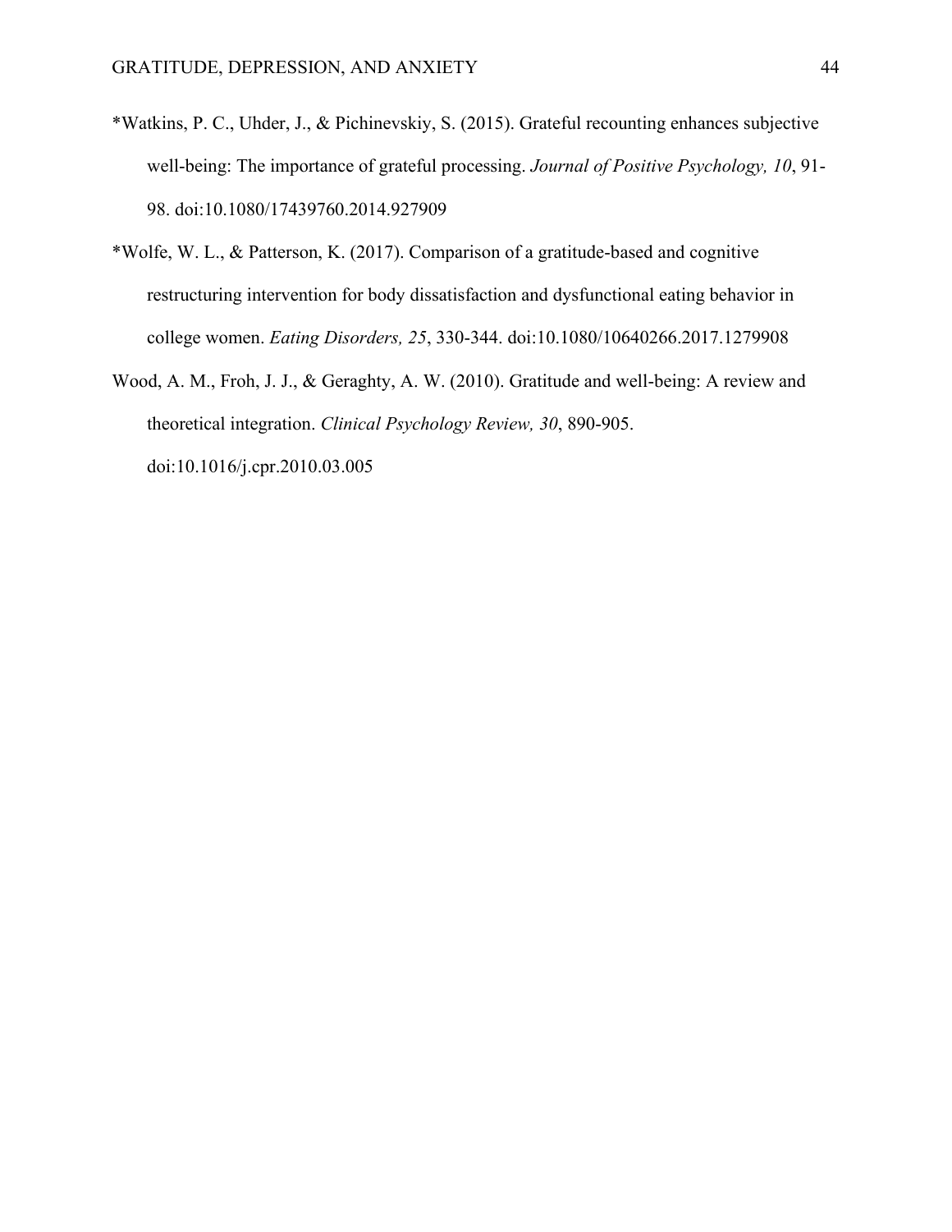*Watkins, P. C., Uhder, J., & Pichinevskiy, S. (2015). Grateful recounting enhances subjective well-being: The importance of grateful processing. *Journal of Positive Psychology, 10*, 91-98. doi:10.1080/17439760.2014.927909

*Wolfe, W. L., & Patterson, K. (2017). Comparison of a gratitude-based and cognitive restructuring intervention for body dissatisfaction and dysfunctional eating behavior in college women. *Eating Disorders, 25*, 330-344. doi:10.1080/10640266.2017.1279908

Wood, A. M., Froh, J. J., & Geraghty, A. W. (2010). Gratitude and well-being: A review and theoretical integration. *Clinical Psychology Review, 30*, 890-905. doi:10.1016/j.cpr.2010.03.005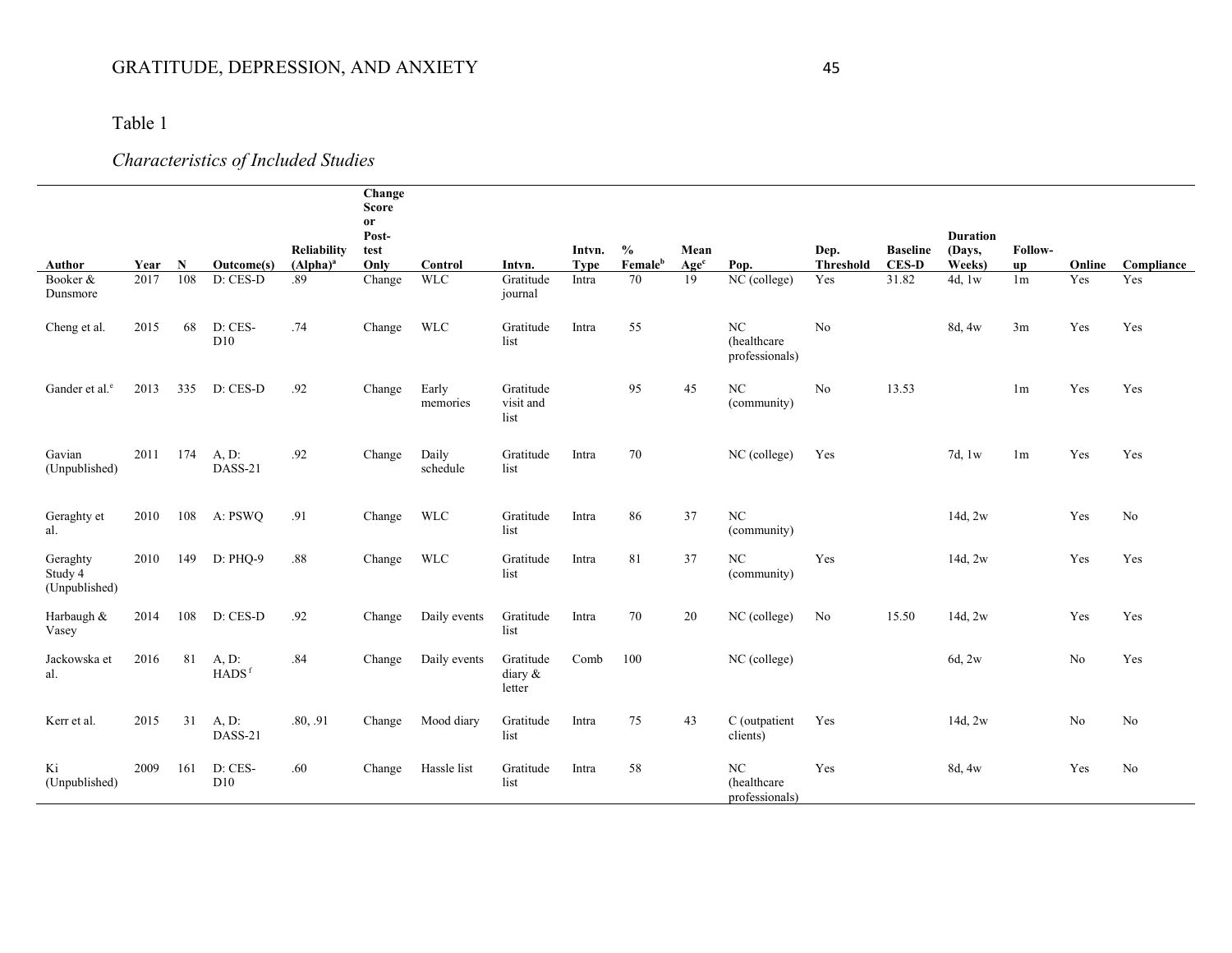Table 1

*Characteristics of Included Studies*

| Author | Year | N | Outcome(s) | Reliability (Alpha)[a] | Change Score or Post-test Only | Control | Intvn. | Intvn. Type | % Female[b] | Mean Age[c] | Pop. | Dep. Threshold | Baseline CES-D | Duration (Days, Weeks) | Follow-up | Online | Compliance |
|---|---|---|---|---|---|---|---|---|---|---|---|---|---|---|---|---|---|
| Booker & Dunsmore | 2017 | 108 | D: CES-D | .89 | Change | WLC | Gratitude journal | Intra | 70 | 19 | NC (college) | Yes | 31.82 | 4d, 1w | 1m | Yes | Yes |
| Cheng et al. | 2015 | 68 | D: CES-D10 | .74 | Change | WLC | Gratitude list | Intra | 55 | | NC (healthcare professionals) | No | | 8d, 4w | 3m | Yes | Yes |
| Gander et al.[e] | 2013 | 335 | D: CES-D | .92 | Change | Early memories | Gratitude visit and list | | 95 | 45 | NC (community) | No | 13.53 | | 1m | Yes | Yes |
| Gavian (Unpublished) | 2011 | 174 | A, D: DASS-21 | .92 | Change | Daily schedule | Gratitude list | Intra | 70 | | NC (college) | Yes | | 7d, 1w | 1m | Yes | Yes |
| Geraghty et al. | 2010 | 108 | A: PSWQ | .91 | Change | WLC | Gratitude list | Intra | 86 | 37 | NC (community) | | | 14d, 2w | | Yes | No |
| Geraghty Study 4 (Unpublished) | 2010 | 149 | D: PHQ-9 | .88 | Change | WLC | Gratitude list | Intra | 81 | 37 | NC (community) | Yes | | 14d, 2w | | Yes | Yes |
| Harbaugh & Vasey | 2014 | 108 | D: CES-D | .92 | Change | Daily events | Gratitude list | Intra | 70 | 20 | NC (college) | No | 15.50 | 14d, 2w | | Yes | Yes |
| Jackowska et al. | 2016 | 81 | A, D: HADS[f] | .84 | Change | Daily events | Gratitude diary & letter | Comb | 100 | | NC (college) | | | 6d, 2w | | No | Yes |
| Kerr et al. | 2015 | 31 | A, D: DASS-21 | .80, .91 | Change | Mood diary | Gratitude list | Intra | 75 | 43 | C (outpatient clients) | Yes | | 14d, 2w | | No | No |
| Ki (Unpublished) | 2009 | 161 | D: CES-D10 | .60 | Change | Hassle list | Gratitude list | Intra | 58 | | NC (healthcare professionals) | Yes | | 8d, 4w | | Yes | No |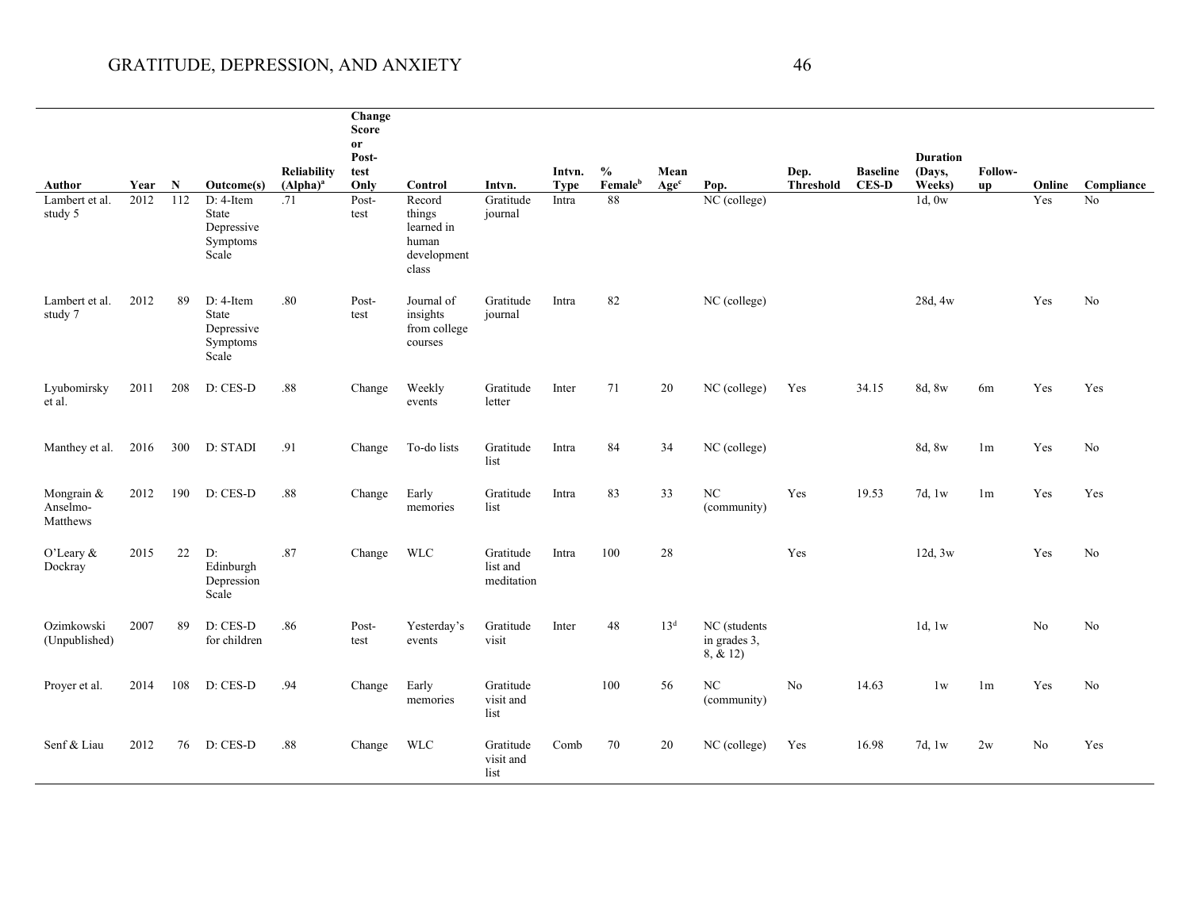| Author | Year | N | Outcome(s) | Reliability (Alpha)[a] | Change Score or Post-test Only | Control | Intvn. | Intvn. Type | % Female[b] | Mean Age[c] | Pop. | Dep. Threshold | Baseline CES-D | Duration (Days, Weeks) | Follow-up | Online | Compliance |
|---|---|---|---|---|---|---|---|---|---|---|---|---|---|---|---|---|---|
| Lambert et al. study 5 | 2012 | 112 | D: 4-Item State Depressive Symptoms Scale | .71 | Post-test | Record things learned in human development class | Gratitude journal | Intra | 88 | | NC (college) | | | 1d, 0w | | Yes | No |
| Lambert et al. study 7 | 2012 | 89 | D: 4-Item State Depressive Symptoms Scale | .80 | Post-test | Journal of insights from college courses | Gratitude journal | Intra | 82 | | NC (college) | | | 28d, 4w | | Yes | No |
| Lyubomirsky et al. | 2011 | 208 | D: CES-D | .88 | Change | Weekly events | Gratitude letter | Inter | 71 | 20 | NC (college) | Yes | 34.15 | 8d, 8w | 6m | Yes | Yes |
| Manthey et al. | 2016 | 300 | D: STADI | .91 | Change | To-do lists | Gratitude list | Intra | 84 | 34 | NC (college) | | | 8d, 8w | 1m | Yes | No |
| Mongrain & Anselmo-Matthews | 2012 | 190 | D: CES-D | .88 | Change | Early memories | Gratitude list | Intra | 83 | 33 | NC (community) | Yes | 19.53 | 7d, 1w | 1m | Yes | Yes |
| O'Leary & Dockray | 2015 | 22 | D: Edinburgh Depression Scale | .87 | Change | WLC | Gratitude list and meditation | Intra | 100 | 28 | | Yes | | 12d, 3w | | Yes | No |
| Ozimkowski (Unpublished) | 2007 | 89 | D: CES-D for children | .86 | Post-test | Yesterday's events | Gratitude visit | Inter | 48 | 13[d] | NC (students in grades 3, 8, & 12) | | | 1d, 1w | | No | No |
| Proyer et al. | 2014 | 108 | D: CES-D | .94 | Change | Early memories | Gratitude visit and list | | 100 | 56 | NC (community) | No | 14.63 | 1w | 1m | Yes | No |
| Senf & Liau | 2012 | 76 | D: CES-D | .88 | Change | WLC | Gratitude visit and list | Comb | 70 | 20 | NC (college) | Yes | 16.98 | 7d, 1w | 2w | No | Yes |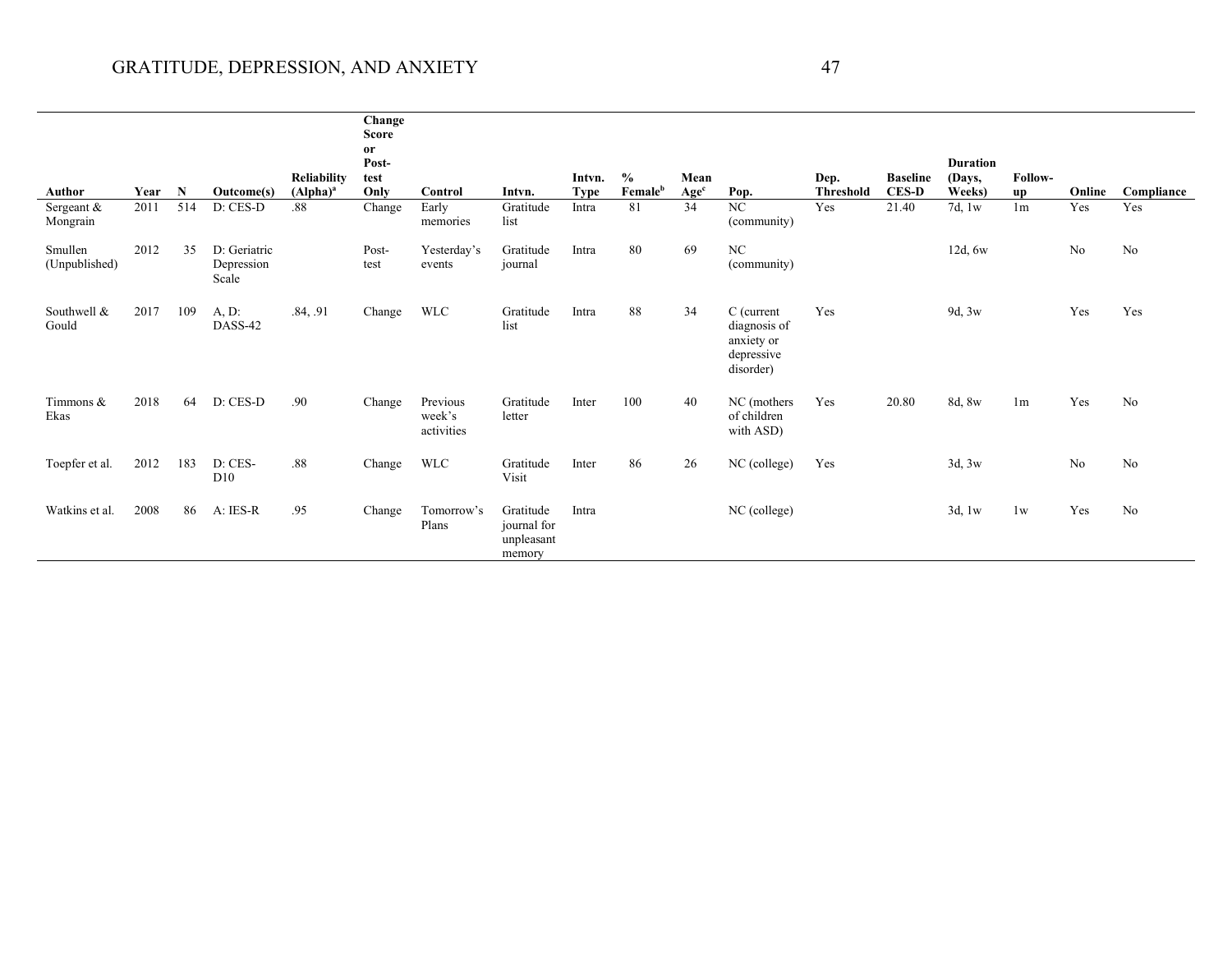| Author | Year | N | Outcome(s) | Reliability (Alpha)[a] | Change Score or Post-test Only | Control | Intvn. | Intvn. Type | % Female[b] | Mean Age[c] | Pop. | Dep. Threshold | Baseline CES-D | Duration (Days, Weeks) | Follow-up | Online | Compliance |
|---|---|---|---|---|---|---|---|---|---|---|---|---|---|---|---|---|---|
| Sergeant & Mongrain | 2011 | 514 | D: CES-D | .88 | Change | Early memories | Gratitude list | Intra | 81 | 34 | NC (community) | Yes | 21.40 | 7d, 1w | 1m | Yes | Yes |
| Smullen (Unpublished) | 2012 | 35 | D: Geriatric Depression Scale | | Post-test | Yesterday's events | Gratitude journal | Intra | 80 | 69 | NC (community) | | | 12d, 6w | | No | No |
| Southwell & Gould | 2017 | 109 | A, D: DASS-42 | .84, .91 | Change | WLC | Gratitude list | Intra | 88 | 34 | C (current diagnosis of anxiety or depressive disorder) | Yes | | 9d, 3w | | Yes | Yes |
| Timmons & Ekas | 2018 | 64 | D: CES-D | .90 | Change | Previous week's activities | Gratitude letter | Inter | 100 | 40 | NC (mothers of children with ASD) | Yes | 20.80 | 8d, 8w | 1m | Yes | No |
| Toepfer et al. | 2012 | 183 | D: CES-D10 | .88 | Change | WLC | Gratitude Visit | Inter | 86 | 26 | NC (college) | Yes | | 3d, 3w | | No | No |
| Watkins et al. | 2008 | 86 | A: IES-R | .95 | Change | Tomorrow's Plans | Gratitude journal for unpleasant memory | Intra | | | NC (college) | | | 3d, 1w | 1w | Yes | No |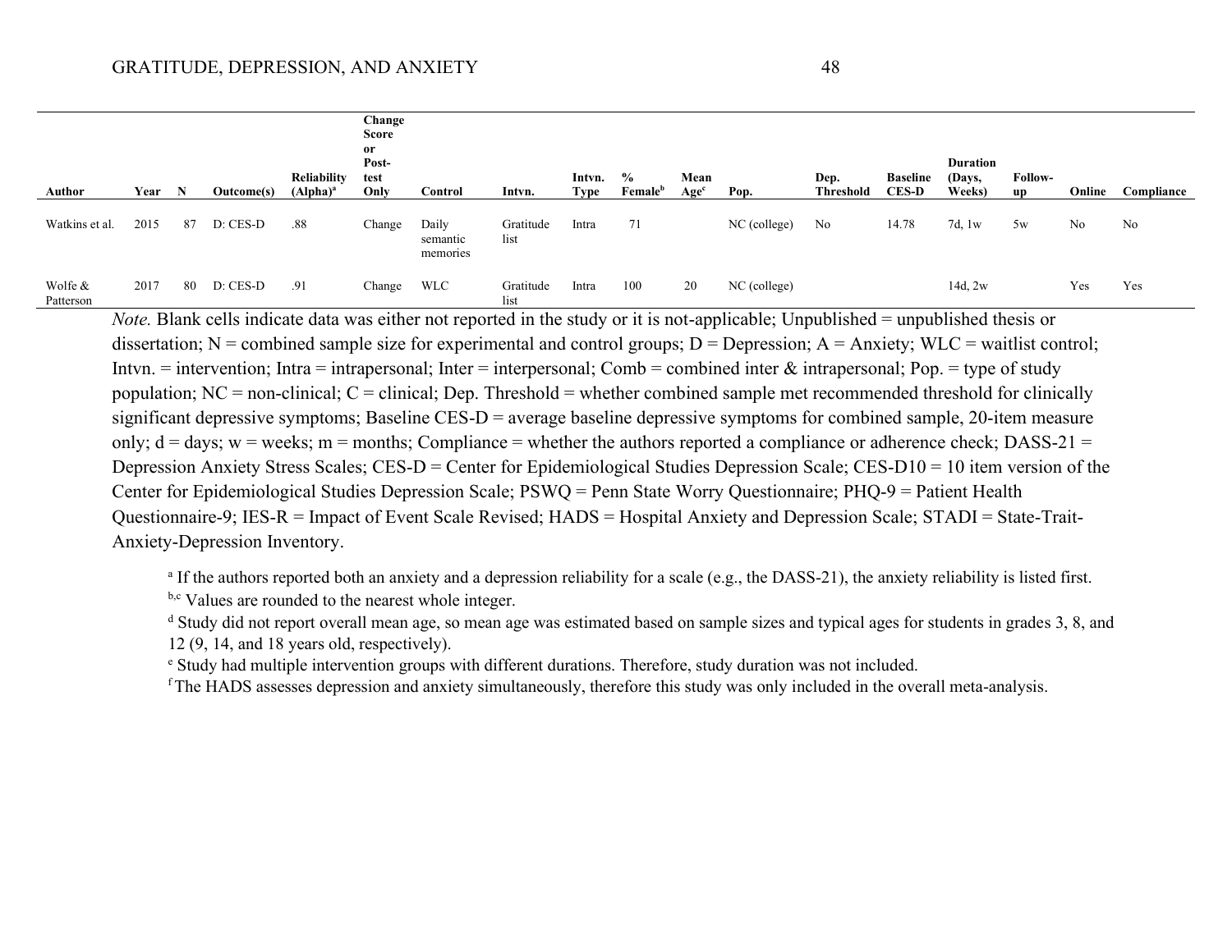| Author | Year | N | Outcome(s) | Reliability (Alpha)[a] | Change Score or Post-test Only | Control | Intvn. | Intvn. Type | % Female[b] | Mean Age[c] | Pop. | Dep. Threshold | Baseline CES-D | Duration (Days, Weeks) | Follow-up | Online | Compliance |
|---|---|---|---|---|---|---|---|---|---|---|---|---|---|---|---|---|---|
| Watkins et al. | 2015 | 87 | D: CES-D | .88 | Change | Daily semantic memories | Gratitude list | Intra | 71 | | NC (college) | No | 14.78 | 7d, 1w | 5w | No | No |
| Wolfe & Patterson | 2017 | 80 | D: CES-D | .91 | Change | WLC | Gratitude list | Intra | 100 | 20 | NC (college) | | | 14d, 2w | | Yes | Yes |

*Note.* Blank cells indicate data was either not reported in the study or it is not-applicable; Unpublished = unpublished thesis or dissertation; N = combined sample size for experimental and control groups; D = Depression; A = Anxiety; WLC = waitlist control; Intvn. = intervention; Intra = intrapersonal; Inter = interpersonal; Comb = combined inter & intrapersonal; Pop. = type of study population; NC = non-clinical; C = clinical; Dep. Threshold = whether combined sample met recommended threshold for clinically significant depressive symptoms; Baseline CES-D = average baseline depressive symptoms for combined sample, 20-item measure only; d = days; w = weeks; m = months; Compliance = whether the authors reported a compliance or adherence check; DASS-21 = Depression Anxiety Stress Scales; CES-D = Center for Epidemiological Studies Depression Scale; CES-D10 = 10 item version of the Center for Epidemiological Studies Depression Scale; PSWQ = Penn State Worry Questionnaire; PHQ-9 = Patient Health Questionnaire-9; IES-R = Impact of Event Scale Revised; HADS = Hospital Anxiety and Depression Scale; STADI = State-Trait-Anxiety-Depression Inventory.

[a] If the authors reported both an anxiety and a depression reliability for a scale (e.g., the DASS-21), the anxiety reliability is listed first.
[b,c] Values are rounded to the nearest whole integer.
[d] Study did not report overall mean age, so mean age was estimated based on sample sizes and typical ages for students in grades 3, 8, and 12 (9, 14, and 18 years old, respectively).
[e] Study had multiple intervention groups with different durations. Therefore, study duration was not included.
[f] The HADS assesses depression and anxiety simultaneously, therefore this study was only included in the overall meta-analysis.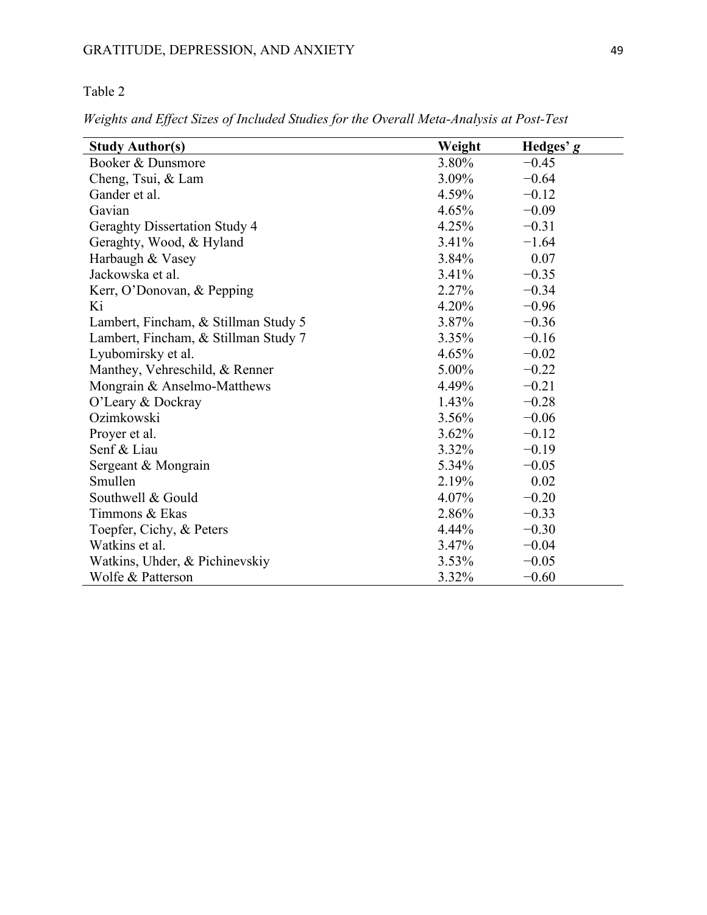Table 2

*Weights and Effect Sizes of Included Studies for the Overall Meta-Analysis at Post-Test*

| **Study Author(s)** | **Weight** | **Hedges' *g*** |
|---|---|---|
| Booker & Dunsmore | 3.80% | −0.45 |
| Cheng, Tsui, & Lam | 3.09% | −0.64 |
| Gander et al. | 4.59% | −0.12 |
| Gavian | 4.65% | −0.09 |
| Geraghty Dissertation Study 4 | 4.25% | −0.31 |
| Geraghty, Wood, & Hyland | 3.41% | −1.64 |
| Harbaugh & Vasey | 3.84% | 0.07 |
| Jackowska et al. | 3.41% | −0.35 |
| Kerr, O'Donovan, & Pepping | 2.27% | −0.34 |
| Ki | 4.20% | −0.96 |
| Lambert, Fincham, & Stillman Study 5 | 3.87% | −0.36 |
| Lambert, Fincham, & Stillman Study 7 | 3.35% | −0.16 |
| Lyubomirsky et al. | 4.65% | −0.02 |
| Manthey, Vehreschild, & Renner | 5.00% | −0.22 |
| Mongrain & Anselmo-Matthews | 4.49% | −0.21 |
| O'Leary & Dockray | 1.43% | −0.28 |
| Ozimkowski | 3.56% | −0.06 |
| Proyer et al. | 3.62% | −0.12 |
| Senf & Liau | 3.32% | −0.19 |
| Sergeant & Mongrain | 5.34% | −0.05 |
| Smullen | 2.19% | 0.02 |
| Southwell & Gould | 4.07% | −0.20 |
| Timmons & Ekas | 2.86% | −0.33 |
| Toepfer, Cichy, & Peters | 4.44% | −0.30 |
| Watkins et al. | 3.47% | −0.04 |
| Watkins, Uhder, & Pichinevskiy | 3.53% | −0.05 |
| Wolfe & Patterson | 3.32% | −0.60 |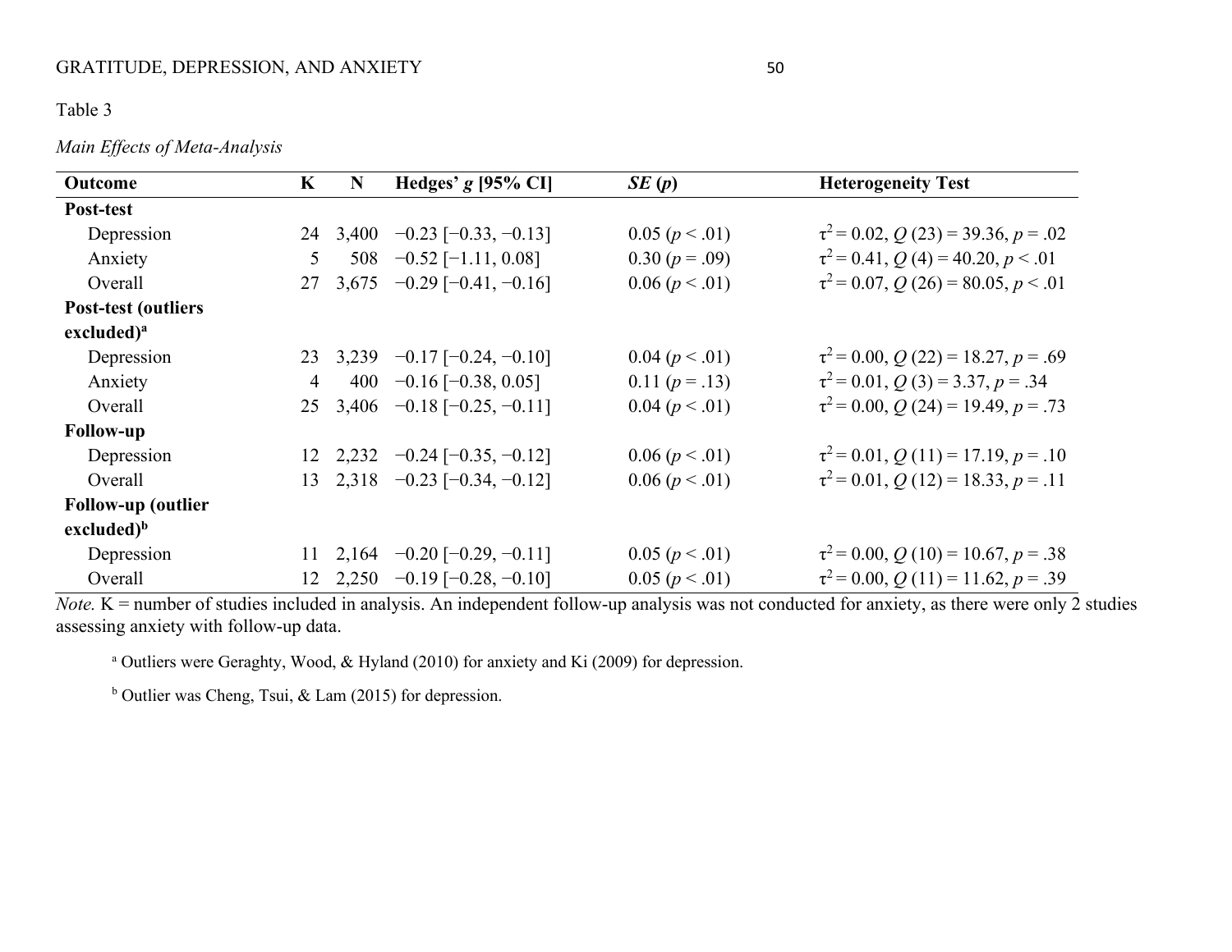Table 3

*Main Effects of Meta-Analysis*

| Outcome | K | N | Hedges' *g* [95% CI] | *SE* (*p*) | Heterogeneity Test |
|---|---|---|---|---|---|
| **Post-test** | | | | | |
| Depression | 24 | 3,400 | −0.23 [−0.33, −0.13] | 0.05 ($p < .01$) | $\tau^2 = 0.02$, $Q\ (23) = 39.36$, $p = .02$ |
| Anxiety | 5 | 508 | −0.52 [−1.11, 0.08] | 0.30 ($p = .09$) | $\tau^2 = 0.41$, $Q\ (4) = 40.20$, $p < .01$ |
| Overall | 27 | 3,675 | −0.29 [−0.41, −0.16] | 0.06 ($p < .01$) | $\tau^2 = 0.07$, $Q\ (26) = 80.05$, $p < .01$ |
| **Post-test (outliers excluded)[a]** | | | | | |
| Depression | 23 | 3,239 | −0.17 [−0.24, −0.10] | 0.04 ($p < .01$) | $\tau^2 = 0.00$, $Q\ (22) = 18.27$, $p = .69$ |
| Anxiety | 4 | 400 | −0.16 [−0.38, 0.05] | 0.11 ($p = .13$) | $\tau^2 = 0.01$, $Q\ (3) = 3.37$, $p = .34$ |
| Overall | 25 | 3,406 | −0.18 [−0.25, −0.11] | 0.04 ($p < .01$) | $\tau^2 = 0.00$, $Q\ (24) = 19.49$, $p = .73$ |
| **Follow-up** | | | | | |
| Depression | 12 | 2,232 | −0.24 [−0.35, −0.12] | 0.06 ($p < .01$) | $\tau^2 = 0.01$, $Q\ (11) = 17.19$, $p = .10$ |
| Overall | 13 | 2,318 | −0.23 [−0.34, −0.12] | 0.06 ($p < .01$) | $\tau^2 = 0.01$, $Q\ (12) = 18.33$, $p = .11$ |
| **Follow-up (outlier excluded)[b]** | | | | | |
| Depression | 11 | 2,164 | −0.20 [−0.29, −0.11] | 0.05 ($p < .01$) | $\tau^2 = 0.00$, $Q\ (10) = 10.67$, $p = .38$ |
| Overall | 12 | 2,250 | −0.19 [−0.28, −0.10] | 0.05 ($p < .01$) | $\tau^2 = 0.00$, $Q\ (11) = 11.62$, $p = .39$ |

*Note.* K = number of studies included in analysis. An independent follow-up analysis was not conducted for anxiety, as there were only 2 studies assessing anxiety with follow-up data.

[a] Outliers were Geraghty, Wood, & Hyland (2010) for anxiety and Ki (2009) for depression.

[b] Outlier was Cheng, Tsui, & Lam (2015) for depression.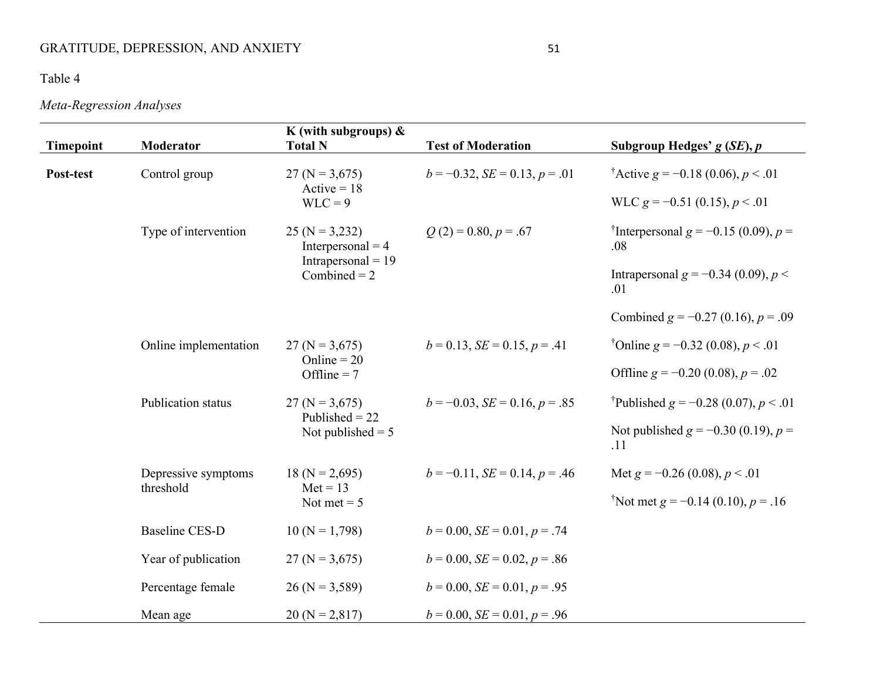Table 4

*Meta-Regression Analyses*

| Timepoint | Moderator | K (with subgroups) & Total N | Test of Moderation | Subgroup Hedges' $g$ ($SE$), $p$ |
|---|---|---|---|---|
| **Post-test** | Control group | 27 (N = 3,675)<br>Active = 18<br>WLC = 9 | $b = -0.32$, $SE = 0.13$, $p = .01$ | †Active $g = -0.18$ (0.06), $p < .01$<br>WLC $g = -0.51$ (0.15), $p < .01$ |
| | Type of intervention | 25 (N = 3,232)<br>Interpersonal = 4<br>Intrapersonal = 19<br>Combined = 2 | $Q$ (2) = 0.80, $p = .67$ | †Interpersonal $g = -0.15$ (0.09), $p = .08$<br>Intrapersonal $g = -0.34$ (0.09), $p < .01$<br>Combined $g = -0.27$ (0.16), $p = .09$ |
| | Online implementation | 27 (N = 3,675)<br>Online = 20<br>Offline = 7 | $b = 0.13$, $SE = 0.15$, $p = .41$ | †Online $g = -0.32$ (0.08), $p < .01$<br>Offline $g = -0.20$ (0.08), $p = .02$ |
| | Publication status | 27 (N = 3,675)<br>Published = 22<br>Not published = 5 | $b = -0.03$, $SE = 0.16$, $p = .85$ | †Published $g = -0.28$ (0.07), $p < .01$<br>Not published $g = -0.30$ (0.19), $p = .11$ |
| | Depressive symptoms threshold | 18 (N = 2,695)<br>Met = 13<br>Not met = 5 | $b = -0.11$, $SE = 0.14$, $p = .46$ | Met $g = -0.26$ (0.08), $p < .01$<br>†Not met $g = -0.14$ (0.10), $p = .16$ |
| | Baseline CES-D | 10 (N = 1,798) | $b = 0.00$, $SE = 0.01$, $p = .74$ | |
| | Year of publication | 27 (N = 3,675) | $b = 0.00$, $SE = 0.02$, $p = .86$ | |
| | Percentage female | 26 (N = 3,589) | $b = 0.00$, $SE = 0.01$, $p = .95$ | |
| | Mean age | 20 (N = 2,817) | $b = 0.00$, $SE = 0.01$, $p = .96$ | |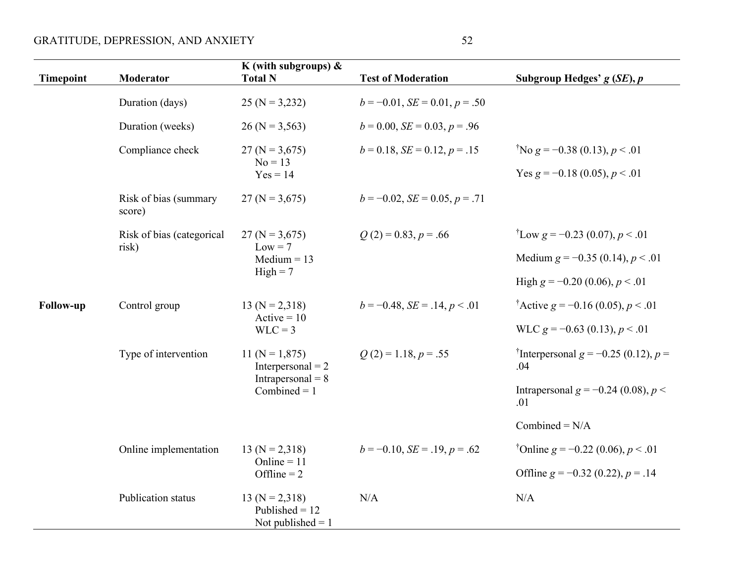| Timepoint | Moderator | K (with subgroups) & Total N | Test of Moderation | Subgroup Hedges' $g$ ($SE$), $p$ |
|---|---|---|---|---|
| | Duration (days) | 25 (N = 3,232) | $b = −0.01$, $SE = 0.01$, $p = .50$ | |
| | Duration (weeks) | 26 (N = 3,563) | $b = 0.00$, $SE = 0.03$, $p = .96$ | |
| | Compliance check | 27 (N = 3,675)<br>No = 13<br>Yes = 14 | $b = 0.18$, $SE = 0.12$, $p = .15$ | †No $g = −0.38$ (0.13), $p < .01$<br>Yes $g = −0.18$ (0.05), $p < .01$ |
| | Risk of bias (summary score) | 27 (N = 3,675) | $b = −0.02$, $SE = 0.05$, $p = .71$ | |
| | Risk of bias (categorical risk) | 27 (N = 3,675)<br>Low = 7<br>Medium = 13<br>High = 7 | $Q$ (2) = 0.83, $p = .66$ | †Low $g = −0.23$ (0.07), $p < .01$<br>Medium $g = −0.35$ (0.14), $p < .01$<br>High $g = −0.20$ (0.06), $p < .01$ |
| **Follow-up** | Control group | 13 (N = 2,318)<br>Active = 10<br>WLC = 3 | $b = −0.48$, $SE = .14$, $p < .01$ | †Active $g = −0.16$ (0.05), $p < .01$<br>WLC $g = −0.63$ (0.13), $p < .01$ |
| | Type of intervention | 11 (N = 1,875)<br>Interpersonal = 2<br>Intrapersonal = 8<br>Combined = 1 | $Q$ (2) = 1.18, $p = .55$ | †Interpersonal $g = −0.25$ (0.12), $p = .04$<br>Intrapersonal $g = −0.24$ (0.08), $p < .01$<br>Combined = N/A |
| | Online implementation | 13 (N = 2,318)<br>Online = 11<br>Offline = 2 | $b = −0.10$, $SE = .19$, $p = .62$ | †Online $g = −0.22$ (0.06), $p < .01$<br>Offline $g = −0.32$ (0.22), $p = .14$ |
| | Publication status | 13 (N = 2,318)<br>Published = 12<br>Not published = 1 | N/A | N/A |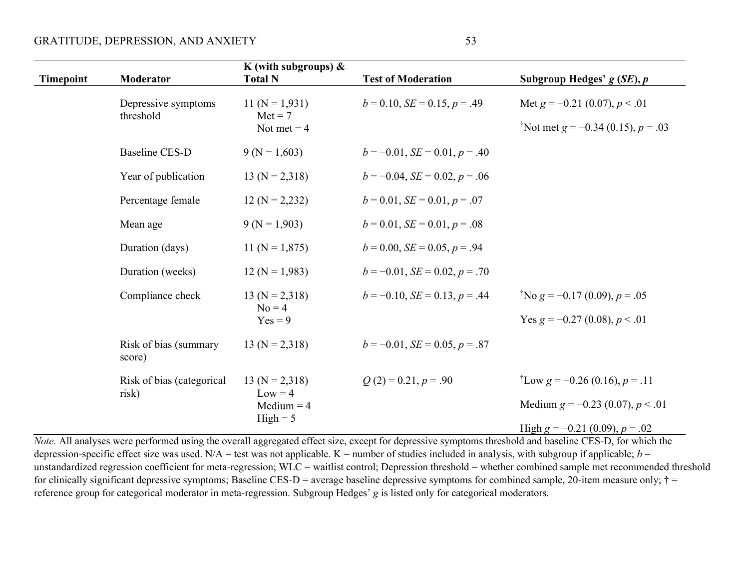| Timepoint | Moderator | K (with subgroups) & Total N | Test of Moderation | Subgroup Hedges' *g* (*SE*), *p* |
|---|---|---|---|---|
| | Depressive symptoms threshold | 11 (N = 1,931)<br>Met = 7<br>Not met = 4 | *b* = 0.10, *SE* = 0.15, *p* = .49 | Met *g* = −0.21 (0.07), *p* < .01<br>†Not met *g* = −0.34 (0.15), *p* = .03 |
| | Baseline CES-D | 9 (N = 1,603) | *b* = −0.01, *SE* = 0.01, *p* = .40 | |
| | Year of publication | 13 (N = 2,318) | *b* = −0.04, *SE* = 0.02, *p* = .06 | |
| | Percentage female | 12 (N = 2,232) | *b* = 0.01, *SE* = 0.01, *p* = .07 | |
| | Mean age | 9 (N = 1,903) | *b* = 0.01, *SE* = 0.01, *p* = .08 | |
| | Duration (days) | 11 (N = 1,875) | *b* = 0.00, *SE* = 0.05, *p* = .94 | |
| | Duration (weeks) | 12 (N = 1,983) | *b* = −0.01, *SE* = 0.02, *p* = .70 | |
| | Compliance check | 13 (N = 2,318)<br>No = 4<br>Yes = 9 | *b* = −0.10, *SE* = 0.13, *p* = .44 | †No *g* = −0.17 (0.09), *p* = .05<br>Yes *g* = −0.27 (0.08), *p* < .01 |
| | Risk of bias (summary score) | 13 (N = 2,318) | *b* = −0.01, *SE* = 0.05, *p* = .87 | |
| | Risk of bias (categorical risk) | 13 (N = 2,318)<br>Low = 4<br>Medium = 4<br>High = 5 | *Q* (2) = 0.21, *p* = .90 | †Low *g* = −0.26 (0.16), *p* = .11<br>Medium *g* = −0.23 (0.07), *p* < .01<br>High *g* = −0.21 (0.09), *p* = .02 |

*Note.* All analyses were performed using the overall aggregated effect size, except for depressive symptoms threshold and baseline CES-D, for which the depression-specific effect size was used. N/A = test was not applicable. K = number of studies included in analysis, with subgroup if applicable; *b* = unstandardized regression coefficient for meta-regression; WLC = waitlist control; Depression threshold = whether combined sample met recommended threshold for clinically significant depressive symptoms; Baseline CES-D = average baseline depressive symptoms for combined sample, 20-item measure only; † = reference group for categorical moderator in meta-regression. Subgroup Hedges' *g* is listed only for categorical moderators.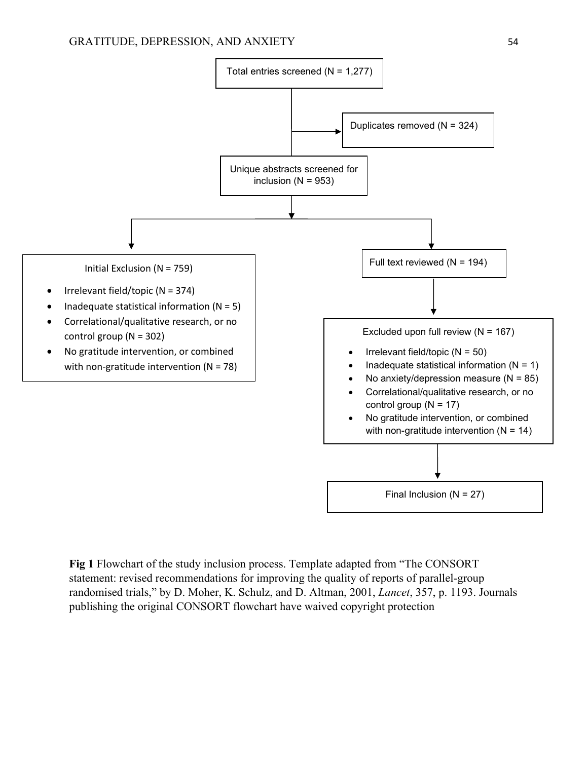Total entries screened (N = 1,277)

Duplicates removed (N = 324)

Unique abstracts screened for inclusion (N = 953)

Initial Exclusion (N = 759)

- Irrelevant field/topic (N = 374)
- Inadequate statistical information (N = 5)
- Correlational/qualitative research, or no control group (N = 302)
- No gratitude intervention, or combined with non-gratitude intervention (N = 78)

Full text reviewed (N = 194)

Excluded upon full review (N = 167)

- Irrelevant field/topic (N = 50)
- Inadequate statistical information (N = 1)
- No anxiety/depression measure (N = 85)
- Correlational/qualitative research, or no control group (N = 17)
- No gratitude intervention, or combined with non-gratitude intervention (N = 14)

Final Inclusion (N = 27)

**Fig 1** Flowchart of the study inclusion process. Template adapted from "The CONSORT statement: revised recommendations for improving the quality of reports of parallel-group randomised trials," by D. Moher, K. Schulz, and D. Altman, 2001, *Lancet*, 357, p. 1193. Journals publishing the original CONSORT flowchart have waived copyright protection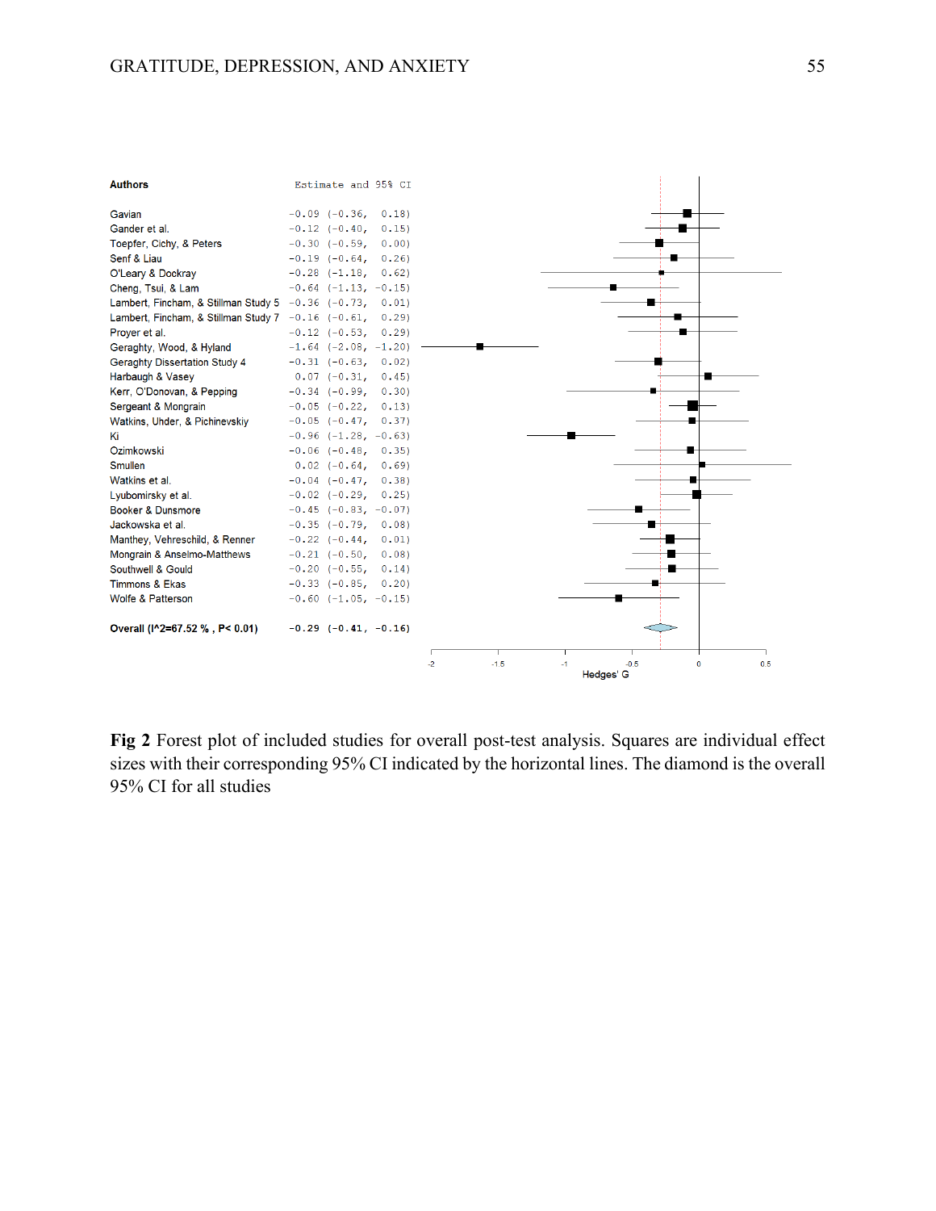| Authors | Estimate and 95% CI |
| --- | --- |
| Gavian | -0.09 (-0.36, 0.18) |
| Gander et al. | -0.12 (-0.40, 0.15) |
| Toepfer, Cichy, & Peters | -0.30 (-0.59, 0.00) |
| Senf & Liau | -0.19 (-0.64, 0.26) |
| O'Leary & Dockray | -0.28 (-1.18, 0.62) |
| Cheng, Tsui, & Lam | -0.64 (-1.13, -0.15) |
| Lambert, Fincham, & Stillman Study 5 | -0.36 (-0.73, 0.01) |
| Lambert, Fincham, & Stillman Study 7 | -0.16 (-0.61, 0.29) |
| Proyer et al. | -0.12 (-0.53, 0.29) |
| Geraghty, Wood, & Hyland | -1.64 (-2.08, -1.20) |
| Geraghty Dissertation Study 4 | -0.31 (-0.63, 0.02) |
| Harbaugh & Vasey | 0.07 (-0.31, 0.45) |
| Kerr, O'Donovan, & Pepping | -0.34 (-0.99, 0.30) |
| Sergeant & Mongrain | -0.05 (-0.22, 0.13) |
| Watkins, Uhder, & Pichinevskiy | -0.05 (-0.47, 0.37) |
| Ki | -0.96 (-1.28, -0.63) |
| Ozimkowski | -0.06 (-0.48, 0.35) |
| Smullen | 0.02 (-0.64, 0.69) |
| Watkins et al. | -0.04 (-0.47, 0.38) |
| Lyubomirsky et al. | -0.02 (-0.29, 0.25) |
| Booker & Dunsmore | -0.45 (-0.83, -0.07) |
| Jackowska et al. | -0.35 (-0.79, 0.08) |
| Manthey, Vehreschild, & Renner | -0.22 (-0.44, 0.01) |
| Mongrain & Anselmo-Matthews | -0.21 (-0.50, 0.08) |
| Southwell & Gould | -0.20 (-0.55, 0.14) |
| Timmons & Ekas | -0.33 (-0.85, 0.20) |
| Wolfe & Patterson | -0.60 (-1.05, -0.15) |
| **Overall (I^2=67.52 %, P< 0.01)** | -0.29 (-0.41, -0.16) |

**Fig 2** Forest plot of included studies for overall post-test analysis. Squares are individual effect sizes with their corresponding 95% CI indicated by the horizontal lines. The diamond is the overall 95% CI for all studies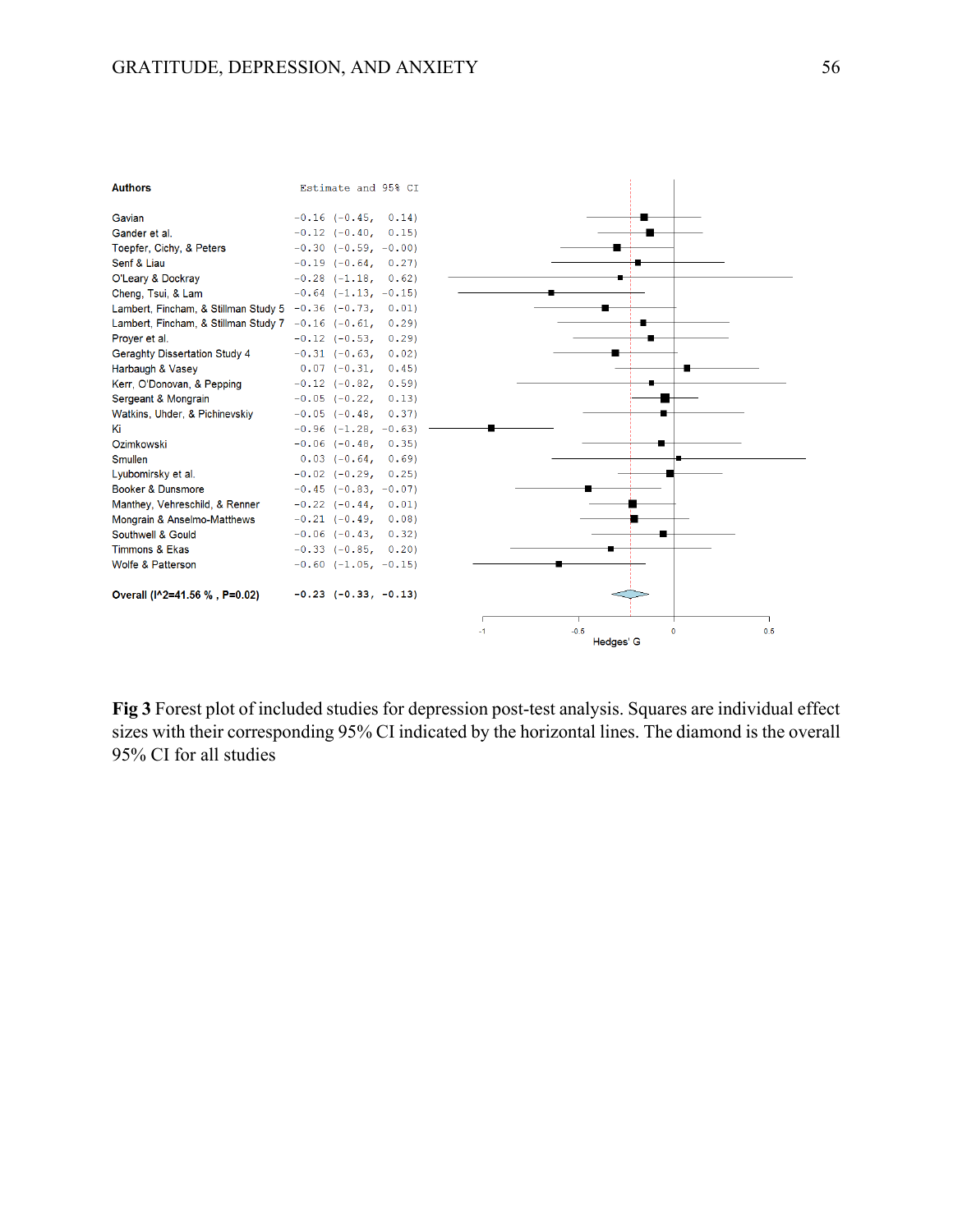| Authors | Estimate and 95% CI |
|---|---|
| Gavian | -0.16 (-0.45, 0.14) |
| Gander et al. | -0.12 (-0.40, 0.15) |
| Toepfer, Cichy, & Peters | -0.30 (-0.59, -0.00) |
| Senf & Liau | -0.19 (-0.64, 0.27) |
| O'Leary & Dockray | -0.28 (-1.18, 0.62) |
| Cheng, Tsui, & Lam | -0.64 (-1.13, -0.15) |
| Lambert, Fincham, & Stillman Study 5 | -0.36 (-0.73, 0.01) |
| Lambert, Fincham, & Stillman Study 7 | -0.16 (-0.61, 0.29) |
| Proyer et al. | -0.12 (-0.53, 0.29) |
| Geraghty Dissertation Study 4 | -0.31 (-0.63, 0.02) |
| Harbaugh & Vasey | 0.07 (-0.31, 0.45) |
| Kerr, O'Donovan, & Pepping | -0.12 (-0.82, 0.59) |
| Sergeant & Mongrain | -0.05 (-0.22, 0.13) |
| Watkins, Uhder, & Pichinevskiy | -0.05 (-0.48, 0.37) |
| Ki | -0.96 (-1.28, -0.63) |
| Ozimkowski | -0.06 (-0.48, 0.35) |
| Smullen | 0.03 (-0.64, 0.69) |
| Lyubomirsky et al. | -0.02 (-0.29, 0.25) |
| Booker & Dunsmore | -0.45 (-0.83, -0.07) |
| Manthey, Vehreschild, & Renner | -0.22 (-0.44, 0.01) |
| Mongrain & Anselmo-Matthews | -0.21 (-0.49, 0.08) |
| Southwell & Gould | -0.06 (-0.43, 0.32) |
| Timmons & Ekas | -0.33 (-0.85, 0.20) |
| Wolfe & Patterson | -0.60 (-1.05, -0.15) |
| **Overall (I^2=41.56 %, P=0.02)** | **-0.23 (-0.33, -0.13)** |

Hedges' G

**Fig 3** Forest plot of included studies for depression post-test analysis. Squares are individual effect sizes with their corresponding 95% CI indicated by the horizontal lines. The diamond is the overall 95% CI for all studies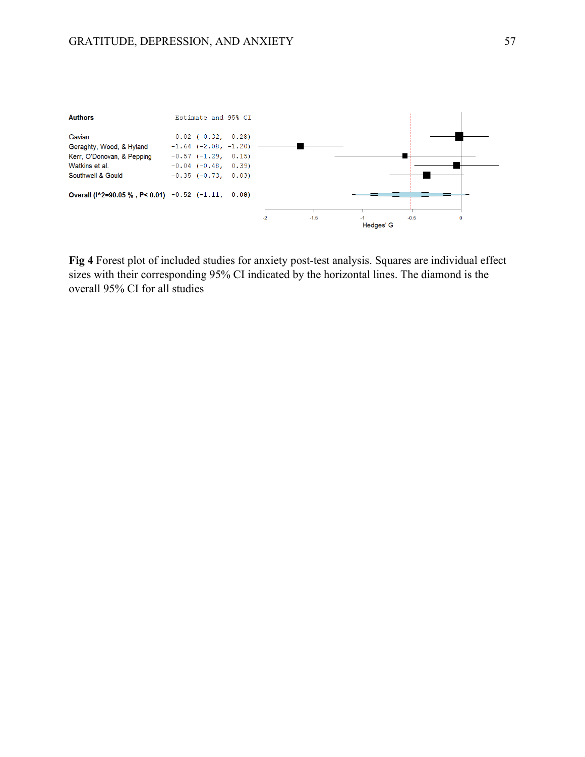| Authors | Estimate and 95% CI |
|---|---|
| Gavian | -0.02 (-0.32, 0.28) |
| Geraghty, Wood, & Hyland | -1.64 (-2.08, -1.20) |
| Kerr, O'Donovan, & Pepping | -0.57 (-1.29, 0.15) |
| Watkins et al. | -0.04 (-0.48, 0.39) |
| Southwell & Gould | -0.35 (-0.73, 0.03) |
| **Overall ($I^2$=90.05 %, P< 0.01)** | **-0.52 (-1.11, 0.08)** |

**Fig 4** Forest plot of included studies for anxiety post-test analysis. Squares are individual effect sizes with their corresponding 95% CI indicated by the horizontal lines. The diamond is the overall 95% CI for all studies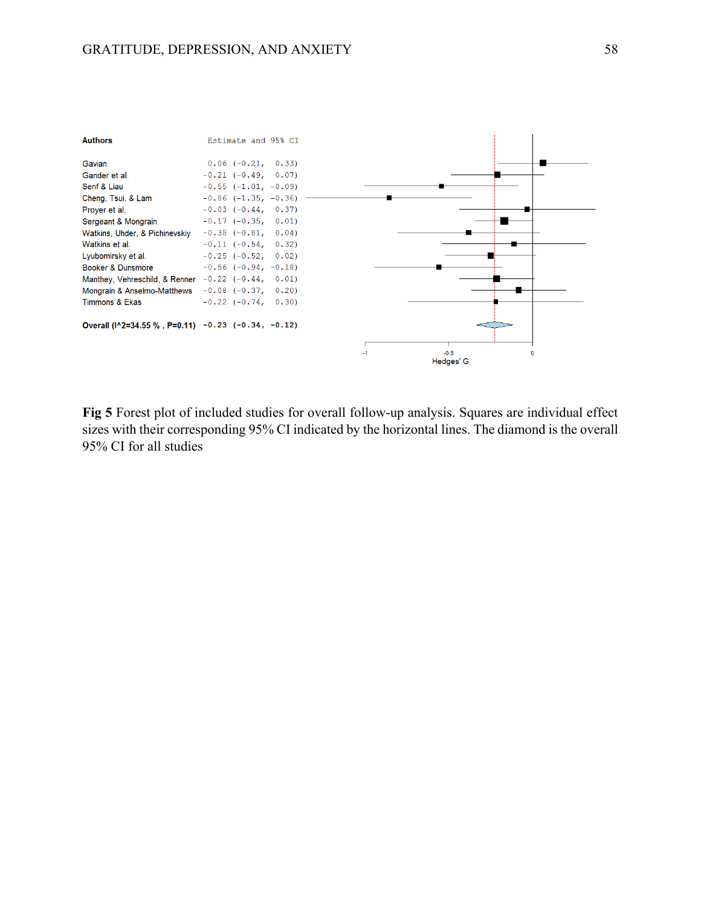Authors

Estimate and 95% CI

Gavian 0.06 (-0.21, 0.33)

Gander et al. -0.21 (-0.49, 0.07)

Senf & Liau -0.55 (-1.01, -0.09)

Cheng, Tsui, & Lam -0.86 (-1.35, -0.36)

Proyer et al. -0.03 (-0.44, 0.37)

Sergeant & Mongrain -0.17 (-0.35, 0.01)

Watkins, Uhder, & Pichinevskiy -0.38 (-0.81, 0.04)

Watkins et al. -0.11 (-0.54, 0.32)

Lyubomirsky et al. -0.25 (-0.52, 0.02)

Booker & Dunsmore -0.56 (-0.94, -0.18)

Manthey, Vehreschild, & Renner -0.22 (-0.44, 0.01)

Mongrain & Anselmo-Matthews -0.08 (-0.37, 0.20)

Timmons & Ekas -0.22 (-0.74, 0.30)

**Overall (I^2=34.55 % , P=0.11) -0.23 (-0.34, -0.12)**

-1

-0.5

0

Hedges' G

**Fig 5** Forest plot of included studies for overall follow-up analysis. Squares are individual effect sizes with their corresponding 95% CI indicated by the horizontal lines. The diamond is the overall 95% CI for all studies